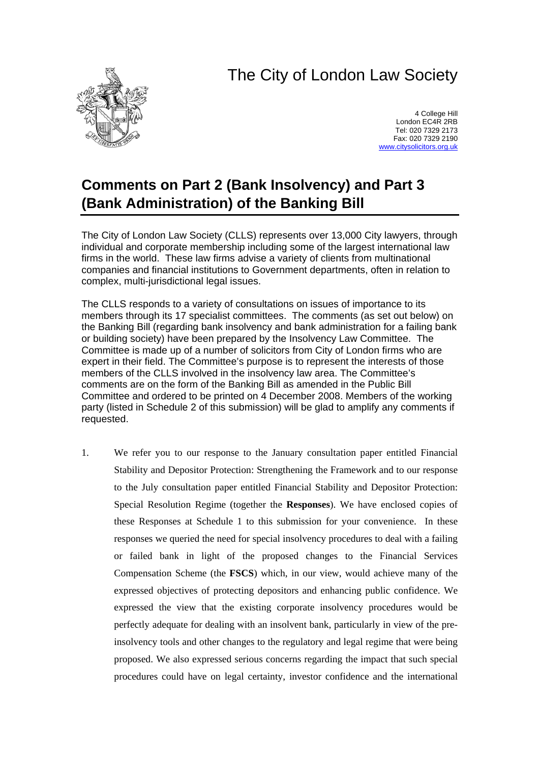# The City of London Law Society

4 College Hill
London EC4R 2RB
Tel: 020 7329 2173
Fax: 020 7329 2190
www.citysolicitors.org.uk

## Comments on Part 2 (Bank Insolvency) and Part 3 (Bank Administration) of the Banking Bill

The City of London Law Society (CLLS) represents over 13,000 City lawyers, through individual and corporate membership including some of the largest international law firms in the world. These law firms advise a variety of clients from multinational companies and financial institutions to Government departments, often in relation to complex, multi-jurisdictional legal issues.

The CLLS responds to a variety of consultations on issues of importance to its members through its 17 specialist committees. The comments (as set out below) on the Banking Bill (regarding bank insolvency and bank administration for a failing bank or building society) have been prepared by the Insolvency Law Committee. The Committee is made up of a number of solicitors from City of London firms who are expert in their field. The Committee's purpose is to represent the interests of those members of the CLLS involved in the insolvency law area. The Committee's comments are on the form of the Banking Bill as amended in the Public Bill Committee and ordered to be printed on 4 December 2008. Members of the working party (listed in Schedule 2 of this submission) will be glad to amplify any comments if requested.

1. We refer you to our response to the January consultation paper entitled Financial Stability and Depositor Protection: Strengthening the Framework and to our response to the July consultation paper entitled Financial Stability and Depositor Protection: Special Resolution Regime (together the **Responses**). We have enclosed copies of these Responses at Schedule 1 to this submission for your convenience. In these responses we queried the need for special insolvency procedures to deal with a failing or failed bank in light of the proposed changes to the Financial Services Compensation Scheme (the **FSCS**) which, in our view, would achieve many of the expressed objectives of protecting depositors and enhancing public confidence. We expressed the view that the existing corporate insolvency procedures would be perfectly adequate for dealing with an insolvent bank, particularly in view of the pre-insolvency tools and other changes to the regulatory and legal regime that were being proposed. We also expressed serious concerns regarding the impact that such special procedures could have on legal certainty, investor confidence and the international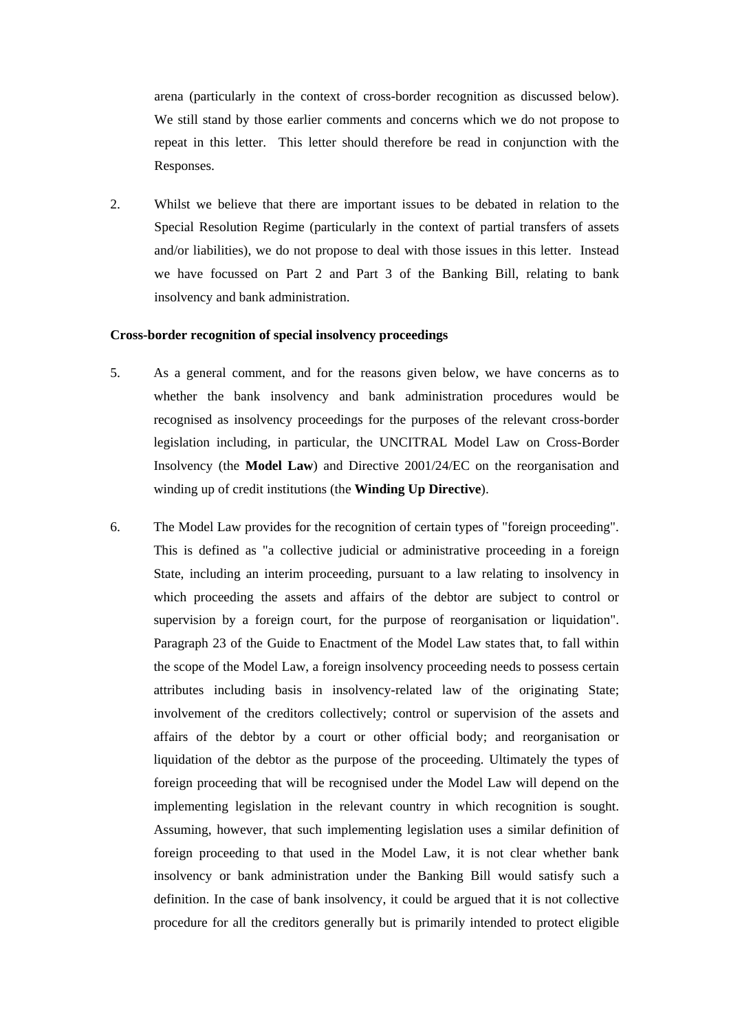arena (particularly in the context of cross-border recognition as discussed below). We still stand by those earlier comments and concerns which we do not propose to repeat in this letter. This letter should therefore be read in conjunction with the Responses.

2. Whilst we believe that there are important issues to be debated in relation to the Special Resolution Regime (particularly in the context of partial transfers of assets and/or liabilities), we do not propose to deal with those issues in this letter. Instead we have focussed on Part 2 and Part 3 of the Banking Bill, relating to bank insolvency and bank administration.

**Cross-border recognition of special insolvency proceedings**

5. As a general comment, and for the reasons given below, we have concerns as to whether the bank insolvency and bank administration procedures would be recognised as insolvency proceedings for the purposes of the relevant cross-border legislation including, in particular, the UNCITRAL Model Law on Cross-Border Insolvency (the **Model Law**) and Directive 2001/24/EC on the reorganisation and winding up of credit institutions (the **Winding Up Directive**).

6. The Model Law provides for the recognition of certain types of "foreign proceeding". This is defined as "a collective judicial or administrative proceeding in a foreign State, including an interim proceeding, pursuant to a law relating to insolvency in which proceeding the assets and affairs of the debtor are subject to control or supervision by a foreign court, for the purpose of reorganisation or liquidation". Paragraph 23 of the Guide to Enactment of the Model Law states that, to fall within the scope of the Model Law, a foreign insolvency proceeding needs to possess certain attributes including basis in insolvency-related law of the originating State; involvement of the creditors collectively; control or supervision of the assets and affairs of the debtor by a court or other official body; and reorganisation or liquidation of the debtor as the purpose of the proceeding. Ultimately the types of foreign proceeding that will be recognised under the Model Law will depend on the implementing legislation in the relevant country in which recognition is sought. Assuming, however, that such implementing legislation uses a similar definition of foreign proceeding to that used in the Model Law, it is not clear whether bank insolvency or bank administration under the Banking Bill would satisfy such a definition. In the case of bank insolvency, it could be argued that it is not collective procedure for all the creditors generally but is primarily intended to protect eligible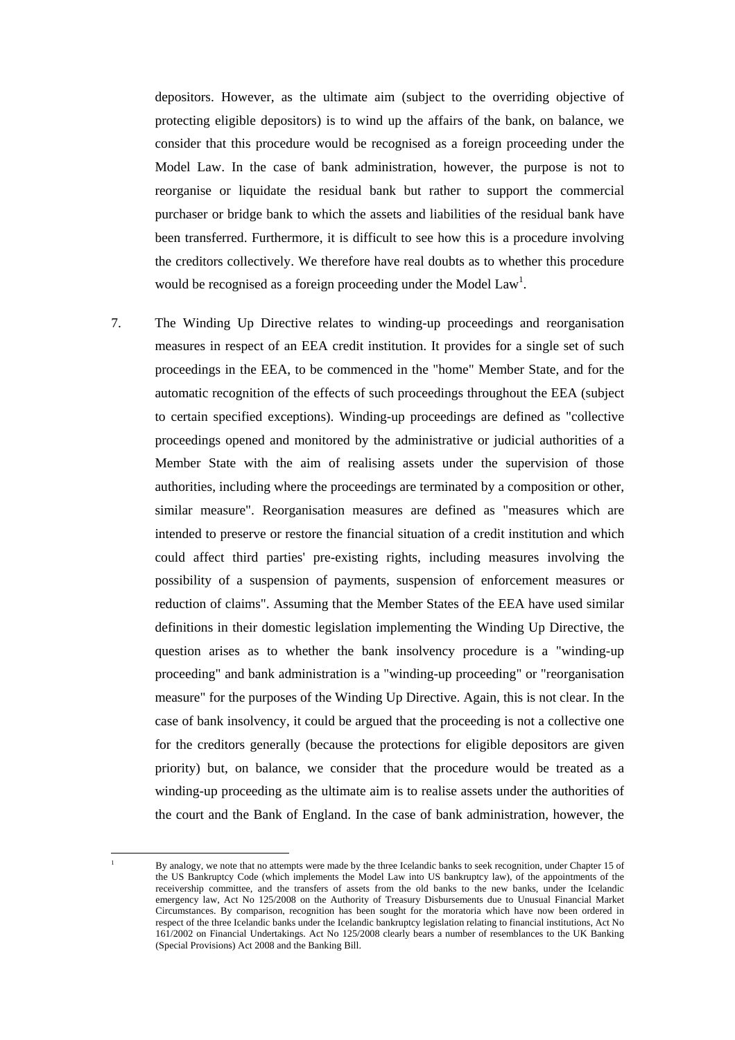depositors. However, as the ultimate aim (subject to the overriding objective of protecting eligible depositors) is to wind up the affairs of the bank, on balance, we consider that this procedure would be recognised as a foreign proceeding under the Model Law. In the case of bank administration, however, the purpose is not to reorganise or liquidate the residual bank but rather to support the commercial purchaser or bridge bank to which the assets and liabilities of the residual bank have been transferred. Furthermore, it is difficult to see how this is a procedure involving the creditors collectively. We therefore have real doubts as to whether this procedure would be recognised as a foreign proceeding under the Model Law[1].

7. The Winding Up Directive relates to winding-up proceedings and reorganisation measures in respect of an EEA credit institution. It provides for a single set of such proceedings in the EEA, to be commenced in the "home" Member State, and for the automatic recognition of the effects of such proceedings throughout the EEA (subject to certain specified exceptions). Winding-up proceedings are defined as "collective proceedings opened and monitored by the administrative or judicial authorities of a Member State with the aim of realising assets under the supervision of those authorities, including where the proceedings are terminated by a composition or other, similar measure". Reorganisation measures are defined as "measures which are intended to preserve or restore the financial situation of a credit institution and which could affect third parties' pre-existing rights, including measures involving the possibility of a suspension of payments, suspension of enforcement measures or reduction of claims". Assuming that the Member States of the EEA have used similar definitions in their domestic legislation implementing the Winding Up Directive, the question arises as to whether the bank insolvency procedure is a "winding-up proceeding" and bank administration is a "winding-up proceeding" or "reorganisation measure" for the purposes of the Winding Up Directive. Again, this is not clear. In the case of bank insolvency, it could be argued that the proceeding is not a collective one for the creditors generally (because the protections for eligible depositors are given priority) but, on balance, we consider that the procedure would be treated as a winding-up proceeding as the ultimate aim is to realise assets under the authorities of the court and the Bank of England. In the case of bank administration, however, the

---

[1] By analogy, we note that no attempts were made by the three Icelandic banks to seek recognition, under Chapter 15 of the US Bankruptcy Code (which implements the Model Law into US bankruptcy law), of the appointments of the receivership committee, and the transfers of assets from the old banks to the new banks, under the Icelandic emergency law, Act No 125/2008 on the Authority of Treasury Disbursements due to Unusual Financial Market Circumstances. By comparison, recognition has been sought for the moratoria which have now been ordered in respect of the three Icelandic banks under the Icelandic bankruptcy legislation relating to financial institutions, Act No 161/2002 on Financial Undertakings. Act No 125/2008 clearly bears a number of resemblances to the UK Banking (Special Provisions) Act 2008 and the Banking Bill.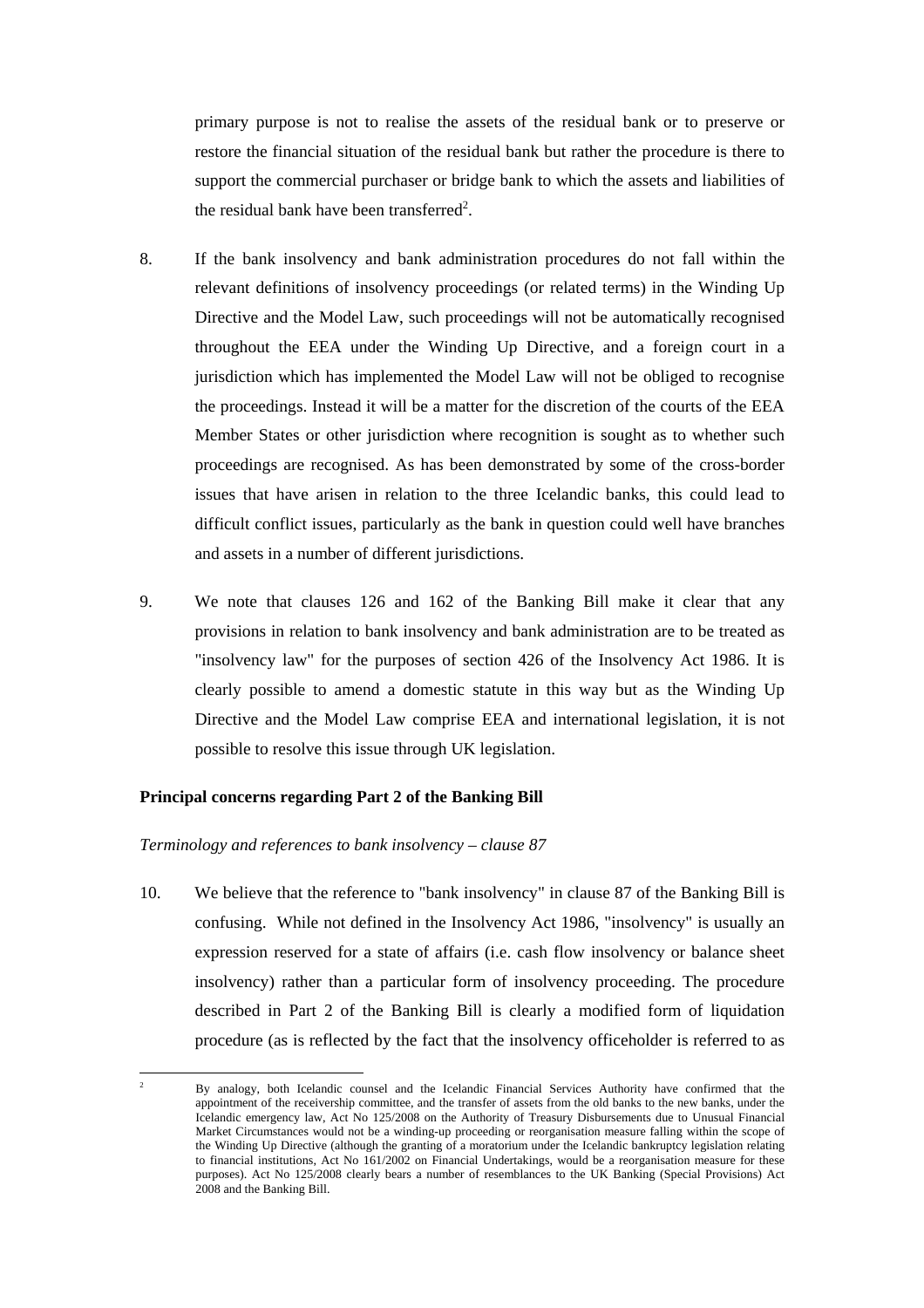primary purpose is not to realise the assets of the residual bank or to preserve or restore the financial situation of the residual bank but rather the procedure is there to support the commercial purchaser or bridge bank to which the assets and liabilities of the residual bank have been transferred[2].

8. If the bank insolvency and bank administration procedures do not fall within the relevant definitions of insolvency proceedings (or related terms) in the Winding Up Directive and the Model Law, such proceedings will not be automatically recognised throughout the EEA under the Winding Up Directive, and a foreign court in a jurisdiction which has implemented the Model Law will not be obliged to recognise the proceedings. Instead it will be a matter for the discretion of the courts of the EEA Member States or other jurisdiction where recognition is sought as to whether such proceedings are recognised. As has been demonstrated by some of the cross-border issues that have arisen in relation to the three Icelandic banks, this could lead to difficult conflict issues, particularly as the bank in question could well have branches and assets in a number of different jurisdictions.

9. We note that clauses 126 and 162 of the Banking Bill make it clear that any provisions in relation to bank insolvency and bank administration are to be treated as "insolvency law" for the purposes of section 426 of the Insolvency Act 1986. It is clearly possible to amend a domestic statute in this way but as the Winding Up Directive and the Model Law comprise EEA and international legislation, it is not possible to resolve this issue through UK legislation.

**Principal concerns regarding Part 2 of the Banking Bill**

*Terminology and references to bank insolvency – clause 87*

10. We believe that the reference to "bank insolvency" in clause 87 of the Banking Bill is confusing. While not defined in the Insolvency Act 1986, "insolvency" is usually an expression reserved for a state of affairs (i.e. cash flow insolvency or balance sheet insolvency) rather than a particular form of insolvency proceeding. The procedure described in Part 2 of the Banking Bill is clearly a modified form of liquidation procedure (as is reflected by the fact that the insolvency officeholder is referred to as

[2] By analogy, both Icelandic counsel and the Icelandic Financial Services Authority have confirmed that the appointment of the receivership committee, and the transfer of assets from the old banks to the new banks, under the Icelandic emergency law, Act No 125/2008 on the Authority of Treasury Disbursements due to Unusual Financial Market Circumstances would not be a winding-up proceeding or reorganisation measure falling within the scope of the Winding Up Directive (although the granting of a moratorium under the Icelandic bankruptcy legislation relating to financial institutions, Act No 161/2002 on Financial Undertakings, would be a reorganisation measure for these purposes). Act No 125/2008 clearly bears a number of resemblances to the UK Banking (Special Provisions) Act 2008 and the Banking Bill.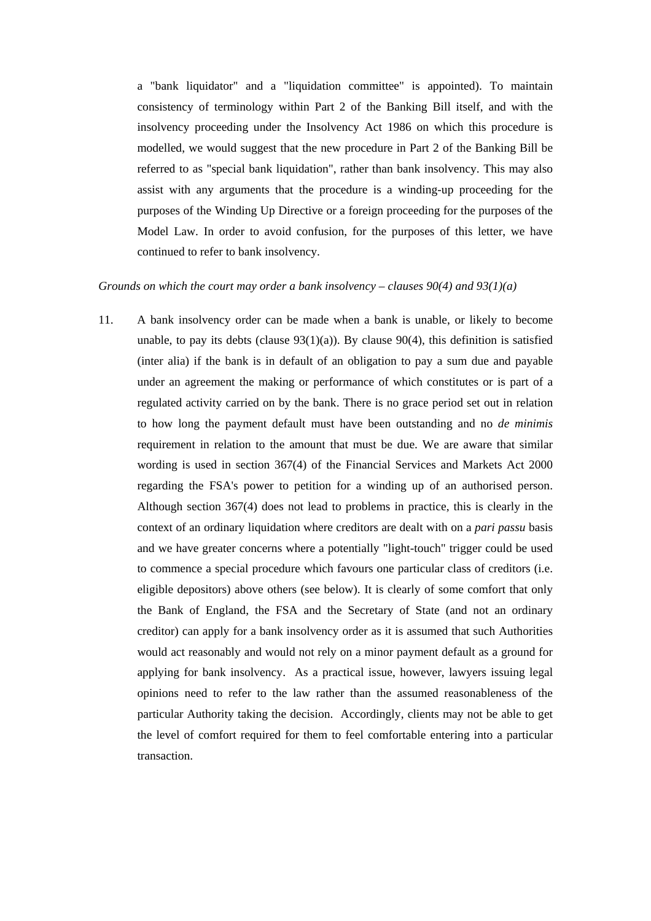a "bank liquidator" and a "liquidation committee" is appointed). To maintain consistency of terminology within Part 2 of the Banking Bill itself, and with the insolvency proceeding under the Insolvency Act 1986 on which this procedure is modelled, we would suggest that the new procedure in Part 2 of the Banking Bill be referred to as "special bank liquidation", rather than bank insolvency. This may also assist with any arguments that the procedure is a winding-up proceeding for the purposes of the Winding Up Directive or a foreign proceeding for the purposes of the Model Law. In order to avoid confusion, for the purposes of this letter, we have continued to refer to bank insolvency.

*Grounds on which the court may order a bank insolvency – clauses 90(4) and 93(1)(a)*

11. A bank insolvency order can be made when a bank is unable, or likely to become unable, to pay its debts (clause 93(1)(a)). By clause 90(4), this definition is satisfied (inter alia) if the bank is in default of an obligation to pay a sum due and payable under an agreement the making or performance of which constitutes or is part of a regulated activity carried on by the bank. There is no grace period set out in relation to how long the payment default must have been outstanding and no *de minimis* requirement in relation to the amount that must be due. We are aware that similar wording is used in section 367(4) of the Financial Services and Markets Act 2000 regarding the FSA's power to petition for a winding up of an authorised person. Although section 367(4) does not lead to problems in practice, this is clearly in the context of an ordinary liquidation where creditors are dealt with on a *pari passu* basis and we have greater concerns where a potentially "light-touch" trigger could be used to commence a special procedure which favours one particular class of creditors (i.e. eligible depositors) above others (see below). It is clearly of some comfort that only the Bank of England, the FSA and the Secretary of State (and not an ordinary creditor) can apply for a bank insolvency order as it is assumed that such Authorities would act reasonably and would not rely on a minor payment default as a ground for applying for bank insolvency. As a practical issue, however, lawyers issuing legal opinions need to refer to the law rather than the assumed reasonableness of the particular Authority taking the decision. Accordingly, clients may not be able to get the level of comfort required for them to feel comfortable entering into a particular transaction.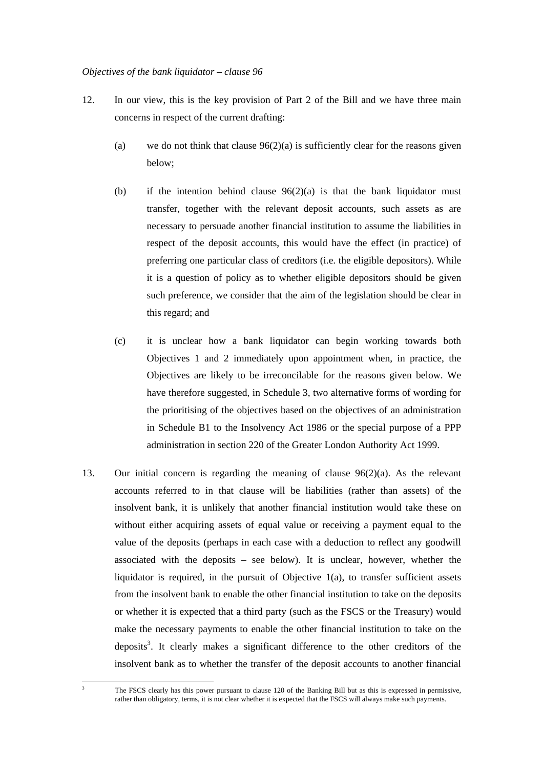*Objectives of the bank liquidator – clause 96*

12. In our view, this is the key provision of Part 2 of the Bill and we have three main concerns in respect of the current drafting:

    (a) we do not think that clause 96(2)(a) is sufficiently clear for the reasons given below;

    (b) if the intention behind clause 96(2)(a) is that the bank liquidator must transfer, together with the relevant deposit accounts, such assets as are necessary to persuade another financial institution to assume the liabilities in respect of the deposit accounts, this would have the effect (in practice) of preferring one particular class of creditors (i.e. the eligible depositors). While it is a question of policy as to whether eligible depositors should be given such preference, we consider that the aim of the legislation should be clear in this regard; and

    (c) it is unclear how a bank liquidator can begin working towards both Objectives 1 and 2 immediately upon appointment when, in practice, the Objectives are likely to be irreconcilable for the reasons given below. We have therefore suggested, in Schedule 3, two alternative forms of wording for the prioritising of the objectives based on the objectives of an administration in Schedule B1 to the Insolvency Act 1986 or the special purpose of a PPP administration in section 220 of the Greater London Authority Act 1999.

13. Our initial concern is regarding the meaning of clause 96(2)(a). As the relevant accounts referred to in that clause will be liabilities (rather than assets) of the insolvent bank, it is unlikely that another financial institution would take these on without either acquiring assets of equal value or receiving a payment equal to the value of the deposits (perhaps in each case with a deduction to reflect any goodwill associated with the deposits – see below). It is unclear, however, whether the liquidator is required, in the pursuit of Objective 1(a), to transfer sufficient assets from the insolvent bank to enable the other financial institution to take on the deposits or whether it is expected that a third party (such as the FSCS or the Treasury) would make the necessary payments to enable the other financial institution to take on the deposits[3]. It clearly makes a significant difference to the other creditors of the insolvent bank as to whether the transfer of the deposit accounts to another financial

---

[3] The FSCS clearly has this power pursuant to clause 120 of the Banking Bill but as this is expressed in permissive, rather than obligatory, terms, it is not clear whether it is expected that the FSCS will always make such payments.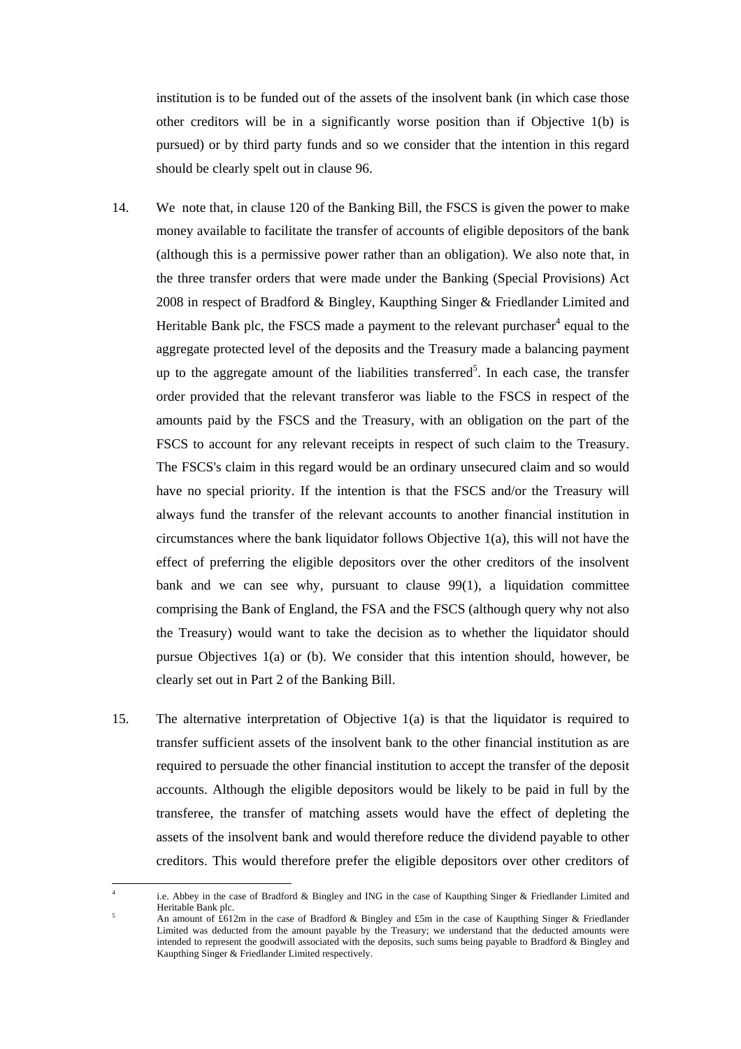institution is to be funded out of the assets of the insolvent bank (in which case those other creditors will be in a significantly worse position than if Objective 1(b) is pursued) or by third party funds and so we consider that the intention in this regard should be clearly spelt out in clause 96.

14. We note that, in clause 120 of the Banking Bill, the FSCS is given the power to make money available to facilitate the transfer of accounts of eligible depositors of the bank (although this is a permissive power rather than an obligation). We also note that, in the three transfer orders that were made under the Banking (Special Provisions) Act 2008 in respect of Bradford & Bingley, Kaupthing Singer & Friedlander Limited and Heritable Bank plc, the FSCS made a payment to the relevant purchaser[4] equal to the aggregate protected level of the deposits and the Treasury made a balancing payment up to the aggregate amount of the liabilities transferred[5]. In each case, the transfer order provided that the relevant transferor was liable to the FSCS in respect of the amounts paid by the FSCS and the Treasury, with an obligation on the part of the FSCS to account for any relevant receipts in respect of such claim to the Treasury. The FSCS's claim in this regard would be an ordinary unsecured claim and so would have no special priority. If the intention is that the FSCS and/or the Treasury will always fund the transfer of the relevant accounts to another financial institution in circumstances where the bank liquidator follows Objective 1(a), this will not have the effect of preferring the eligible depositors over the other creditors of the insolvent bank and we can see why, pursuant to clause 99(1), a liquidation committee comprising the Bank of England, the FSA and the FSCS (although query why not also the Treasury) would want to take the decision as to whether the liquidator should pursue Objectives 1(a) or (b). We consider that this intention should, however, be clearly set out in Part 2 of the Banking Bill.

15. The alternative interpretation of Objective 1(a) is that the liquidator is required to transfer sufficient assets of the insolvent bank to the other financial institution as are required to persuade the other financial institution to accept the transfer of the deposit accounts. Although the eligible depositors would be likely to be paid in full by the transferee, the transfer of matching assets would have the effect of depleting the assets of the insolvent bank and would therefore reduce the dividend payable to other creditors. This would therefore prefer the eligible depositors over other creditors of

---

[4] i.e. Abbey in the case of Bradford & Bingley and ING in the case of Kaupthing Singer & Friedlander Limited and Heritable Bank plc.

[5] An amount of £612m in the case of Bradford & Bingley and £5m in the case of Kaupthing Singer & Friedlander Limited was deducted from the amount payable by the Treasury; we understand that the deducted amounts were intended to represent the goodwill associated with the deposits, such sums being payable to Bradford & Bingley and Kaupthing Singer & Friedlander Limited respectively.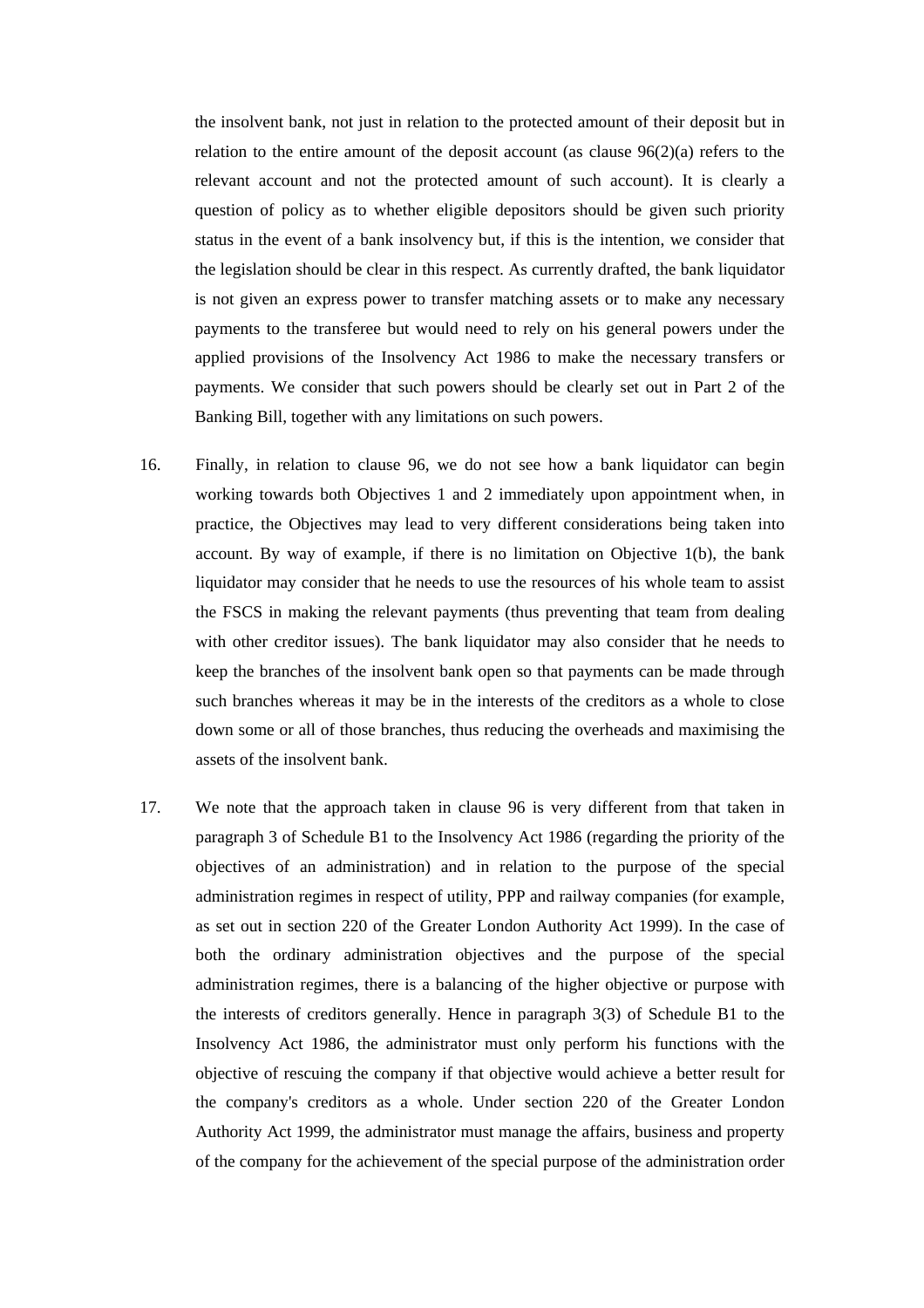the insolvent bank, not just in relation to the protected amount of their deposit but in relation to the entire amount of the deposit account (as clause 96(2)(a) refers to the relevant account and not the protected amount of such account). It is clearly a question of policy as to whether eligible depositors should be given such priority status in the event of a bank insolvency but, if this is the intention, we consider that the legislation should be clear in this respect. As currently drafted, the bank liquidator is not given an express power to transfer matching assets or to make any necessary payments to the transferee but would need to rely on his general powers under the applied provisions of the Insolvency Act 1986 to make the necessary transfers or payments. We consider that such powers should be clearly set out in Part 2 of the Banking Bill, together with any limitations on such powers.

16. Finally, in relation to clause 96, we do not see how a bank liquidator can begin working towards both Objectives 1 and 2 immediately upon appointment when, in practice, the Objectives may lead to very different considerations being taken into account. By way of example, if there is no limitation on Objective 1(b), the bank liquidator may consider that he needs to use the resources of his whole team to assist the FSCS in making the relevant payments (thus preventing that team from dealing with other creditor issues). The bank liquidator may also consider that he needs to keep the branches of the insolvent bank open so that payments can be made through such branches whereas it may be in the interests of the creditors as a whole to close down some or all of those branches, thus reducing the overheads and maximising the assets of the insolvent bank.

17. We note that the approach taken in clause 96 is very different from that taken in paragraph 3 of Schedule B1 to the Insolvency Act 1986 (regarding the priority of the objectives of an administration) and in relation to the purpose of the special administration regimes in respect of utility, PPP and railway companies (for example, as set out in section 220 of the Greater London Authority Act 1999). In the case of both the ordinary administration objectives and the purpose of the special administration regimes, there is a balancing of the higher objective or purpose with the interests of creditors generally. Hence in paragraph 3(3) of Schedule B1 to the Insolvency Act 1986, the administrator must only perform his functions with the objective of rescuing the company if that objective would achieve a better result for the company's creditors as a whole. Under section 220 of the Greater London Authority Act 1999, the administrator must manage the affairs, business and property of the company for the achievement of the special purpose of the administration order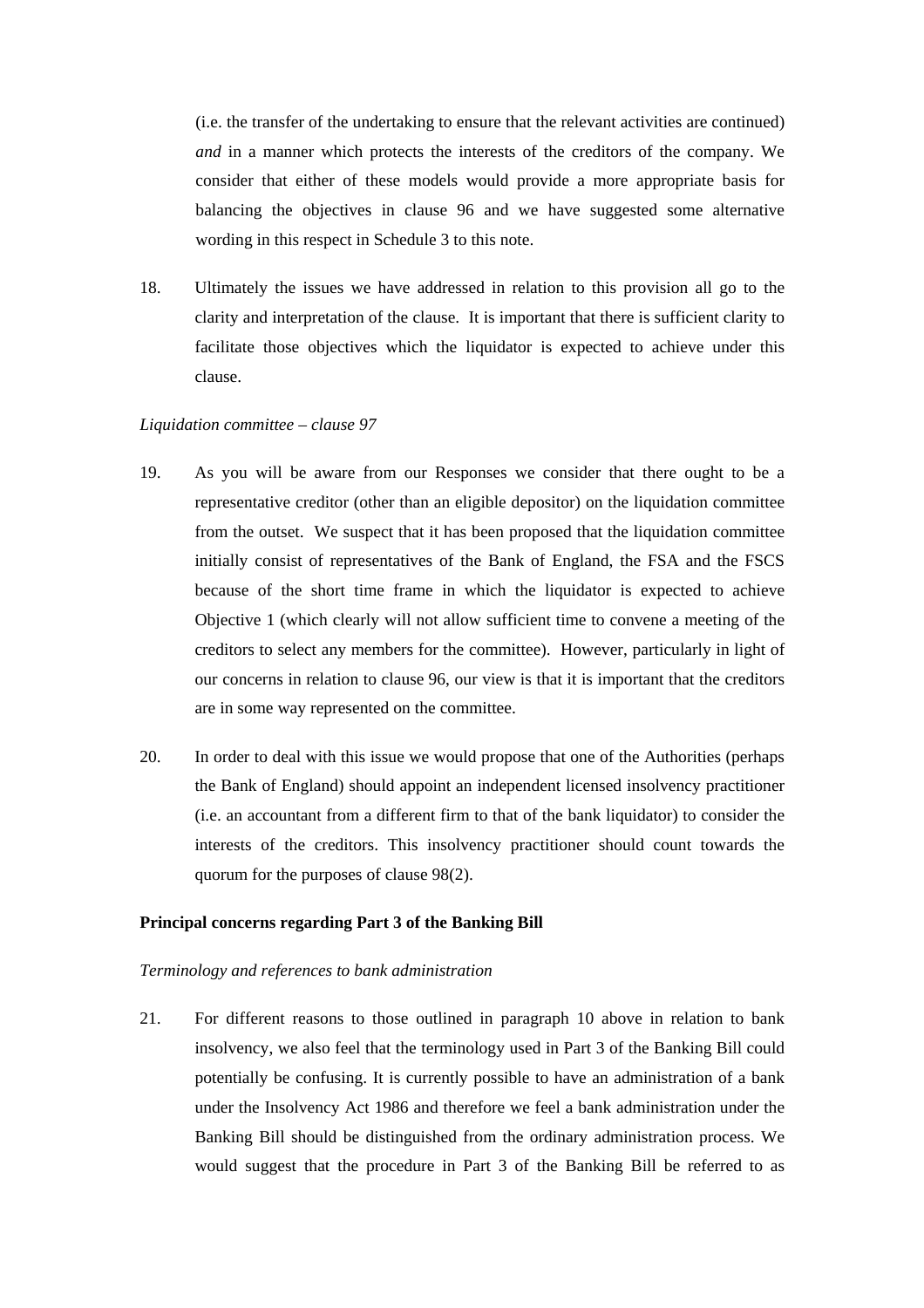(i.e. the transfer of the undertaking to ensure that the relevant activities are continued) *and* in a manner which protects the interests of the creditors of the company. We consider that either of these models would provide a more appropriate basis for balancing the objectives in clause 96 and we have suggested some alternative wording in this respect in Schedule 3 to this note.

18. Ultimately the issues we have addressed in relation to this provision all go to the clarity and interpretation of the clause. It is important that there is sufficient clarity to facilitate those objectives which the liquidator is expected to achieve under this clause.

*Liquidation committee – clause 97*

19. As you will be aware from our Responses we consider that there ought to be a representative creditor (other than an eligible depositor) on the liquidation committee from the outset. We suspect that it has been proposed that the liquidation committee initially consist of representatives of the Bank of England, the FSA and the FSCS because of the short time frame in which the liquidator is expected to achieve Objective 1 (which clearly will not allow sufficient time to convene a meeting of the creditors to select any members for the committee). However, particularly in light of our concerns in relation to clause 96, our view is that it is important that the creditors are in some way represented on the committee.

20. In order to deal with this issue we would propose that one of the Authorities (perhaps the Bank of England) should appoint an independent licensed insolvency practitioner (i.e. an accountant from a different firm to that of the bank liquidator) to consider the interests of the creditors. This insolvency practitioner should count towards the quorum for the purposes of clause 98(2).

**Principal concerns regarding Part 3 of the Banking Bill**

*Terminology and references to bank administration*

21. For different reasons to those outlined in paragraph 10 above in relation to bank insolvency, we also feel that the terminology used in Part 3 of the Banking Bill could potentially be confusing. It is currently possible to have an administration of a bank under the Insolvency Act 1986 and therefore we feel a bank administration under the Banking Bill should be distinguished from the ordinary administration process. We would suggest that the procedure in Part 3 of the Banking Bill be referred to as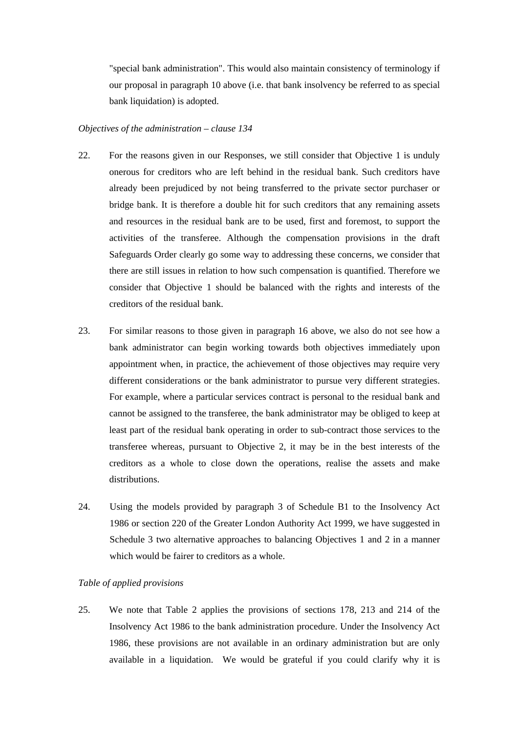"special bank administration". This would also maintain consistency of terminology if our proposal in paragraph 10 above (i.e. that bank insolvency be referred to as special bank liquidation) is adopted.

*Objectives of the administration – clause 134*

22. For the reasons given in our Responses, we still consider that Objective 1 is unduly onerous for creditors who are left behind in the residual bank. Such creditors have already been prejudiced by not being transferred to the private sector purchaser or bridge bank. It is therefore a double hit for such creditors that any remaining assets and resources in the residual bank are to be used, first and foremost, to support the activities of the transferee. Although the compensation provisions in the draft Safeguards Order clearly go some way to addressing these concerns, we consider that there are still issues in relation to how such compensation is quantified. Therefore we consider that Objective 1 should be balanced with the rights and interests of the creditors of the residual bank.

23. For similar reasons to those given in paragraph 16 above, we also do not see how a bank administrator can begin working towards both objectives immediately upon appointment when, in practice, the achievement of those objectives may require very different considerations or the bank administrator to pursue very different strategies. For example, where a particular services contract is personal to the residual bank and cannot be assigned to the transferee, the bank administrator may be obliged to keep at least part of the residual bank operating in order to sub-contract those services to the transferee whereas, pursuant to Objective 2, it may be in the best interests of the creditors as a whole to close down the operations, realise the assets and make distributions.

24. Using the models provided by paragraph 3 of Schedule B1 to the Insolvency Act 1986 or section 220 of the Greater London Authority Act 1999, we have suggested in Schedule 3 two alternative approaches to balancing Objectives 1 and 2 in a manner which would be fairer to creditors as a whole.

*Table of applied provisions*

25. We note that Table 2 applies the provisions of sections 178, 213 and 214 of the Insolvency Act 1986 to the bank administration procedure. Under the Insolvency Act 1986, these provisions are not available in an ordinary administration but are only available in a liquidation. We would be grateful if you could clarify why it is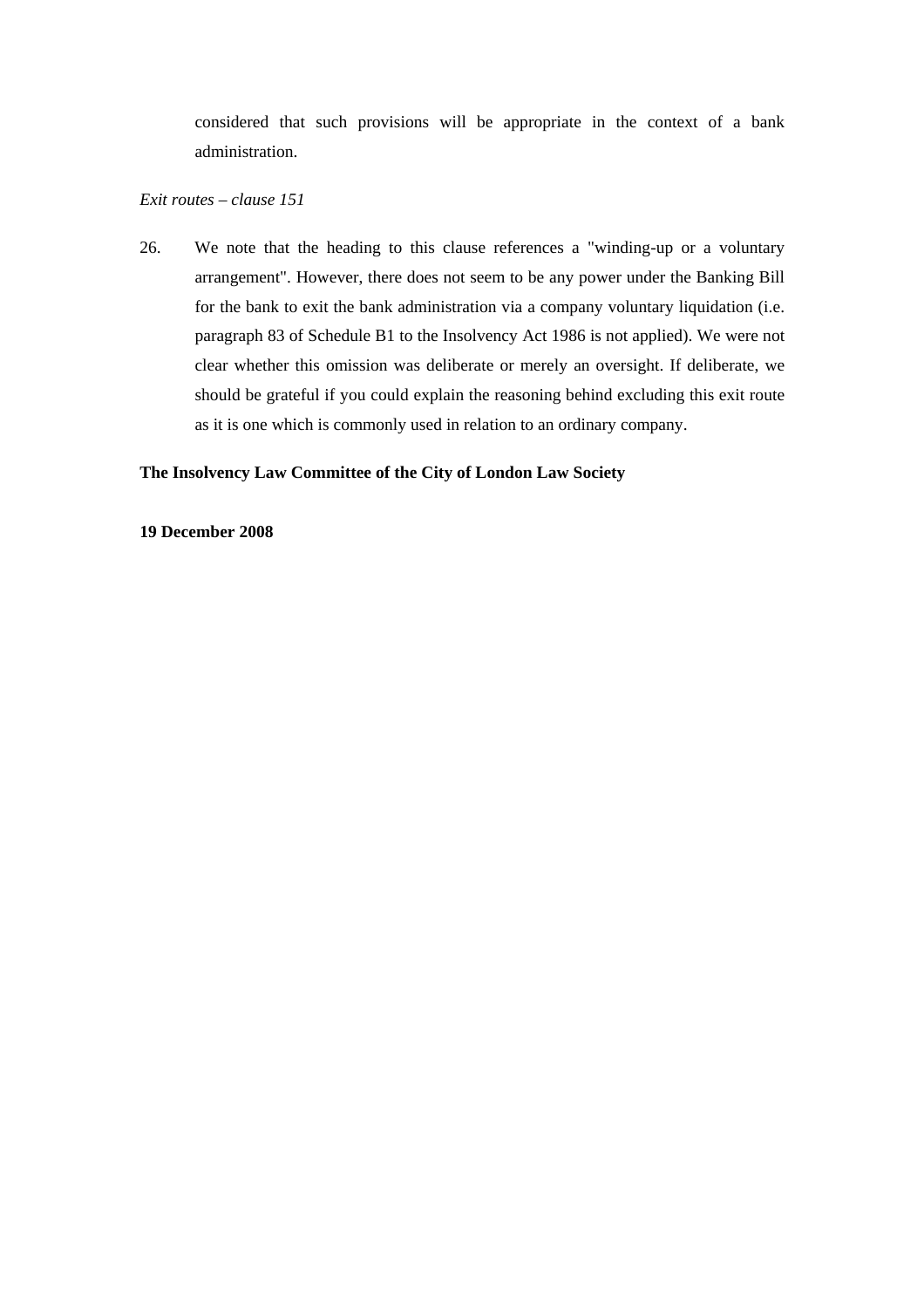considered that such provisions will be appropriate in the context of a bank administration.

*Exit routes – clause 151*

26. We note that the heading to this clause references a "winding-up or a voluntary arrangement". However, there does not seem to be any power under the Banking Bill for the bank to exit the bank administration via a company voluntary liquidation (i.e. paragraph 83 of Schedule B1 to the Insolvency Act 1986 is not applied). We were not clear whether this omission was deliberate or merely an oversight. If deliberate, we should be grateful if you could explain the reasoning behind excluding this exit route as it is one which is commonly used in relation to an ordinary company.

**The Insolvency Law Committee of the City of London Law Society**

**19 December 2008**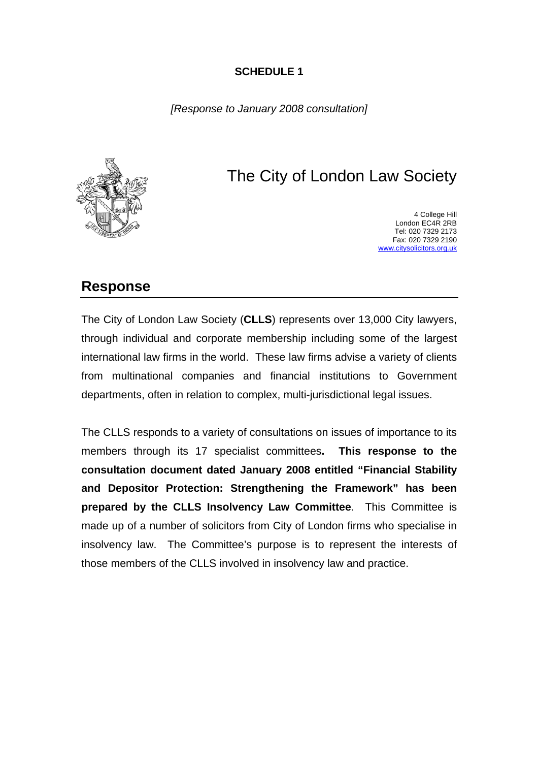**SCHEDULE 1**

*[Response to January 2008 consultation]*

# The City of London Law Society

4 College Hill
London EC4R 2RB
Tel: 020 7329 2173
Fax: 020 7329 2190
www.citysolicitors.org.uk

## Response

The City of London Law Society (**CLLS**) represents over 13,000 City lawyers, through individual and corporate membership including some of the largest international law firms in the world. These law firms advise a variety of clients from multinational companies and financial institutions to Government departments, often in relation to complex, multi-jurisdictional legal issues.

The CLLS responds to a variety of consultations on issues of importance to its members through its 17 specialist committees**. This response to the consultation document dated January 2008 entitled "Financial Stability and Depositor Protection: Strengthening the Framework" has been prepared by the CLLS Insolvency Law Committee**. This Committee is made up of a number of solicitors from City of London firms who specialise in insolvency law. The Committee's purpose is to represent the interests of those members of the CLLS involved in insolvency law and practice.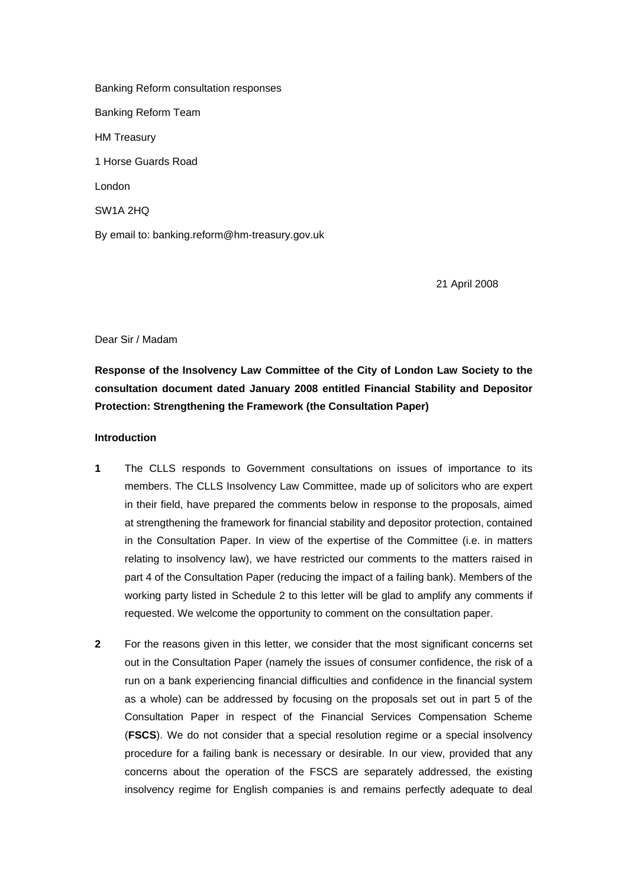Banking Reform consultation responses

Banking Reform Team

HM Treasury

1 Horse Guards Road

London

SW1A 2HQ

By email to: banking.reform@hm-treasury.gov.uk

21 April 2008

Dear Sir / Madam

**Response of the Insolvency Law Committee of the City of London Law Society to the consultation document dated January 2008 entitled Financial Stability and Depositor Protection: Strengthening the Framework (the Consultation Paper)**

**Introduction**

**1** The CLLS responds to Government consultations on issues of importance to its members. The CLLS Insolvency Law Committee, made up of solicitors who are expert in their field, have prepared the comments below in response to the proposals, aimed at strengthening the framework for financial stability and depositor protection, contained in the Consultation Paper. In view of the expertise of the Committee (i.e. in matters relating to insolvency law), we have restricted our comments to the matters raised in part 4 of the Consultation Paper (reducing the impact of a failing bank). Members of the working party listed in Schedule 2 to this letter will be glad to amplify any comments if requested. We welcome the opportunity to comment on the consultation paper.

**2** For the reasons given in this letter, we consider that the most significant concerns set out in the Consultation Paper (namely the issues of consumer confidence, the risk of a run on a bank experiencing financial difficulties and confidence in the financial system as a whole) can be addressed by focusing on the proposals set out in part 5 of the Consultation Paper in respect of the Financial Services Compensation Scheme (**FSCS**). We do not consider that a special resolution regime or a special insolvency procedure for a failing bank is necessary or desirable. In our view, provided that any concerns about the operation of the FSCS are separately addressed, the existing insolvency regime for English companies is and remains perfectly adequate to deal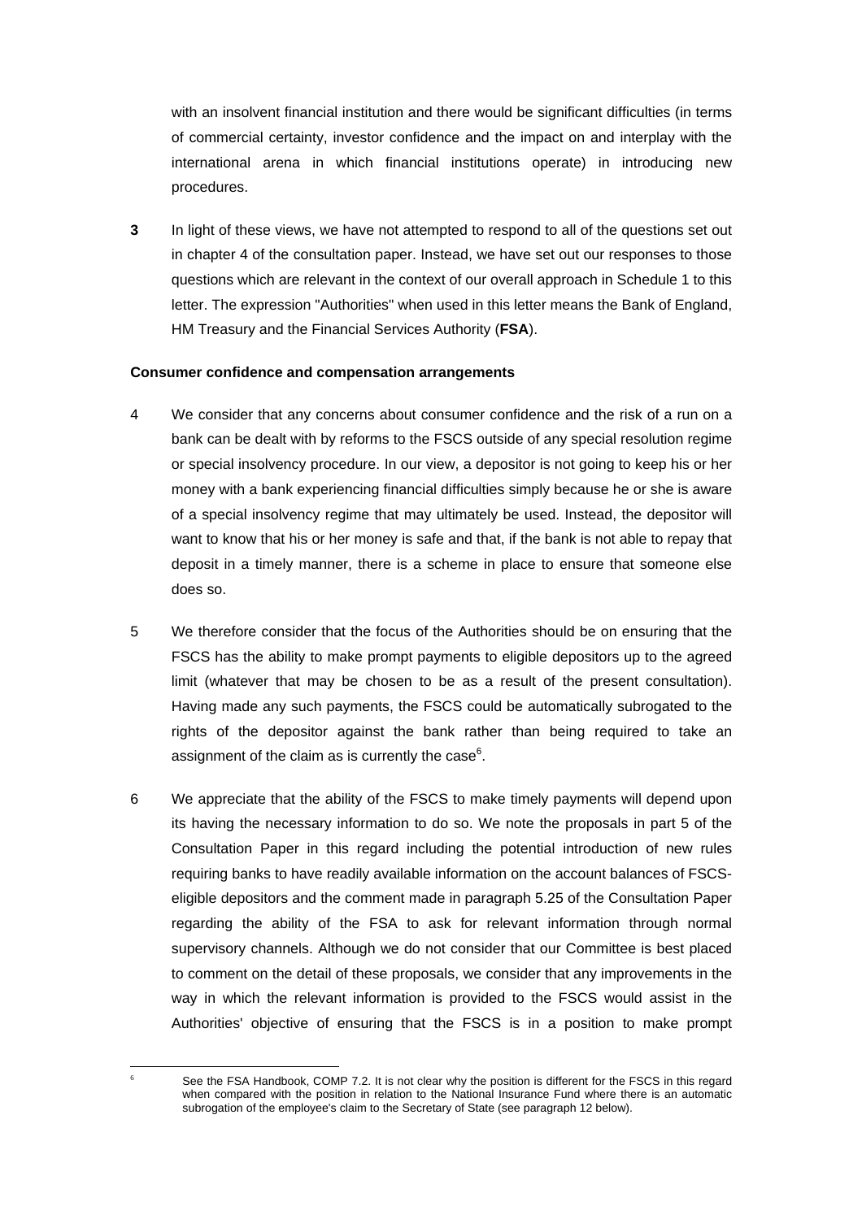with an insolvent financial institution and there would be significant difficulties (in terms of commercial certainty, investor confidence and the impact on and interplay with the international arena in which financial institutions operate) in introducing new procedures.

**3** In light of these views, we have not attempted to respond to all of the questions set out in chapter 4 of the consultation paper. Instead, we have set out our responses to those questions which are relevant in the context of our overall approach in Schedule 1 to this letter. The expression "Authorities" when used in this letter means the Bank of England, HM Treasury and the Financial Services Authority (**FSA**).

**Consumer confidence and compensation arrangements**

4 We consider that any concerns about consumer confidence and the risk of a run on a bank can be dealt with by reforms to the FSCS outside of any special resolution regime or special insolvency procedure. In our view, a depositor is not going to keep his or her money with a bank experiencing financial difficulties simply because he or she is aware of a special insolvency regime that may ultimately be used. Instead, the depositor will want to know that his or her money is safe and that, if the bank is not able to repay that deposit in a timely manner, there is a scheme in place to ensure that someone else does so.

5 We therefore consider that the focus of the Authorities should be on ensuring that the FSCS has the ability to make prompt payments to eligible depositors up to the agreed limit (whatever that may be chosen to be as a result of the present consultation). Having made any such payments, the FSCS could be automatically subrogated to the rights of the depositor against the bank rather than being required to take an assignment of the claim as is currently the case[6].

6 We appreciate that the ability of the FSCS to make timely payments will depend upon its having the necessary information to do so. We note the proposals in part 5 of the Consultation Paper in this regard including the potential introduction of new rules requiring banks to have readily available information on the account balances of FSCS-eligible depositors and the comment made in paragraph 5.25 of the Consultation Paper regarding the ability of the FSA to ask for relevant information through normal supervisory channels. Although we do not consider that our Committee is best placed to comment on the detail of these proposals, we consider that any improvements in the way in which the relevant information is provided to the FSCS would assist in the Authorities' objective of ensuring that the FSCS is in a position to make prompt

---

[6] See the FSA Handbook, COMP 7.2. It is not clear why the position is different for the FSCS in this regard when compared with the position in relation to the National Insurance Fund where there is an automatic subrogation of the employee's claim to the Secretary of State (see paragraph 12 below).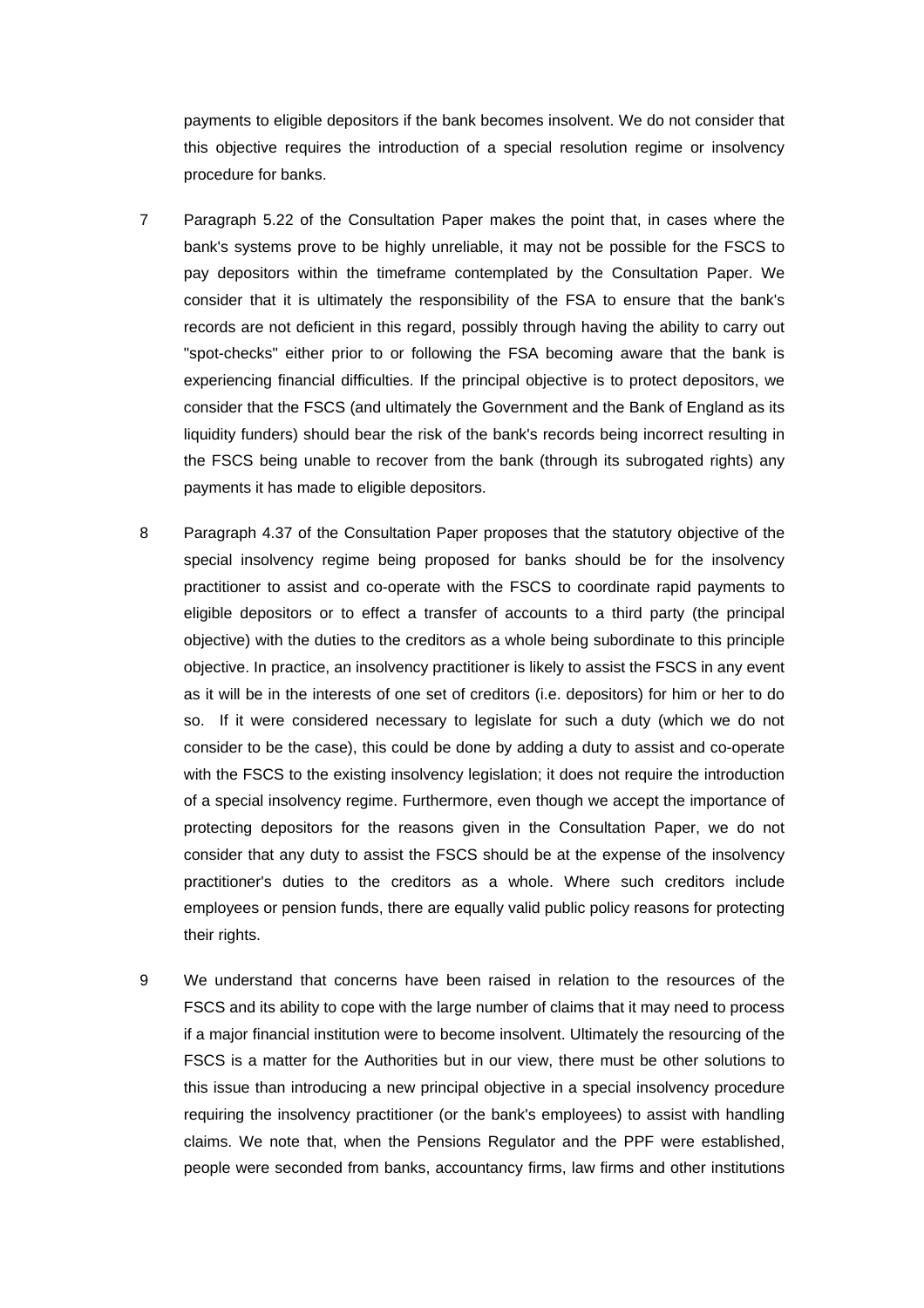payments to eligible depositors if the bank becomes insolvent. We do not consider that this objective requires the introduction of a special resolution regime or insolvency procedure for banks.

7 Paragraph 5.22 of the Consultation Paper makes the point that, in cases where the bank's systems prove to be highly unreliable, it may not be possible for the FSCS to pay depositors within the timeframe contemplated by the Consultation Paper. We consider that it is ultimately the responsibility of the FSA to ensure that the bank's records are not deficient in this regard, possibly through having the ability to carry out "spot-checks" either prior to or following the FSA becoming aware that the bank is experiencing financial difficulties. If the principal objective is to protect depositors, we consider that the FSCS (and ultimately the Government and the Bank of England as its liquidity funders) should bear the risk of the bank's records being incorrect resulting in the FSCS being unable to recover from the bank (through its subrogated rights) any payments it has made to eligible depositors.

8 Paragraph 4.37 of the Consultation Paper proposes that the statutory objective of the special insolvency regime being proposed for banks should be for the insolvency practitioner to assist and co-operate with the FSCS to coordinate rapid payments to eligible depositors or to effect a transfer of accounts to a third party (the principal objective) with the duties to the creditors as a whole being subordinate to this principle objective. In practice, an insolvency practitioner is likely to assist the FSCS in any event as it will be in the interests of one set of creditors (i.e. depositors) for him or her to do so. If it were considered necessary to legislate for such a duty (which we do not consider to be the case), this could be done by adding a duty to assist and co-operate with the FSCS to the existing insolvency legislation; it does not require the introduction of a special insolvency regime. Furthermore, even though we accept the importance of protecting depositors for the reasons given in the Consultation Paper, we do not consider that any duty to assist the FSCS should be at the expense of the insolvency practitioner's duties to the creditors as a whole. Where such creditors include employees or pension funds, there are equally valid public policy reasons for protecting their rights.

9 We understand that concerns have been raised in relation to the resources of the FSCS and its ability to cope with the large number of claims that it may need to process if a major financial institution were to become insolvent. Ultimately the resourcing of the FSCS is a matter for the Authorities but in our view, there must be other solutions to this issue than introducing a new principal objective in a special insolvency procedure requiring the insolvency practitioner (or the bank's employees) to assist with handling claims. We note that, when the Pensions Regulator and the PPF were established, people were seconded from banks, accountancy firms, law firms and other institutions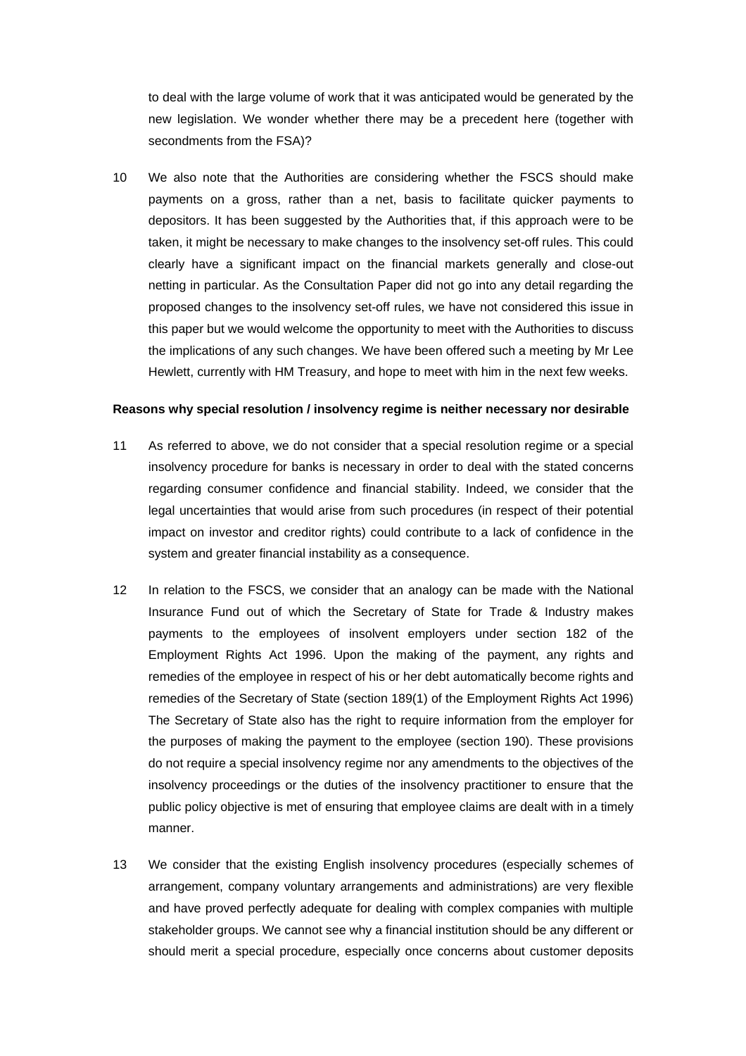to deal with the large volume of work that it was anticipated would be generated by the new legislation. We wonder whether there may be a precedent here (together with secondments from the FSA)?

10 We also note that the Authorities are considering whether the FSCS should make payments on a gross, rather than a net, basis to facilitate quicker payments to depositors. It has been suggested by the Authorities that, if this approach were to be taken, it might be necessary to make changes to the insolvency set-off rules. This could clearly have a significant impact on the financial markets generally and close-out netting in particular. As the Consultation Paper did not go into any detail regarding the proposed changes to the insolvency set-off rules, we have not considered this issue in this paper but we would welcome the opportunity to meet with the Authorities to discuss the implications of any such changes. We have been offered such a meeting by Mr Lee Hewlett, currently with HM Treasury, and hope to meet with him in the next few weeks.

**Reasons why special resolution / insolvency regime is neither necessary nor desirable**

11 As referred to above, we do not consider that a special resolution regime or a special insolvency procedure for banks is necessary in order to deal with the stated concerns regarding consumer confidence and financial stability. Indeed, we consider that the legal uncertainties that would arise from such procedures (in respect of their potential impact on investor and creditor rights) could contribute to a lack of confidence in the system and greater financial instability as a consequence.

12 In relation to the FSCS, we consider that an analogy can be made with the National Insurance Fund out of which the Secretary of State for Trade & Industry makes payments to the employees of insolvent employers under section 182 of the Employment Rights Act 1996. Upon the making of the payment, any rights and remedies of the employee in respect of his or her debt automatically become rights and remedies of the Secretary of State (section 189(1) of the Employment Rights Act 1996) The Secretary of State also has the right to require information from the employer for the purposes of making the payment to the employee (section 190). These provisions do not require a special insolvency regime nor any amendments to the objectives of the insolvency proceedings or the duties of the insolvency practitioner to ensure that the public policy objective is met of ensuring that employee claims are dealt with in a timely manner.

13 We consider that the existing English insolvency procedures (especially schemes of arrangement, company voluntary arrangements and administrations) are very flexible and have proved perfectly adequate for dealing with complex companies with multiple stakeholder groups. We cannot see why a financial institution should be any different or should merit a special procedure, especially once concerns about customer deposits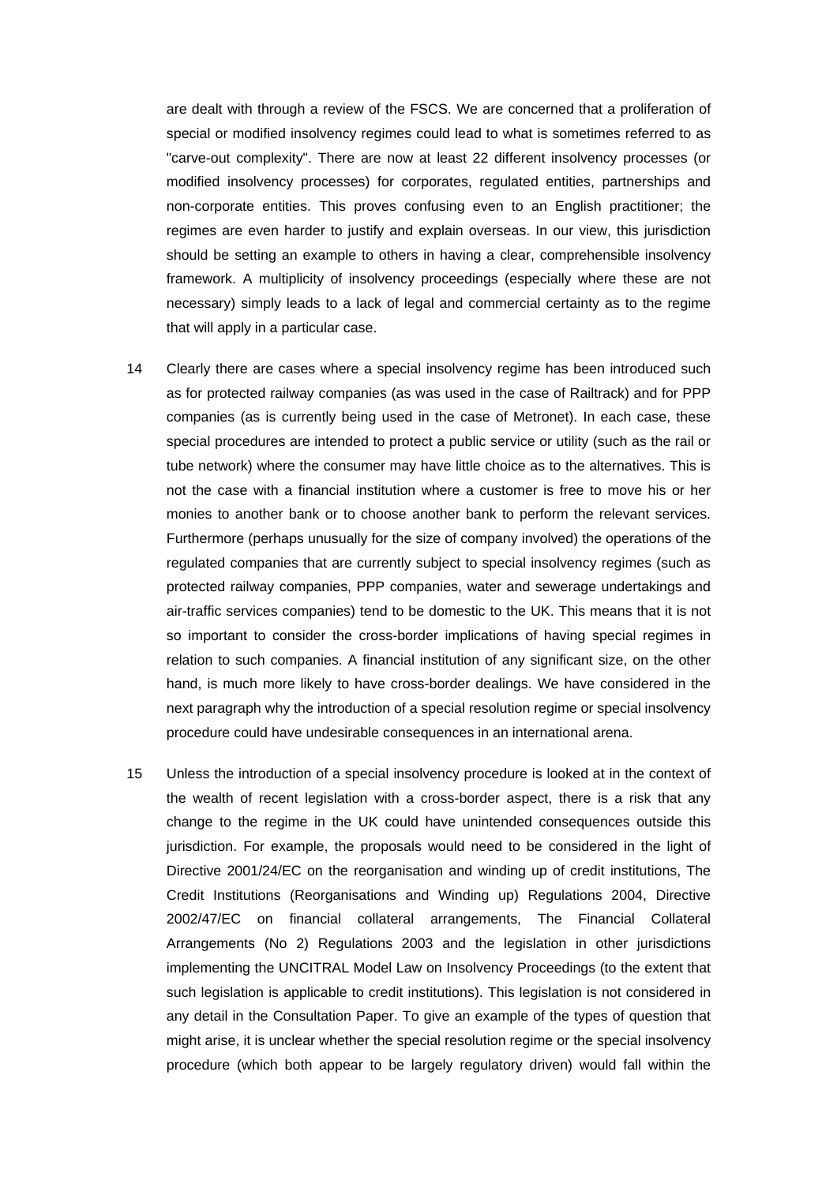are dealt with through a review of the FSCS. We are concerned that a proliferation of special or modified insolvency regimes could lead to what is sometimes referred to as "carve-out complexity". There are now at least 22 different insolvency processes (or modified insolvency processes) for corporates, regulated entities, partnerships and non-corporate entities. This proves confusing even to an English practitioner; the regimes are even harder to justify and explain overseas. In our view, this jurisdiction should be setting an example to others in having a clear, comprehensible insolvency framework. A multiplicity of insolvency proceedings (especially where these are not necessary) simply leads to a lack of legal and commercial certainty as to the regime that will apply in a particular case.

14 Clearly there are cases where a special insolvency regime has been introduced such as for protected railway companies (as was used in the case of Railtrack) and for PPP companies (as is currently being used in the case of Metronet). In each case, these special procedures are intended to protect a public service or utility (such as the rail or tube network) where the consumer may have little choice as to the alternatives. This is not the case with a financial institution where a customer is free to move his or her monies to another bank or to choose another bank to perform the relevant services. Furthermore (perhaps unusually for the size of company involved) the operations of the regulated companies that are currently subject to special insolvency regimes (such as protected railway companies, PPP companies, water and sewerage undertakings and air-traffic services companies) tend to be domestic to the UK. This means that it is not so important to consider the cross-border implications of having special regimes in relation to such companies. A financial institution of any significant size, on the other hand, is much more likely to have cross-border dealings. We have considered in the next paragraph why the introduction of a special resolution regime or special insolvency procedure could have undesirable consequences in an international arena.

15 Unless the introduction of a special insolvency procedure is looked at in the context of the wealth of recent legislation with a cross-border aspect, there is a risk that any change to the regime in the UK could have unintended consequences outside this jurisdiction. For example, the proposals would need to be considered in the light of Directive 2001/24/EC on the reorganisation and winding up of credit institutions, The Credit Institutions (Reorganisations and Winding up) Regulations 2004, Directive 2002/47/EC on financial collateral arrangements, The Financial Collateral Arrangements (No 2) Regulations 2003 and the legislation in other jurisdictions implementing the UNCITRAL Model Law on Insolvency Proceedings (to the extent that such legislation is applicable to credit institutions). This legislation is not considered in any detail in the Consultation Paper. To give an example of the types of question that might arise, it is unclear whether the special resolution regime or the special insolvency procedure (which both appear to be largely regulatory driven) would fall within the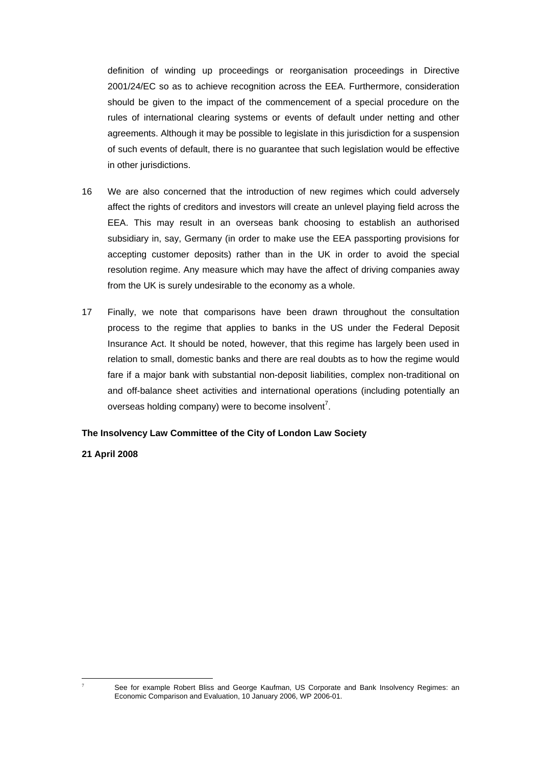definition of winding up proceedings or reorganisation proceedings in Directive 2001/24/EC so as to achieve recognition across the EEA. Furthermore, consideration should be given to the impact of the commencement of a special procedure on the rules of international clearing systems or events of default under netting and other agreements. Although it may be possible to legislate in this jurisdiction for a suspension of such events of default, there is no guarantee that such legislation would be effective in other jurisdictions.

16 We are also concerned that the introduction of new regimes which could adversely affect the rights of creditors and investors will create an unlevel playing field across the EEA. This may result in an overseas bank choosing to establish an authorised subsidiary in, say, Germany (in order to make use the EEA passporting provisions for accepting customer deposits) rather than in the UK in order to avoid the special resolution regime. Any measure which may have the affect of driving companies away from the UK is surely undesirable to the economy as a whole.

17 Finally, we note that comparisons have been drawn throughout the consultation process to the regime that applies to banks in the US under the Federal Deposit Insurance Act. It should be noted, however, that this regime has largely been used in relation to small, domestic banks and there are real doubts as to how the regime would fare if a major bank with substantial non-deposit liabilities, complex non-traditional on and off-balance sheet activities and international operations (including potentially an overseas holding company) were to become insolvent[7].

**The Insolvency Law Committee of the City of London Law Society**

**21 April 2008**

[7] See for example Robert Bliss and George Kaufman, US Corporate and Bank Insolvency Regimes: an Economic Comparison and Evaluation, 10 January 2006, WP 2006-01.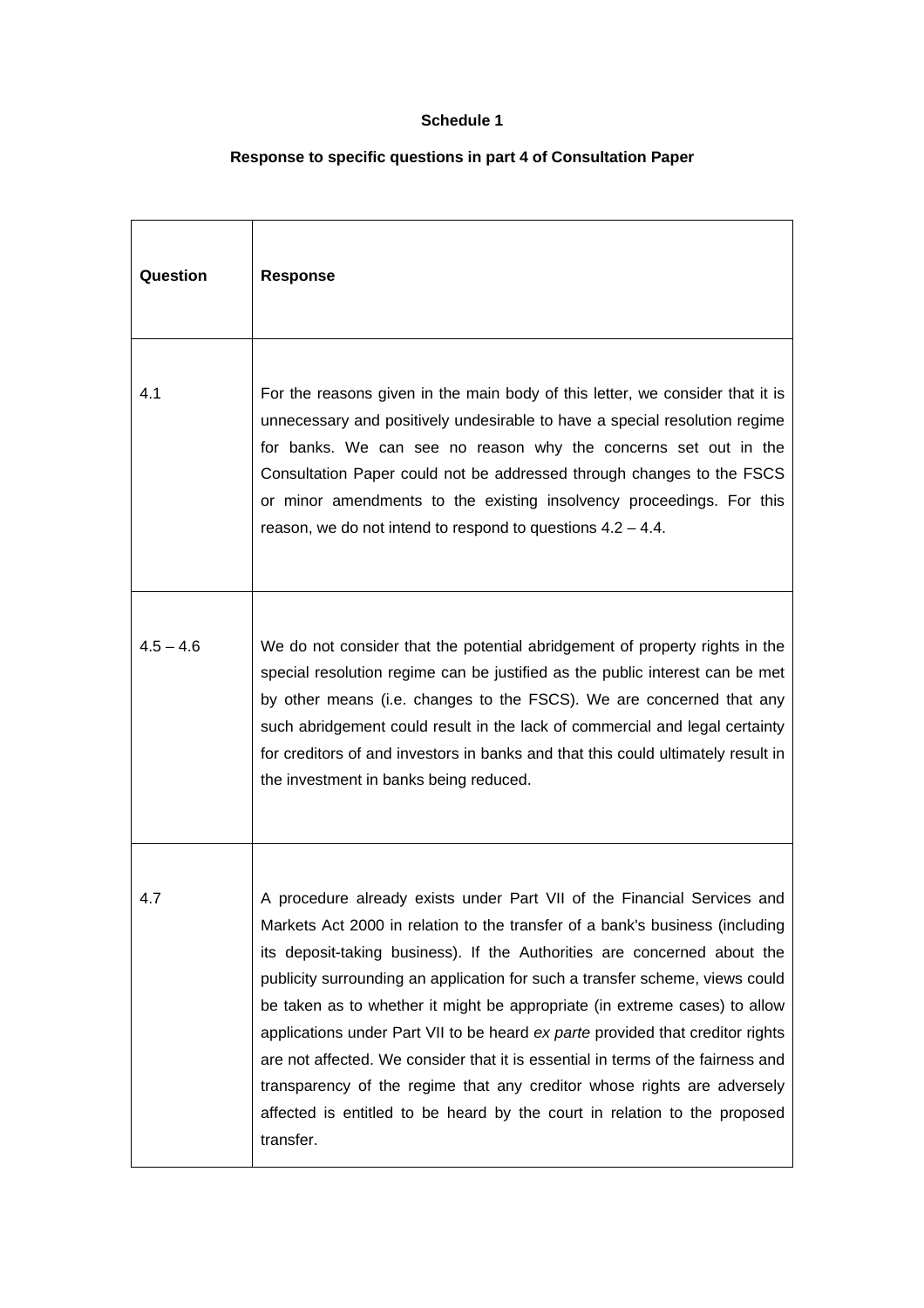**Schedule 1**

**Response to specific questions in part 4 of Consultation Paper**

| **Question** | **Response** |
|---|---|
| 4.1 | For the reasons given in the main body of this letter, we consider that it is unnecessary and positively undesirable to have a special resolution regime for banks. We can see no reason why the concerns set out in the Consultation Paper could not be addressed through changes to the FSCS or minor amendments to the existing insolvency proceedings. For this reason, we do not intend to respond to questions 4.2 – 4.4. |
| 4.5 – 4.6 | We do not consider that the potential abridgement of property rights in the special resolution regime can be justified as the public interest can be met by other means (i.e. changes to the FSCS). We are concerned that any such abridgement could result in the lack of commercial and legal certainty for creditors of and investors in banks and that this could ultimately result in the investment in banks being reduced. |
| 4.7 | A procedure already exists under Part VII of the Financial Services and Markets Act 2000 in relation to the transfer of a bank's business (including its deposit-taking business). If the Authorities are concerned about the publicity surrounding an application for such a transfer scheme, views could be taken as to whether it might be appropriate (in extreme cases) to allow applications under Part VII to be heard *ex parte* provided that creditor rights are not affected. We consider that it is essential in terms of the fairness and transparency of the regime that any creditor whose rights are adversely affected is entitled to be heard by the court in relation to the proposed transfer. |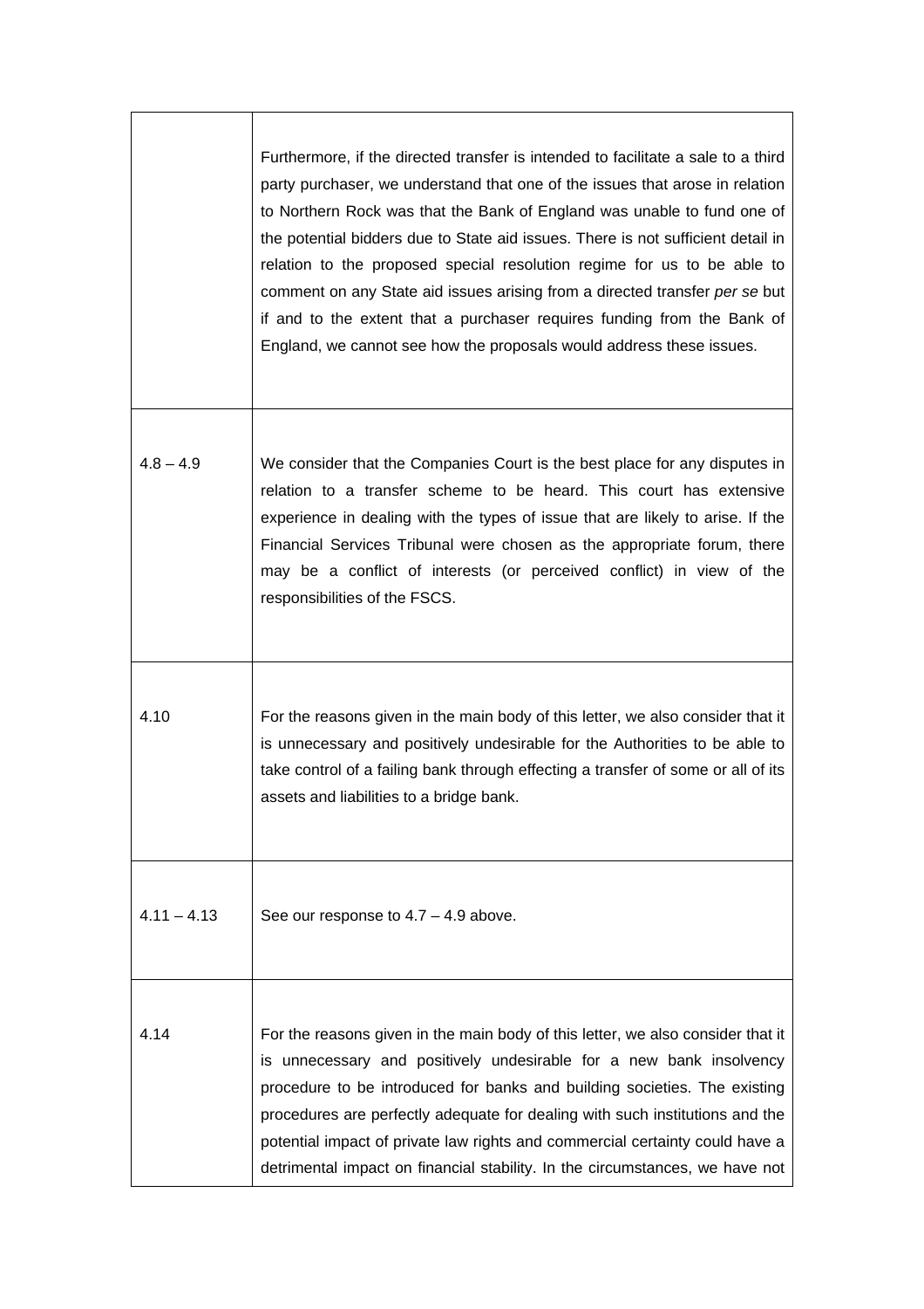|  |  |
|---|---|
|  | Furthermore, if the directed transfer is intended to facilitate a sale to a third party purchaser, we understand that one of the issues that arose in relation to Northern Rock was that the Bank of England was unable to fund one of the potential bidders due to State aid issues. There is not sufficient detail in relation to the proposed special resolution regime for us to be able to comment on any State aid issues arising from a directed transfer *per se* but if and to the extent that a purchaser requires funding from the Bank of England, we cannot see how the proposals would address these issues. |
| 4.8 – 4.9 | We consider that the Companies Court is the best place for any disputes in relation to a transfer scheme to be heard. This court has extensive experience in dealing with the types of issue that are likely to arise. If the Financial Services Tribunal were chosen as the appropriate forum, there may be a conflict of interests (or perceived conflict) in view of the responsibilities of the FSCS. |
| 4.10 | For the reasons given in the main body of this letter, we also consider that it is unnecessary and positively undesirable for the Authorities to be able to take control of a failing bank through effecting a transfer of some or all of its assets and liabilities to a bridge bank. |
| 4.11 – 4.13 | See our response to 4.7 – 4.9 above. |
| 4.14 | For the reasons given in the main body of this letter, we also consider that it is unnecessary and positively undesirable for a new bank insolvency procedure to be introduced for banks and building societies. The existing procedures are perfectly adequate for dealing with such institutions and the potential impact of private law rights and commercial certainty could have a detrimental impact on financial stability. In the circumstances, we have not |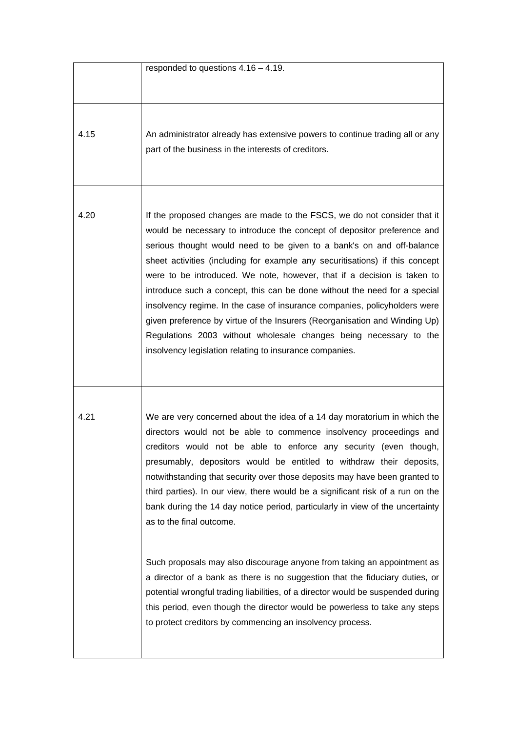| | |
|---|---|
| | responded to questions 4.16 – 4.19. |
| 4.15 | An administrator already has extensive powers to continue trading all or any part of the business in the interests of creditors. |
| 4.20 | If the proposed changes are made to the FSCS, we do not consider that it would be necessary to introduce the concept of depositor preference and serious thought would need to be given to a bank's on and off-balance sheet activities (including for example any securitisations) if this concept were to be introduced. We note, however, that if a decision is taken to introduce such a concept, this can be done without the need for a special insolvency regime. In the case of insurance companies, policyholders were given preference by virtue of the Insurers (Reorganisation and Winding Up) Regulations 2003 without wholesale changes being necessary to the insolvency legislation relating to insurance companies. |
| 4.21 | We are very concerned about the idea of a 14 day moratorium in which the directors would not be able to commence insolvency proceedings and creditors would not be able to enforce any security (even though, presumably, depositors would be entitled to withdraw their deposits, notwithstanding that security over those deposits may have been granted to third parties). In our view, there would be a significant risk of a run on the bank during the 14 day notice period, particularly in view of the uncertainty as to the final outcome.<br><br>Such proposals may also discourage anyone from taking an appointment as a director of a bank as there is no suggestion that the fiduciary duties, or potential wrongful trading liabilities, of a director would be suspended during this period, even though the director would be powerless to take any steps to protect creditors by commencing an insolvency process. |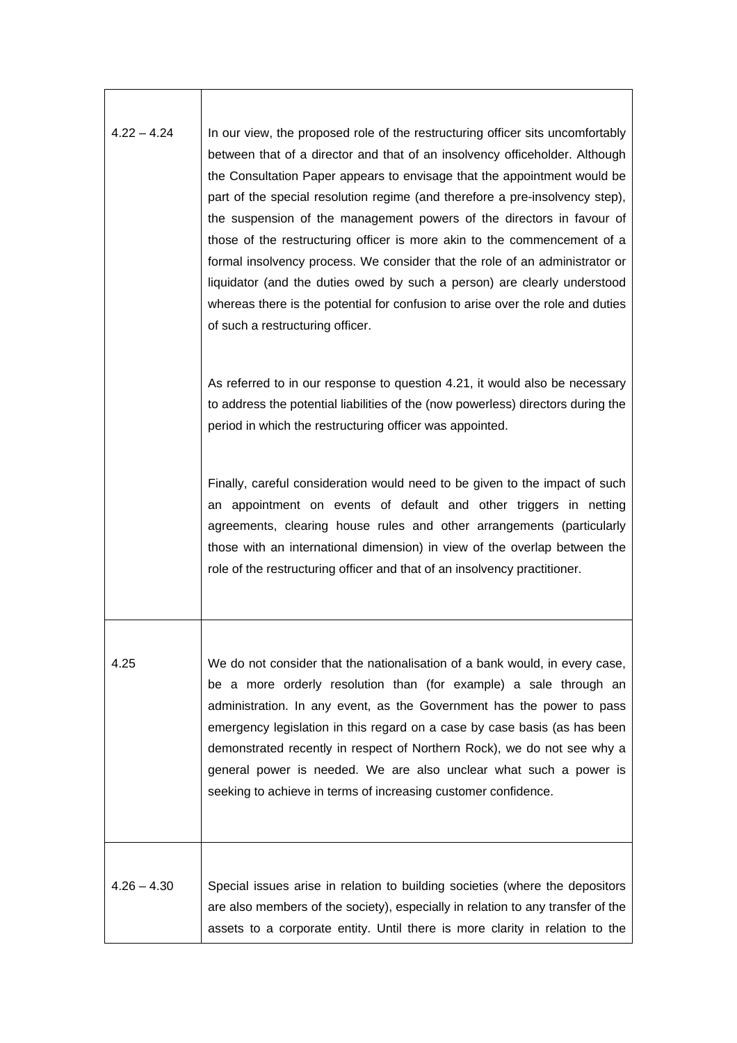| | |
|---|---|
| 4.22 – 4.24 | In our view, the proposed role of the restructuring officer sits uncomfortably between that of a director and that of an insolvency officeholder. Although the Consultation Paper appears to envisage that the appointment would be part of the special resolution regime (and therefore a pre-insolvency step), the suspension of the management powers of the directors in favour of those of the restructuring officer is more akin to the commencement of a formal insolvency process. We consider that the role of an administrator or liquidator (and the duties owed by such a person) are clearly understood whereas there is the potential for confusion to arise over the role and duties of such a restructuring officer.<br><br>As referred to in our response to question 4.21, it would also be necessary to address the potential liabilities of the (now powerless) directors during the period in which the restructuring officer was appointed.<br><br>Finally, careful consideration would need to be given to the impact of such an appointment on events of default and other triggers in netting agreements, clearing house rules and other arrangements (particularly those with an international dimension) in view of the overlap between the role of the restructuring officer and that of an insolvency practitioner. |
| 4.25 | We do not consider that the nationalisation of a bank would, in every case, be a more orderly resolution than (for example) a sale through an administration. In any event, as the Government has the power to pass emergency legislation in this regard on a case by case basis (as has been demonstrated recently in respect of Northern Rock), we do not see why a general power is needed. We are also unclear what such a power is seeking to achieve in terms of increasing customer confidence. |
| 4.26 – 4.30 | Special issues arise in relation to building societies (where the depositors are also members of the society), especially in relation to any transfer of the assets to a corporate entity. Until there is more clarity in relation to the |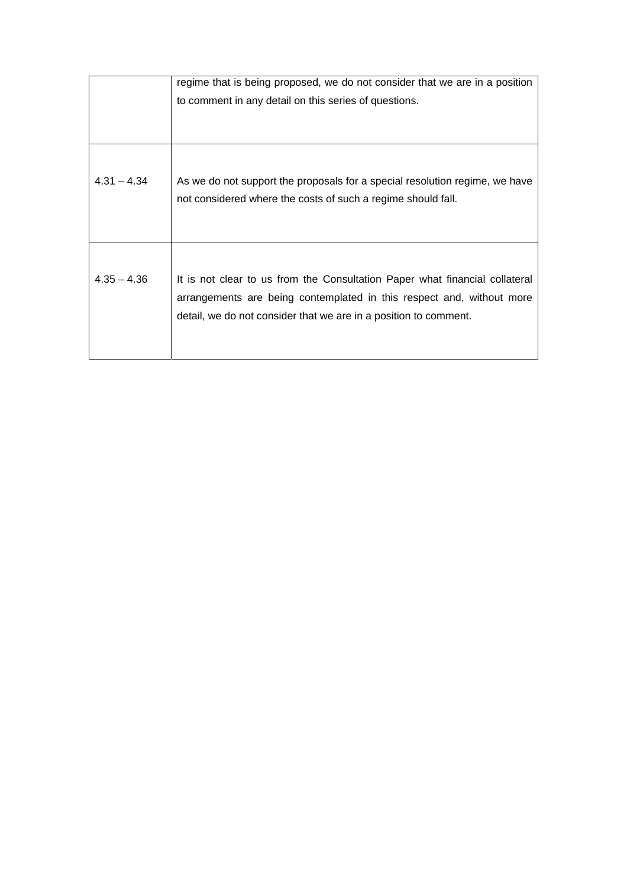| | |
|---|---|
| | regime that is being proposed, we do not consider that we are in a position to comment in any detail on this series of questions. |
| 4.31 – 4.34 | As we do not support the proposals for a special resolution regime, we have not considered where the costs of such a regime should fall. |
| 4.35 – 4.36 | It is not clear to us from the Consultation Paper what financial collateral arrangements are being contemplated in this respect and, without more detail, we do not consider that we are in a position to comment. |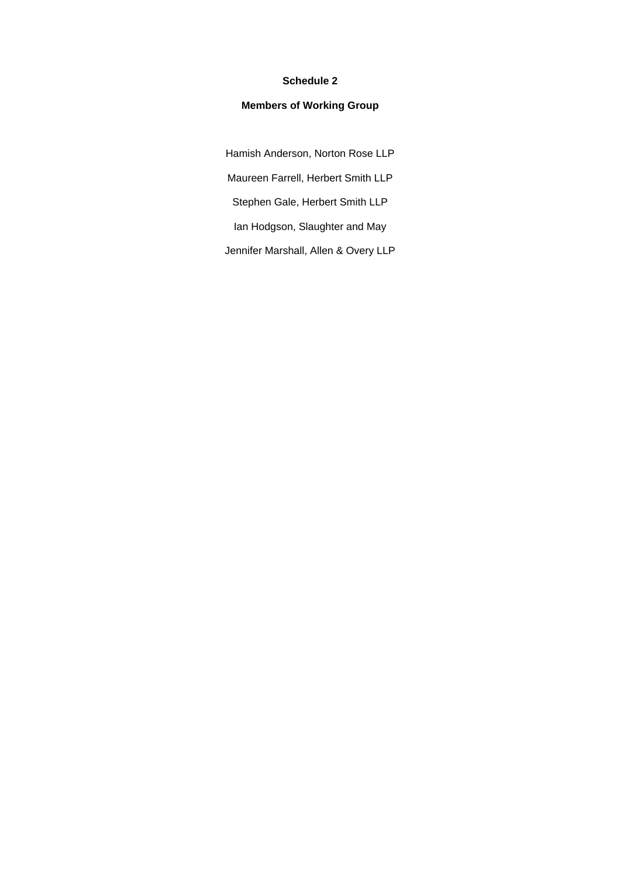## Schedule 2

## Members of Working Group

Hamish Anderson, Norton Rose LLP

Maureen Farrell, Herbert Smith LLP

Stephen Gale, Herbert Smith LLP

Ian Hodgson, Slaughter and May

Jennifer Marshall, Allen & Overy LLP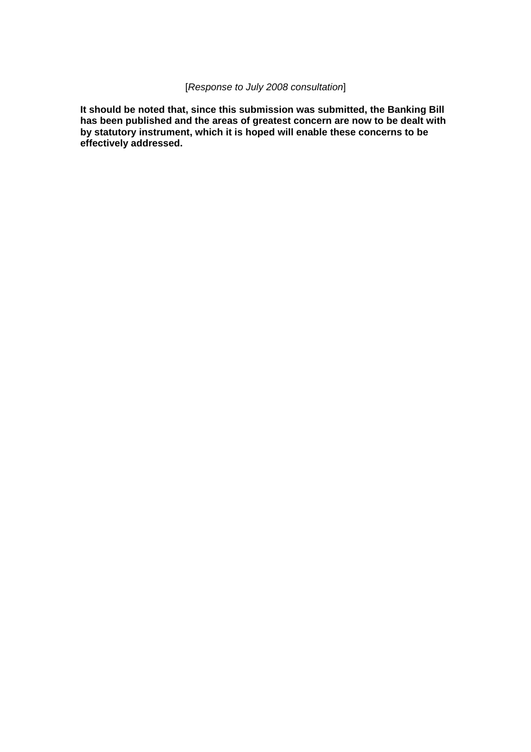[*Response to July 2008 consultation*]

**It should be noted that, since this submission was submitted, the Banking Bill has been published and the areas of greatest concern are now to be dealt with by statutory instrument, which it is hoped will enable these concerns to be effectively addressed.**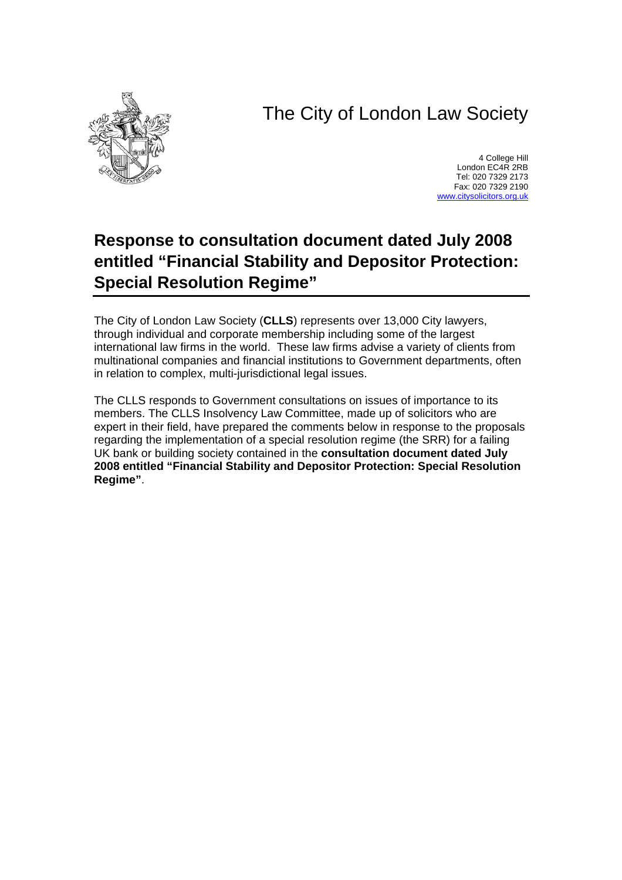# The City of London Law Society

4 College Hill
London EC4R 2RB
Tel: 020 7329 2173
Fax: 020 7329 2190
www.citysolicitors.org.uk

## Response to consultation document dated July 2008 entitled "Financial Stability and Depositor Protection: Special Resolution Regime"

The City of London Law Society (**CLLS**) represents over 13,000 City lawyers, through individual and corporate membership including some of the largest international law firms in the world. These law firms advise a variety of clients from multinational companies and financial institutions to Government departments, often in relation to complex, multi-jurisdictional legal issues.

The CLLS responds to Government consultations on issues of importance to its members. The CLLS Insolvency Law Committee, made up of solicitors who are expert in their field, have prepared the comments below in response to the proposals regarding the implementation of a special resolution regime (the SRR) for a failing UK bank or building society contained in the **consultation document dated July 2008 entitled "Financial Stability and Depositor Protection: Special Resolution Regime"**.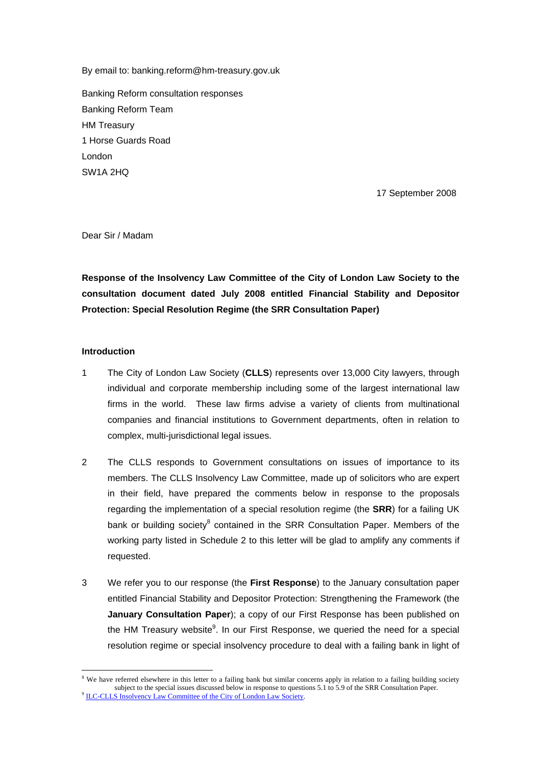By email to: banking.reform@hm-treasury.gov.uk

Banking Reform consultation responses
Banking Reform Team
HM Treasury
1 Horse Guards Road
London
SW1A 2HQ

17 September 2008

Dear Sir / Madam

**Response of the Insolvency Law Committee of the City of London Law Society to the consultation document dated July 2008 entitled Financial Stability and Depositor Protection: Special Resolution Regime (the SRR Consultation Paper)**

**Introduction**

1 The City of London Law Society (**CLLS**) represents over 13,000 City lawyers, through individual and corporate membership including some of the largest international law firms in the world. These law firms advise a variety of clients from multinational companies and financial institutions to Government departments, often in relation to complex, multi-jurisdictional legal issues.

2 The CLLS responds to Government consultations on issues of importance to its members. The CLLS Insolvency Law Committee, made up of solicitors who are expert in their field, have prepared the comments below in response to the proposals regarding the implementation of a special resolution regime (the **SRR**) for a failing UK bank or building society[8] contained in the SRR Consultation Paper. Members of the working party listed in Schedule 2 to this letter will be glad to amplify any comments if requested.

3 We refer you to our response (the **First Response**) to the January consultation paper entitled Financial Stability and Depositor Protection: Strengthening the Framework (the **January Consultation Paper**); a copy of our First Response has been published on the HM Treasury website[9]. In our First Response, we queried the need for a special resolution regime or special insolvency procedure to deal with a failing bank in light of

[8] We have referred elsewhere in this letter to a failing bank but similar concerns apply in relation to a failing building society subject to the special issues discussed below in response to questions 5.1 to 5.9 of the SRR Consultation Paper.

[9] ILC-CLLS Insolvency Law Committee of the City of London Law Society.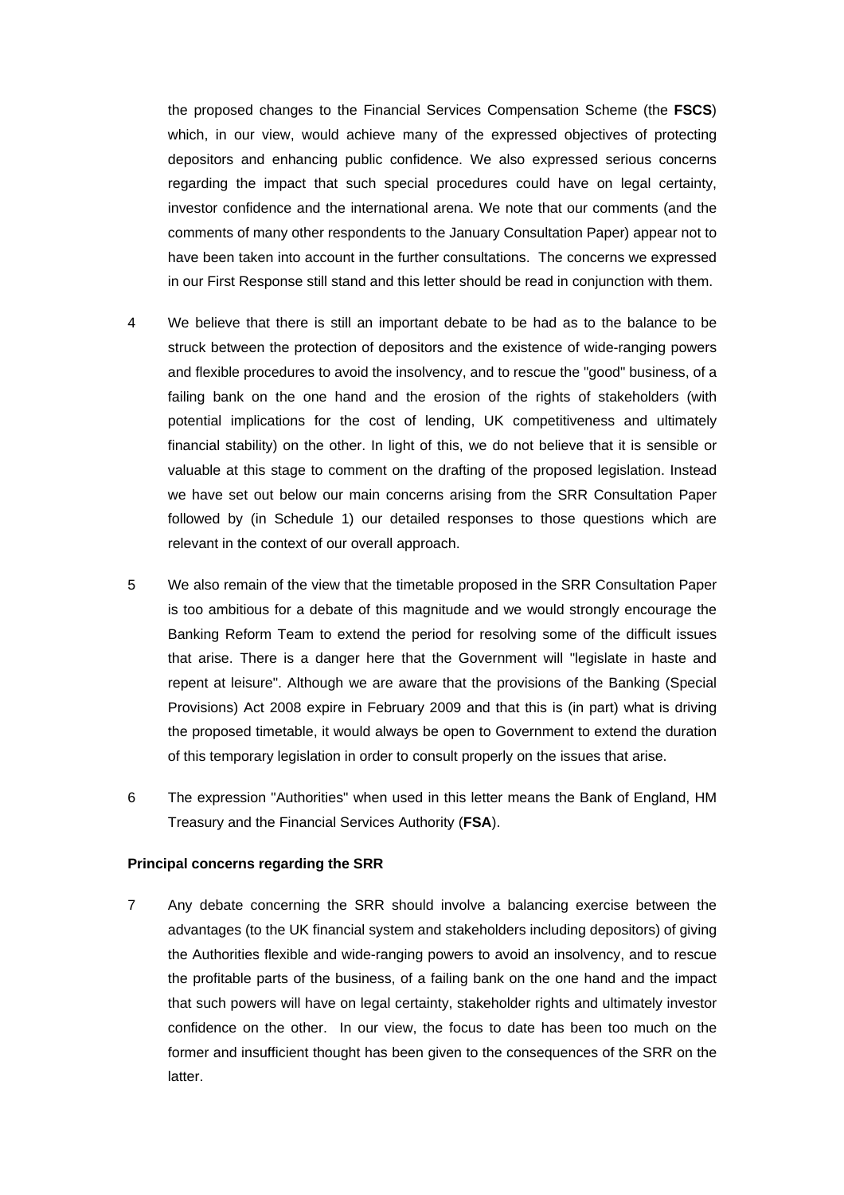the proposed changes to the Financial Services Compensation Scheme (the **FSCS**) which, in our view, would achieve many of the expressed objectives of protecting depositors and enhancing public confidence. We also expressed serious concerns regarding the impact that such special procedures could have on legal certainty, investor confidence and the international arena. We note that our comments (and the comments of many other respondents to the January Consultation Paper) appear not to have been taken into account in the further consultations. The concerns we expressed in our First Response still stand and this letter should be read in conjunction with them.

4 We believe that there is still an important debate to be had as to the balance to be struck between the protection of depositors and the existence of wide-ranging powers and flexible procedures to avoid the insolvency, and to rescue the "good" business, of a failing bank on the one hand and the erosion of the rights of stakeholders (with potential implications for the cost of lending, UK competitiveness and ultimately financial stability) on the other. In light of this, we do not believe that it is sensible or valuable at this stage to comment on the drafting of the proposed legislation. Instead we have set out below our main concerns arising from the SRR Consultation Paper followed by (in Schedule 1) our detailed responses to those questions which are relevant in the context of our overall approach.

5 We also remain of the view that the timetable proposed in the SRR Consultation Paper is too ambitious for a debate of this magnitude and we would strongly encourage the Banking Reform Team to extend the period for resolving some of the difficult issues that arise. There is a danger here that the Government will "legislate in haste and repent at leisure". Although we are aware that the provisions of the Banking (Special Provisions) Act 2008 expire in February 2009 and that this is (in part) what is driving the proposed timetable, it would always be open to Government to extend the duration of this temporary legislation in order to consult properly on the issues that arise.

6 The expression "Authorities" when used in this letter means the Bank of England, HM Treasury and the Financial Services Authority (**FSA**).

**Principal concerns regarding the SRR**

7 Any debate concerning the SRR should involve a balancing exercise between the advantages (to the UK financial system and stakeholders including depositors) of giving the Authorities flexible and wide-ranging powers to avoid an insolvency, and to rescue the profitable parts of the business, of a failing bank on the one hand and the impact that such powers will have on legal certainty, stakeholder rights and ultimately investor confidence on the other. In our view, the focus to date has been too much on the former and insufficient thought has been given to the consequences of the SRR on the latter.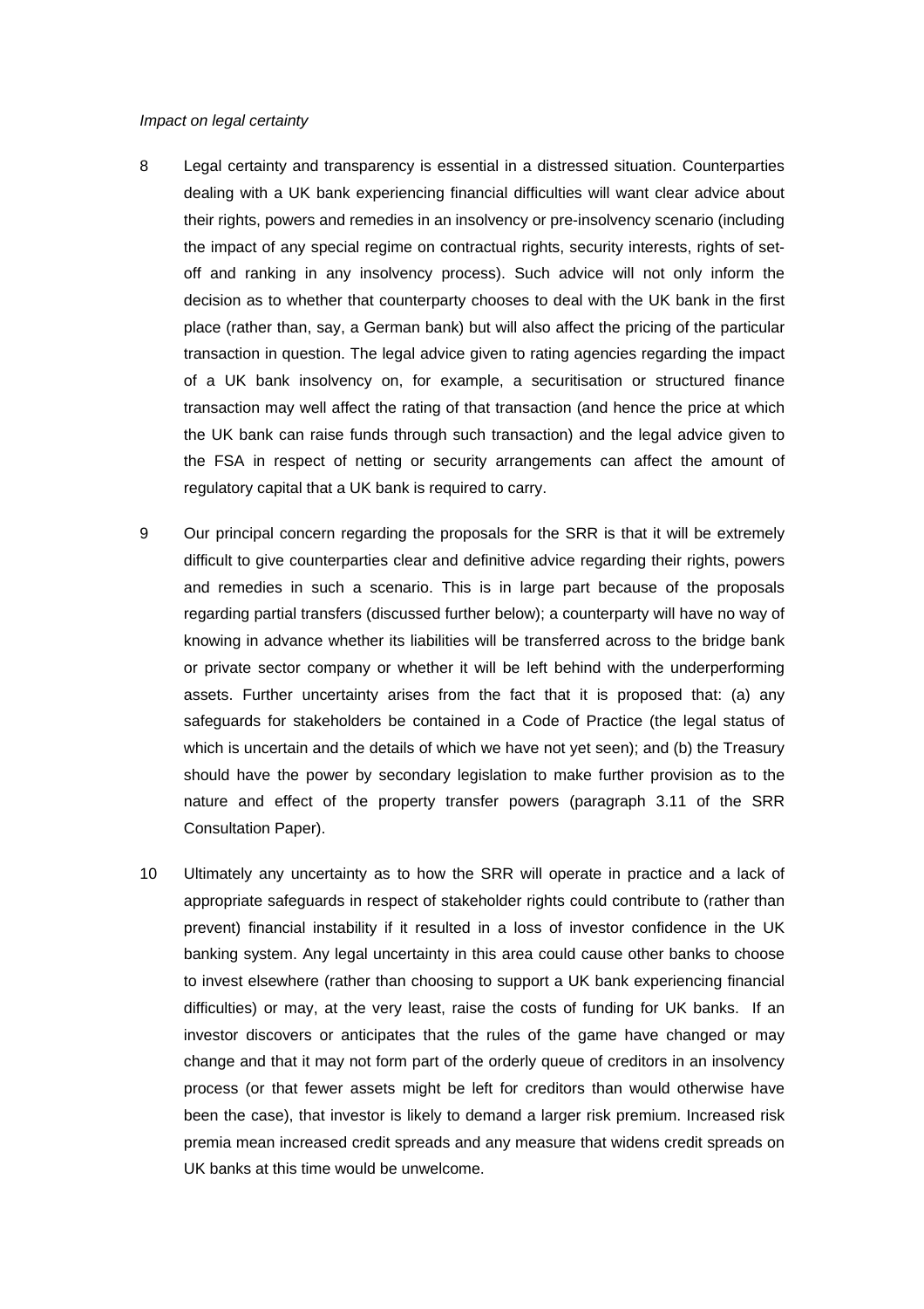*Impact on legal certainty*

8 Legal certainty and transparency is essential in a distressed situation. Counterparties dealing with a UK bank experiencing financial difficulties will want clear advice about their rights, powers and remedies in an insolvency or pre-insolvency scenario (including the impact of any special regime on contractual rights, security interests, rights of set-off and ranking in any insolvency process). Such advice will not only inform the decision as to whether that counterparty chooses to deal with the UK bank in the first place (rather than, say, a German bank) but will also affect the pricing of the particular transaction in question. The legal advice given to rating agencies regarding the impact of a UK bank insolvency on, for example, a securitisation or structured finance transaction may well affect the rating of that transaction (and hence the price at which the UK bank can raise funds through such transaction) and the legal advice given to the FSA in respect of netting or security arrangements can affect the amount of regulatory capital that a UK bank is required to carry.

9 Our principal concern regarding the proposals for the SRR is that it will be extremely difficult to give counterparties clear and definitive advice regarding their rights, powers and remedies in such a scenario. This is in large part because of the proposals regarding partial transfers (discussed further below); a counterparty will have no way of knowing in advance whether its liabilities will be transferred across to the bridge bank or private sector company or whether it will be left behind with the underperforming assets. Further uncertainty arises from the fact that it is proposed that: (a) any safeguards for stakeholders be contained in a Code of Practice (the legal status of which is uncertain and the details of which we have not yet seen); and (b) the Treasury should have the power by secondary legislation to make further provision as to the nature and effect of the property transfer powers (paragraph 3.11 of the SRR Consultation Paper).

10 Ultimately any uncertainty as to how the SRR will operate in practice and a lack of appropriate safeguards in respect of stakeholder rights could contribute to (rather than prevent) financial instability if it resulted in a loss of investor confidence in the UK banking system. Any legal uncertainty in this area could cause other banks to choose to invest elsewhere (rather than choosing to support a UK bank experiencing financial difficulties) or may, at the very least, raise the costs of funding for UK banks. If an investor discovers or anticipates that the rules of the game have changed or may change and that it may not form part of the orderly queue of creditors in an insolvency process (or that fewer assets might be left for creditors than would otherwise have been the case), that investor is likely to demand a larger risk premium. Increased risk premia mean increased credit spreads and any measure that widens credit spreads on UK banks at this time would be unwelcome.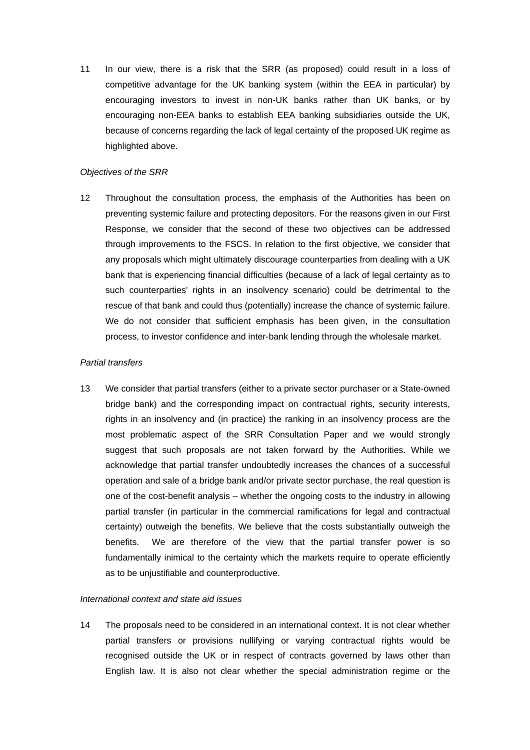11 In our view, there is a risk that the SRR (as proposed) could result in a loss of competitive advantage for the UK banking system (within the EEA in particular) by encouraging investors to invest in non-UK banks rather than UK banks, or by encouraging non-EEA banks to establish EEA banking subsidiaries outside the UK, because of concerns regarding the lack of legal certainty of the proposed UK regime as highlighted above.

*Objectives of the SRR*

12 Throughout the consultation process, the emphasis of the Authorities has been on preventing systemic failure and protecting depositors. For the reasons given in our First Response, we consider that the second of these two objectives can be addressed through improvements to the FSCS. In relation to the first objective, we consider that any proposals which might ultimately discourage counterparties from dealing with a UK bank that is experiencing financial difficulties (because of a lack of legal certainty as to such counterparties' rights in an insolvency scenario) could be detrimental to the rescue of that bank and could thus (potentially) increase the chance of systemic failure. We do not consider that sufficient emphasis has been given, in the consultation process, to investor confidence and inter-bank lending through the wholesale market.

*Partial transfers*

13 We consider that partial transfers (either to a private sector purchaser or a State-owned bridge bank) and the corresponding impact on contractual rights, security interests, rights in an insolvency and (in practice) the ranking in an insolvency process are the most problematic aspect of the SRR Consultation Paper and we would strongly suggest that such proposals are not taken forward by the Authorities. While we acknowledge that partial transfer undoubtedly increases the chances of a successful operation and sale of a bridge bank and/or private sector purchase, the real question is one of the cost-benefit analysis – whether the ongoing costs to the industry in allowing partial transfer (in particular in the commercial ramifications for legal and contractual certainty) outweigh the benefits. We believe that the costs substantially outweigh the benefits. We are therefore of the view that the partial transfer power is so fundamentally inimical to the certainty which the markets require to operate efficiently as to be unjustifiable and counterproductive.

*International context and state aid issues*

14 The proposals need to be considered in an international context. It is not clear whether partial transfers or provisions nullifying or varying contractual rights would be recognised outside the UK or in respect of contracts governed by laws other than English law. It is also not clear whether the special administration regime or the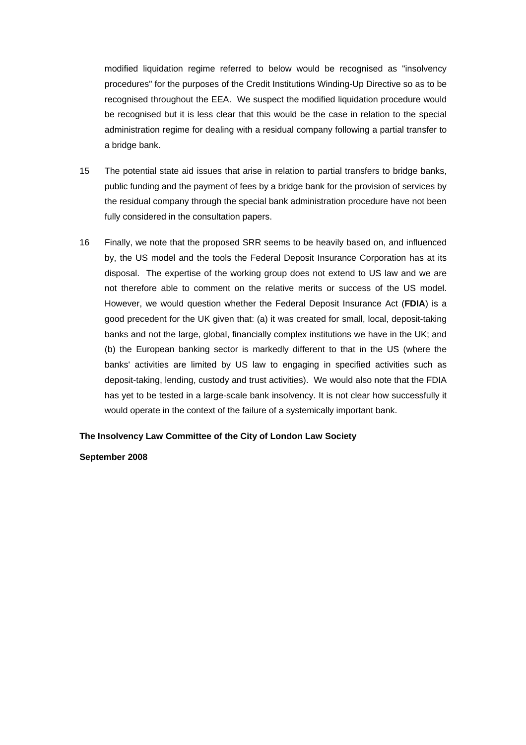modified liquidation regime referred to below would be recognised as "insolvency procedures" for the purposes of the Credit Institutions Winding-Up Directive so as to be recognised throughout the EEA. We suspect the modified liquidation procedure would be recognised but it is less clear that this would be the case in relation to the special administration regime for dealing with a residual company following a partial transfer to a bridge bank.

15 The potential state aid issues that arise in relation to partial transfers to bridge banks, public funding and the payment of fees by a bridge bank for the provision of services by the residual company through the special bank administration procedure have not been fully considered in the consultation papers.

16 Finally, we note that the proposed SRR seems to be heavily based on, and influenced by, the US model and the tools the Federal Deposit Insurance Corporation has at its disposal. The expertise of the working group does not extend to US law and we are not therefore able to comment on the relative merits or success of the US model. However, we would question whether the Federal Deposit Insurance Act (**FDIA**) is a good precedent for the UK given that: (a) it was created for small, local, deposit-taking banks and not the large, global, financially complex institutions we have in the UK; and (b) the European banking sector is markedly different to that in the US (where the banks' activities are limited by US law to engaging in specified activities such as deposit-taking, lending, custody and trust activities). We would also note that the FDIA has yet to be tested in a large-scale bank insolvency. It is not clear how successfully it would operate in the context of the failure of a systemically important bank.

**The Insolvency Law Committee of the City of London Law Society**

**September 2008**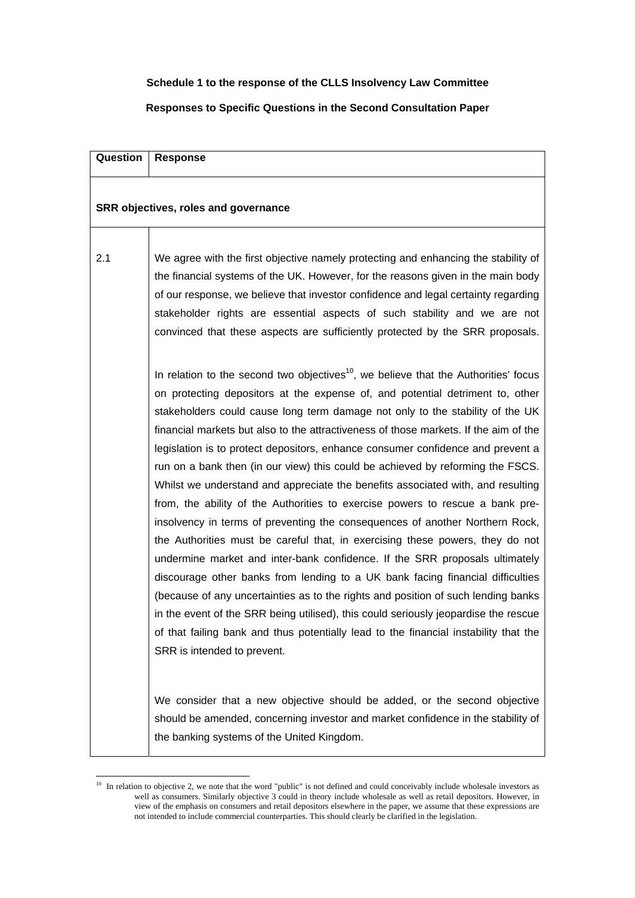**Schedule 1 to the response of the CLLS Insolvency Law Committee**

**Responses to Specific Questions in the Second Consultation Paper**

| Question | Response |
|---|---|
| **SRR objectives, roles and governance** | |
| 2.1 | We agree with the first objective namely protecting and enhancing the stability of the financial systems of the UK. However, for the reasons given in the main body of our response, we believe that investor confidence and legal certainty regarding stakeholder rights are essential aspects of such stability and we are not convinced that these aspects are sufficiently protected by the SRR proposals.<br><br>In relation to the second two objectives[10], we believe that the Authorities' focus on protecting depositors at the expense of, and potential detriment to, other stakeholders could cause long term damage not only to the stability of the UK financial markets but also to the attractiveness of those markets. If the aim of the legislation is to protect depositors, enhance consumer confidence and prevent a run on a bank then (in our view) this could be achieved by reforming the FSCS. Whilst we understand and appreciate the benefits associated with, and resulting from, the ability of the Authorities to exercise powers to rescue a bank pre-insolvency in terms of preventing the consequences of another Northern Rock, the Authorities must be careful that, in exercising these powers, they do not undermine market and inter-bank confidence. If the SRR proposals ultimately discourage other banks from lending to a UK bank facing financial difficulties (because of any uncertainties as to the rights and position of such lending banks in the event of the SRR being utilised), this could seriously jeopardise the rescue of that failing bank and thus potentially lead to the financial instability that the SRR is intended to prevent.<br><br>We consider that a new objective should be added, or the second objective should be amended, concerning investor and market confidence in the stability of the banking systems of the United Kingdom. |

[10] In relation to objective 2, we note that the word "public" is not defined and could conceivably include wholesale investors as well as consumers. Similarly objective 3 could in theory include wholesale as well as retail depositors. However, in view of the emphasis on consumers and retail depositors elsewhere in the paper, we assume that these expressions are not intended to include commercial counterparties. This should clearly be clarified in the legislation.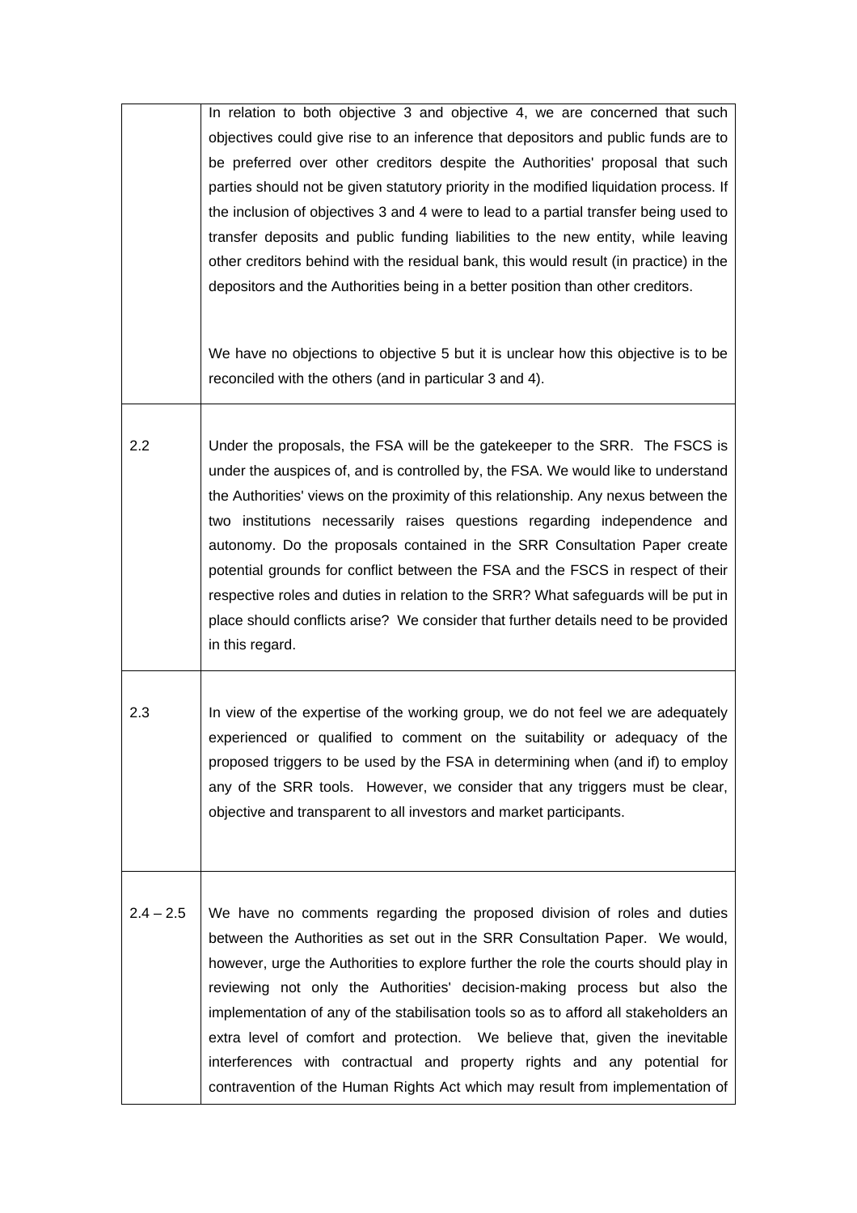| | |
|---|---|
| | In relation to both objective 3 and objective 4, we are concerned that such objectives could give rise to an inference that depositors and public funds are to be preferred over other creditors despite the Authorities' proposal that such parties should not be given statutory priority in the modified liquidation process. If the inclusion of objectives 3 and 4 were to lead to a partial transfer being used to transfer deposits and public funding liabilities to the new entity, while leaving other creditors behind with the residual bank, this would result (in practice) in the depositors and the Authorities being in a better position than other creditors.<br><br>We have no objections to objective 5 but it is unclear how this objective is to be reconciled with the others (and in particular 3 and 4). |
| 2.2 | Under the proposals, the FSA will be the gatekeeper to the SRR. The FSCS is under the auspices of, and is controlled by, the FSA. We would like to understand the Authorities' views on the proximity of this relationship. Any nexus between the two institutions necessarily raises questions regarding independence and autonomy. Do the proposals contained in the SRR Consultation Paper create potential grounds for conflict between the FSA and the FSCS in respect of their respective roles and duties in relation to the SRR? What safeguards will be put in place should conflicts arise? We consider that further details need to be provided in this regard. |
| 2.3 | In view of the expertise of the working group, we do not feel we are adequately experienced or qualified to comment on the suitability or adequacy of the proposed triggers to be used by the FSA in determining when (and if) to employ any of the SRR tools. However, we consider that any triggers must be clear, objective and transparent to all investors and market participants. |
| 2.4 – 2.5 | We have no comments regarding the proposed division of roles and duties between the Authorities as set out in the SRR Consultation Paper. We would, however, urge the Authorities to explore further the role the courts should play in reviewing not only the Authorities' decision-making process but also the implementation of any of the stabilisation tools so as to afford all stakeholders an extra level of comfort and protection. We believe that, given the inevitable interferences with contractual and property rights and any potential for contravention of the Human Rights Act which may result from implementation of |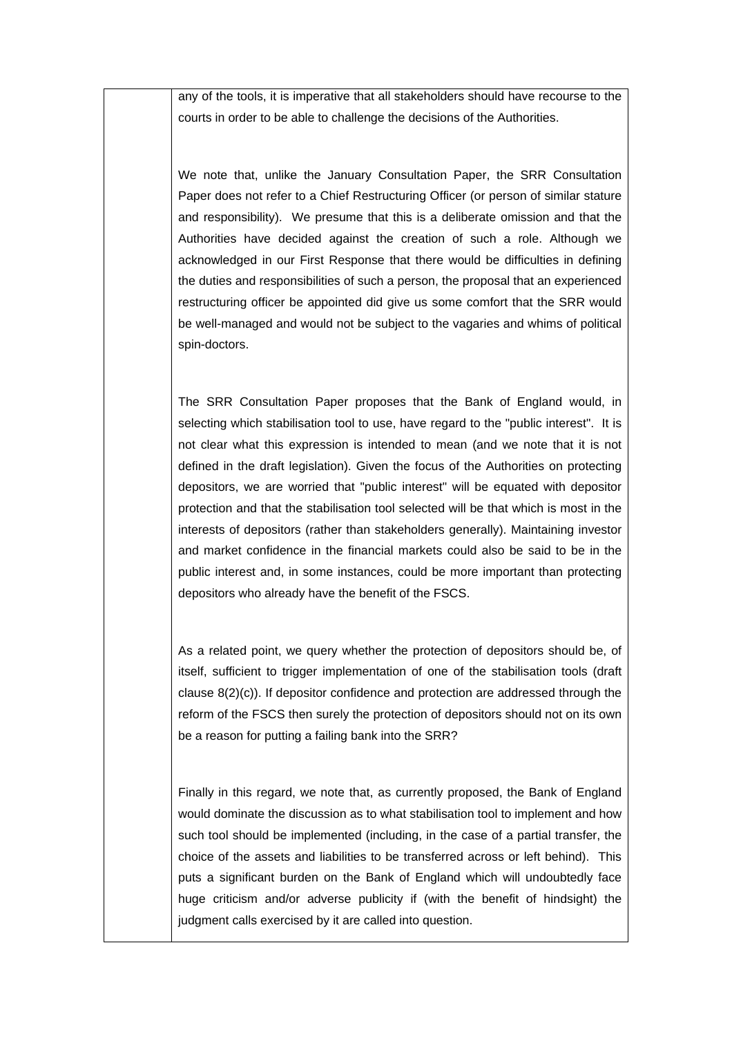| | |
|---|---|
| | any of the tools, it is imperative that all stakeholders should have recourse to the courts in order to be able to challenge the decisions of the Authorities.<br><br>We note that, unlike the January Consultation Paper, the SRR Consultation Paper does not refer to a Chief Restructuring Officer (or person of similar stature and responsibility). We presume that this is a deliberate omission and that the Authorities have decided against the creation of such a role. Although we acknowledged in our First Response that there would be difficulties in defining the duties and responsibilities of such a person, the proposal that an experienced restructuring officer be appointed did give us some comfort that the SRR would be well-managed and would not be subject to the vagaries and whims of political spin-doctors.<br><br>The SRR Consultation Paper proposes that the Bank of England would, in selecting which stabilisation tool to use, have regard to the "public interest". It is not clear what this expression is intended to mean (and we note that it is not defined in the draft legislation). Given the focus of the Authorities on protecting depositors, we are worried that "public interest" will be equated with depositor protection and that the stabilisation tool selected will be that which is most in the interests of depositors (rather than stakeholders generally). Maintaining investor and market confidence in the financial markets could also be said to be in the public interest and, in some instances, could be more important than protecting depositors who already have the benefit of the FSCS.<br><br>As a related point, we query whether the protection of depositors should be, of itself, sufficient to trigger implementation of one of the stabilisation tools (draft clause 8(2)(c)). If depositor confidence and protection are addressed through the reform of the FSCS then surely the protection of depositors should not on its own be a reason for putting a failing bank into the SRR?<br><br>Finally in this regard, we note that, as currently proposed, the Bank of England would dominate the discussion as to what stabilisation tool to implement and how such tool should be implemented (including, in the case of a partial transfer, the choice of the assets and liabilities to be transferred across or left behind). This puts a significant burden on the Bank of England which will undoubtedly face huge criticism and/or adverse publicity if (with the benefit of hindsight) the judgment calls exercised by it are called into question. |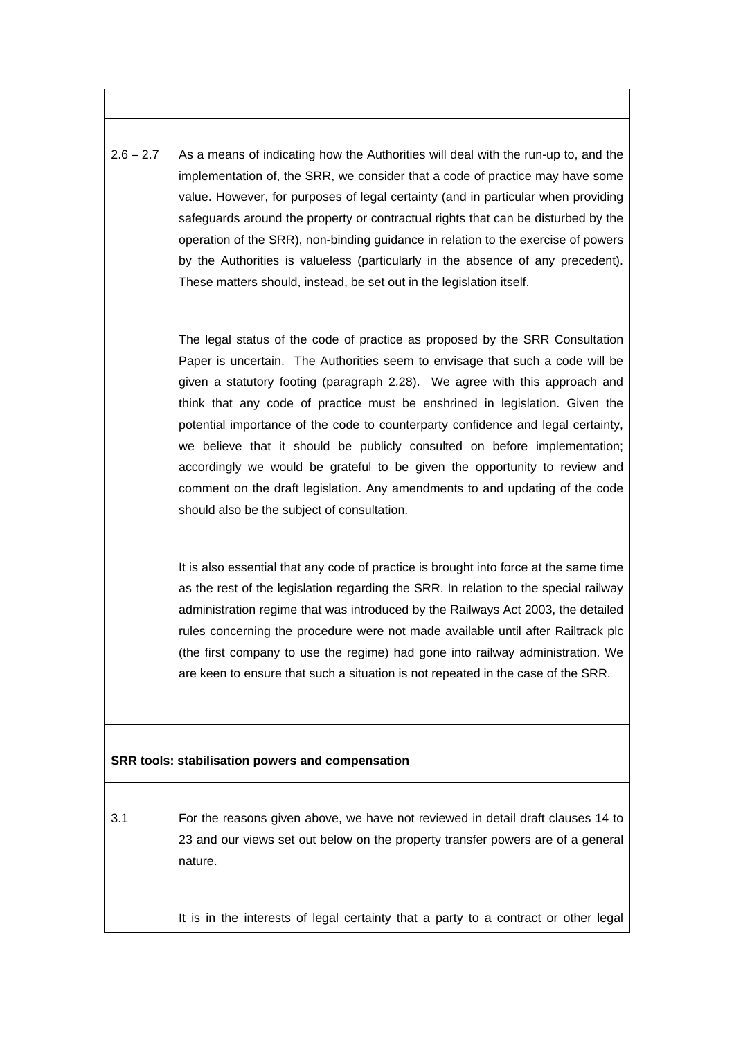| | |
|---|---|
| 2.6 – 2.7 | As a means of indicating how the Authorities will deal with the run-up to, and the implementation of, the SRR, we consider that a code of practice may have some value. However, for purposes of legal certainty (and in particular when providing safeguards around the property or contractual rights that can be disturbed by the operation of the SRR), non-binding guidance in relation to the exercise of powers by the Authorities is valueless (particularly in the absence of any precedent). These matters should, instead, be set out in the legislation itself.<br><br>The legal status of the code of practice as proposed by the SRR Consultation Paper is uncertain. The Authorities seem to envisage that such a code will be given a statutory footing (paragraph 2.28). We agree with this approach and think that any code of practice must be enshrined in legislation. Given the potential importance of the code to counterparty confidence and legal certainty, we believe that it should be publicly consulted on before implementation; accordingly we would be grateful to be given the opportunity to review and comment on the draft legislation. Any amendments to and updating of the code should also be the subject of consultation.<br><br>It is also essential that any code of practice is brought into force at the same time as the rest of the legislation regarding the SRR. In relation to the special railway administration regime that was introduced by the Railways Act 2003, the detailed rules concerning the procedure were not made available until after Railtrack plc (the first company to use the regime) had gone into railway administration. We are keen to ensure that such a situation is not repeated in the case of the SRR. |
| **SRR tools: stabilisation powers and compensation** | |
| 3.1 | For the reasons given above, we have not reviewed in detail draft clauses 14 to 23 and our views set out below on the property transfer powers are of a general nature.<br><br>It is in the interests of legal certainty that a party to a contract or other legal |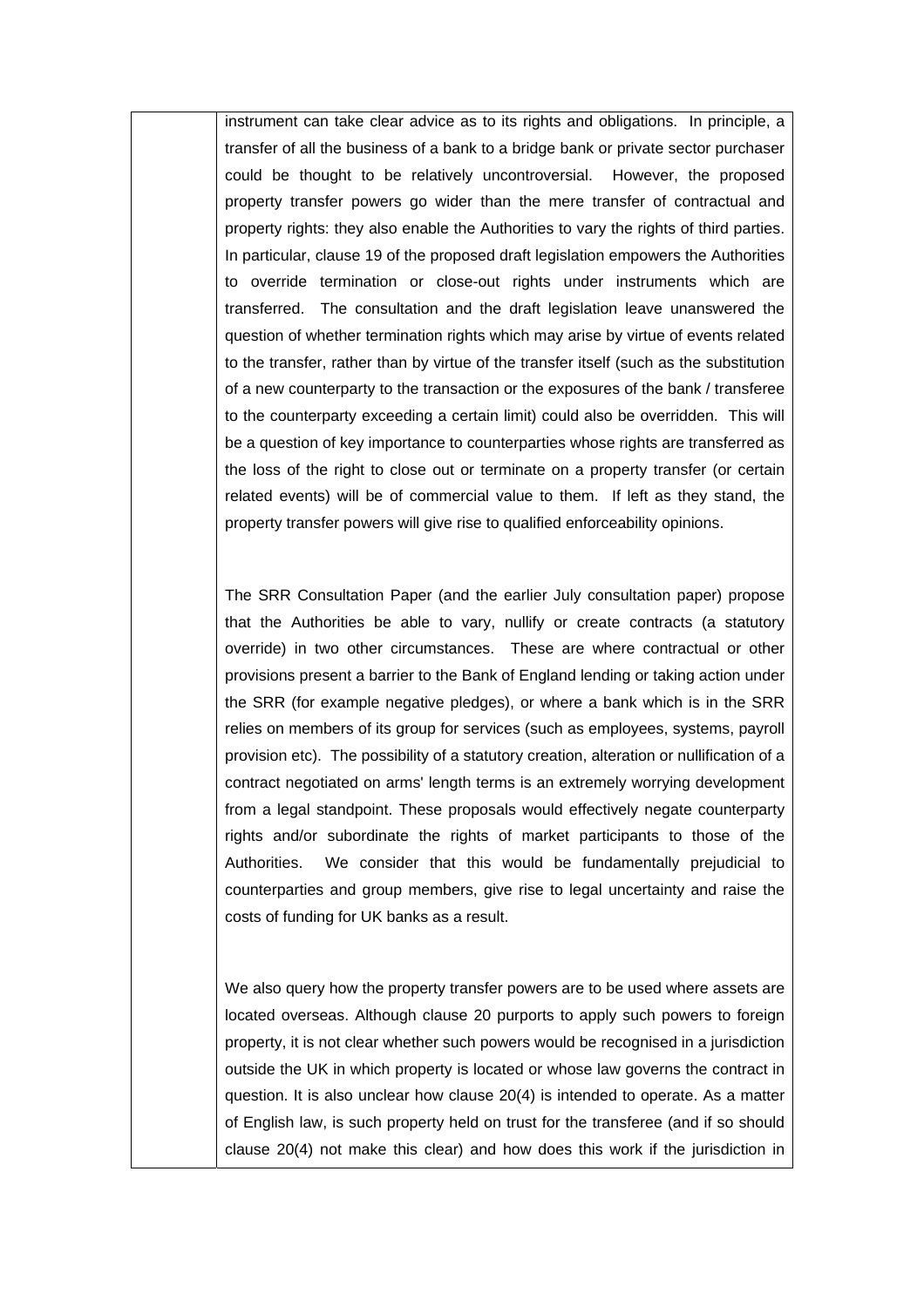|  |  |
|---|---|
|  | instrument can take clear advice as to its rights and obligations. In principle, a transfer of all the business of a bank to a bridge bank or private sector purchaser could be thought to be relatively uncontroversial. However, the proposed property transfer powers go wider than the mere transfer of contractual and property rights: they also enable the Authorities to vary the rights of third parties. In particular, clause 19 of the proposed draft legislation empowers the Authorities to override termination or close-out rights under instruments which are transferred. The consultation and the draft legislation leave unanswered the question of whether termination rights which may arise by virtue of events related to the transfer, rather than by virtue of the transfer itself (such as the substitution of a new counterparty to the transaction or the exposures of the bank / transferee to the counterparty exceeding a certain limit) could also be overridden. This will be a question of key importance to counterparties whose rights are transferred as the loss of the right to close out or terminate on a property transfer (or certain related events) will be of commercial value to them. If left as they stand, the property transfer powers will give rise to qualified enforceability opinions.<br><br>The SRR Consultation Paper (and the earlier July consultation paper) propose that the Authorities be able to vary, nullify or create contracts (a statutory override) in two other circumstances. These are where contractual or other provisions present a barrier to the Bank of England lending or taking action under the SRR (for example negative pledges), or where a bank which is in the SRR relies on members of its group for services (such as employees, systems, payroll provision etc). The possibility of a statutory creation, alteration or nullification of a contract negotiated on arms' length terms is an extremely worrying development from a legal standpoint. These proposals would effectively negate counterparty rights and/or subordinate the rights of market participants to those of the Authorities. We consider that this would be fundamentally prejudicial to counterparties and group members, give rise to legal uncertainty and raise the costs of funding for UK banks as a result.<br><br>We also query how the property transfer powers are to be used where assets are located overseas. Although clause 20 purports to apply such powers to foreign property, it is not clear whether such powers would be recognised in a jurisdiction outside the UK in which property is located or whose law governs the contract in question. It is also unclear how clause 20(4) is intended to operate. As a matter of English law, is such property held on trust for the transferee (and if so should clause 20(4) not make this clear) and how does this work if the jurisdiction in |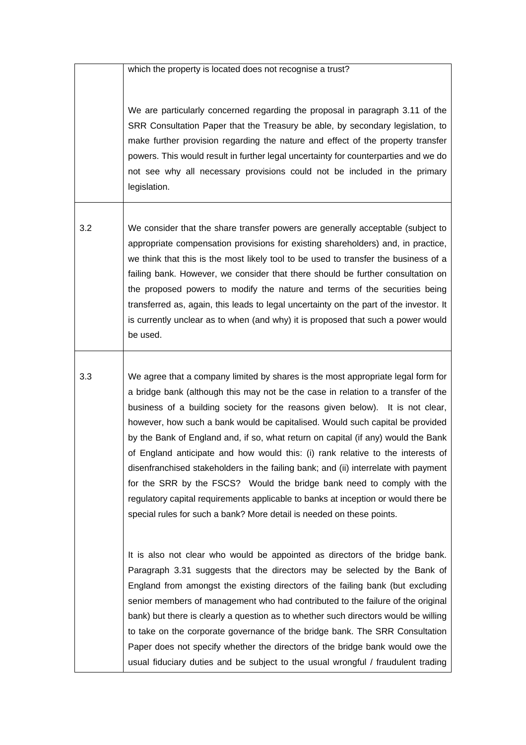| | |
|---|---|
| | which the property is located does not recognise a trust?<br><br>We are particularly concerned regarding the proposal in paragraph 3.11 of the SRR Consultation Paper that the Treasury be able, by secondary legislation, to make further provision regarding the nature and effect of the property transfer powers. This would result in further legal uncertainty for counterparties and we do not see why all necessary provisions could not be included in the primary legislation. |
| 3.2 | We consider that the share transfer powers are generally acceptable (subject to appropriate compensation provisions for existing shareholders) and, in practice, we think that this is the most likely tool to be used to transfer the business of a failing bank. However, we consider that there should be further consultation on the proposed powers to modify the nature and terms of the securities being transferred as, again, this leads to legal uncertainty on the part of the investor. It is currently unclear as to when (and why) it is proposed that such a power would be used. |
| 3.3 | We agree that a company limited by shares is the most appropriate legal form for a bridge bank (although this may not be the case in relation to a transfer of the business of a building society for the reasons given below). It is not clear, however, how such a bank would be capitalised. Would such capital be provided by the Bank of England and, if so, what return on capital (if any) would the Bank of England anticipate and how would this: (i) rank relative to the interests of disenfranchised stakeholders in the failing bank; and (ii) interrelate with payment for the SRR by the FSCS? Would the bridge bank need to comply with the regulatory capital requirements applicable to banks at inception or would there be special rules for such a bank? More detail is needed on these points.<br><br>It is also not clear who would be appointed as directors of the bridge bank. Paragraph 3.31 suggests that the directors may be selected by the Bank of England from amongst the existing directors of the failing bank (but excluding senior members of management who had contributed to the failure of the original bank) but there is clearly a question as to whether such directors would be willing to take on the corporate governance of the bridge bank. The SRR Consultation Paper does not specify whether the directors of the bridge bank would owe the usual fiduciary duties and be subject to the usual wrongful / fraudulent trading |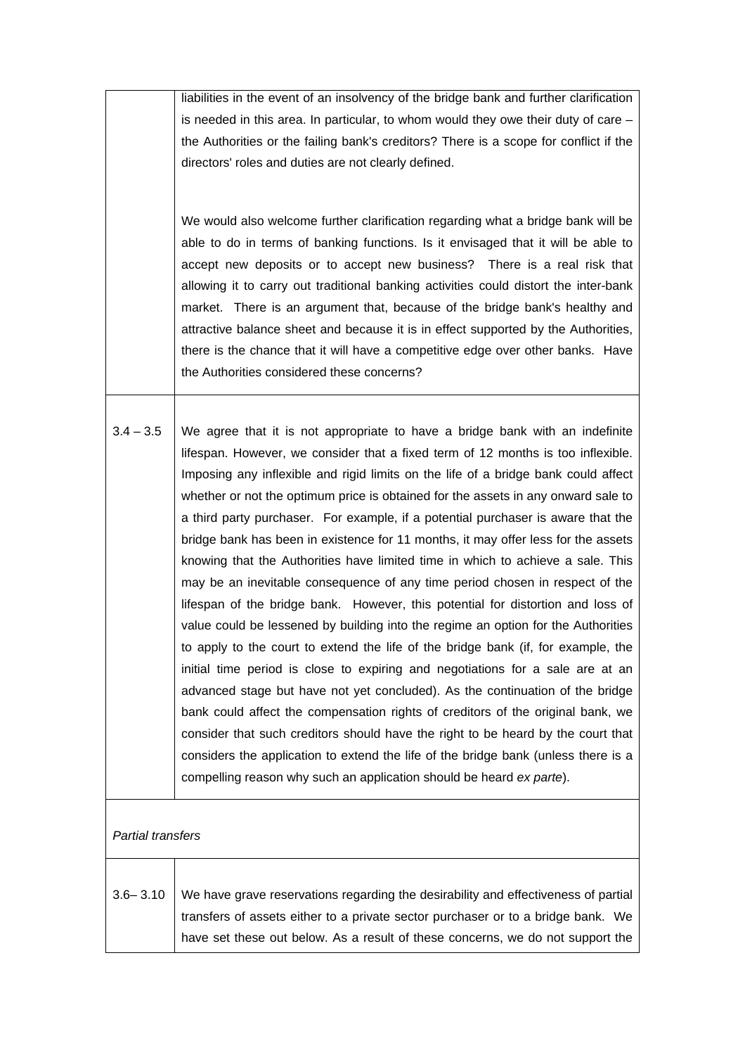| | |
|---|---|
| | liabilities in the event of an insolvency of the bridge bank and further clarification is needed in this area. In particular, to whom would they owe their duty of care – the Authorities or the failing bank's creditors? There is a scope for conflict if the directors' roles and duties are not clearly defined.<br><br>We would also welcome further clarification regarding what a bridge bank will be able to do in terms of banking functions. Is it envisaged that it will be able to accept new deposits or to accept new business? There is a real risk that allowing it to carry out traditional banking activities could distort the inter-bank market. There is an argument that, because of the bridge bank's healthy and attractive balance sheet and because it is in effect supported by the Authorities, there is the chance that it will have a competitive edge over other banks. Have the Authorities considered these concerns? |
| 3.4 – 3.5 | We agree that it is not appropriate to have a bridge bank with an indefinite lifespan. However, we consider that a fixed term of 12 months is too inflexible. Imposing any inflexible and rigid limits on the life of a bridge bank could affect whether or not the optimum price is obtained for the assets in any onward sale to a third party purchaser. For example, if a potential purchaser is aware that the bridge bank has been in existence for 11 months, it may offer less for the assets knowing that the Authorities have limited time in which to achieve a sale. This may be an inevitable consequence of any time period chosen in respect of the lifespan of the bridge bank. However, this potential for distortion and loss of value could be lessened by building into the regime an option for the Authorities to apply to the court to extend the life of the bridge bank (if, for example, the initial time period is close to expiring and negotiations for a sale are at an advanced stage but have not yet concluded). As the continuation of the bridge bank could affect the compensation rights of creditors of the original bank, we consider that such creditors should have the right to be heard by the court that considers the application to extend the life of the bridge bank (unless there is a compelling reason why such an application should be heard *ex parte*). |
| *Partial transfers* | |
| 3.6– 3.10 | We have grave reservations regarding the desirability and effectiveness of partial transfers of assets either to a private sector purchaser or to a bridge bank. We have set these out below. As a result of these concerns, we do not support the |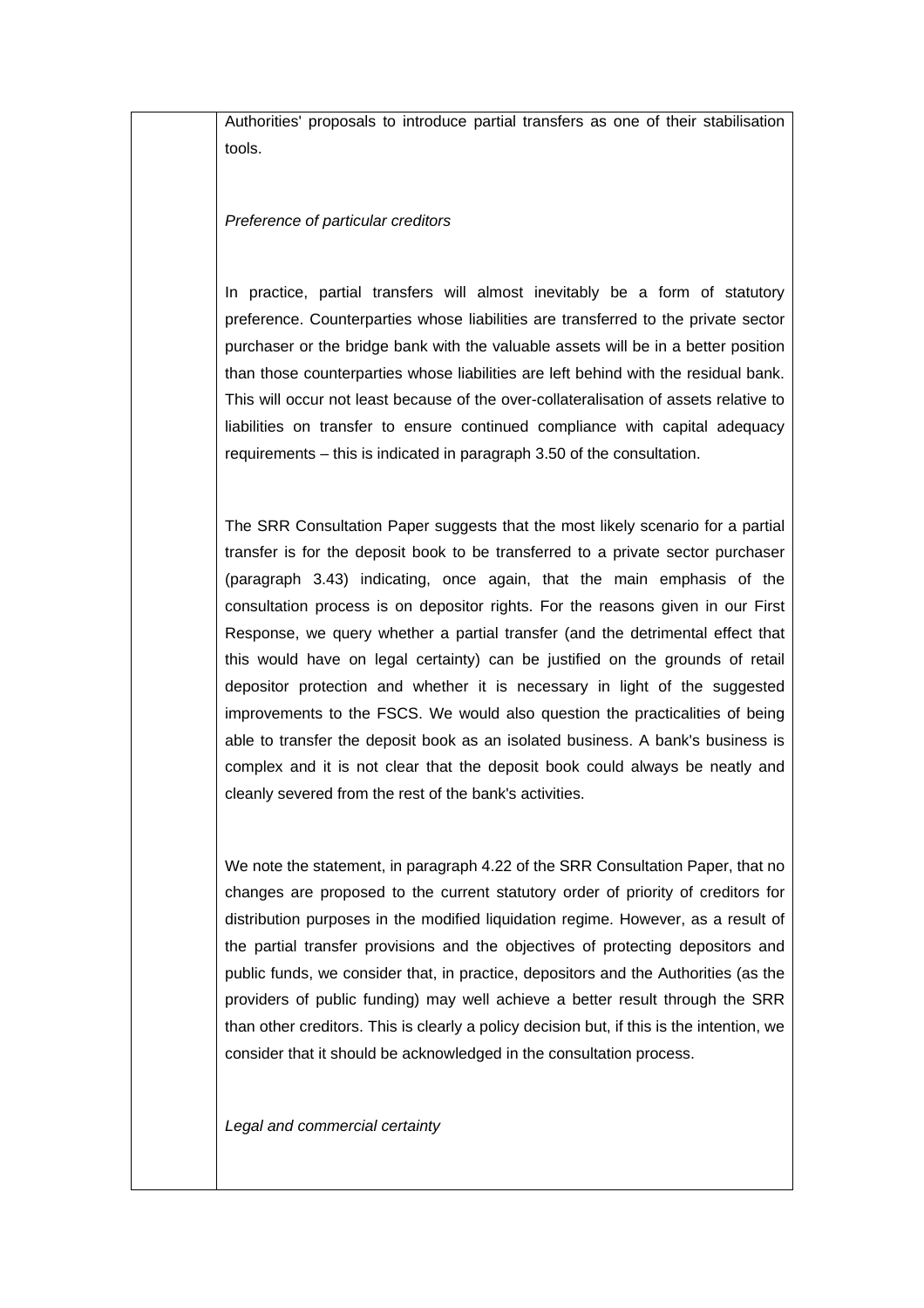Authorities' proposals to introduce partial transfers as one of their stabilisation tools.

*Preference of particular creditors*

In practice, partial transfers will almost inevitably be a form of statutory preference. Counterparties whose liabilities are transferred to the private sector purchaser or the bridge bank with the valuable assets will be in a better position than those counterparties whose liabilities are left behind with the residual bank. This will occur not least because of the over-collateralisation of assets relative to liabilities on transfer to ensure continued compliance with capital adequacy requirements – this is indicated in paragraph 3.50 of the consultation.

The SRR Consultation Paper suggests that the most likely scenario for a partial transfer is for the deposit book to be transferred to a private sector purchaser (paragraph 3.43) indicating, once again, that the main emphasis of the consultation process is on depositor rights. For the reasons given in our First Response, we query whether a partial transfer (and the detrimental effect that this would have on legal certainty) can be justified on the grounds of retail depositor protection and whether it is necessary in light of the suggested improvements to the FSCS. We would also question the practicalities of being able to transfer the deposit book as an isolated business. A bank's business is complex and it is not clear that the deposit book could always be neatly and cleanly severed from the rest of the bank's activities.

We note the statement, in paragraph 4.22 of the SRR Consultation Paper, that no changes are proposed to the current statutory order of priority of creditors for distribution purposes in the modified liquidation regime. However, as a result of the partial transfer provisions and the objectives of protecting depositors and public funds, we consider that, in practice, depositors and the Authorities (as the providers of public funding) may well achieve a better result through the SRR than other creditors. This is clearly a policy decision but, if this is the intention, we consider that it should be acknowledged in the consultation process.

*Legal and commercial certainty*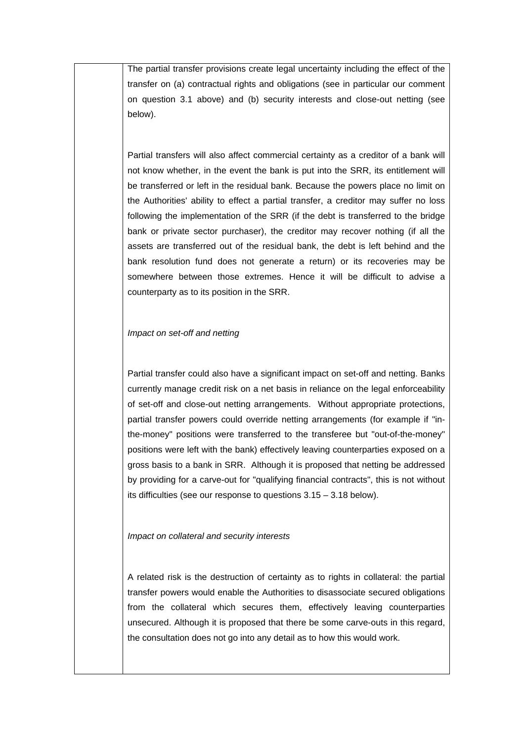| | |
|---|---|
| | The partial transfer provisions create legal uncertainty including the effect of the transfer on (a) contractual rights and obligations (see in particular our comment on question 3.1 above) and (b) security interests and close-out netting (see below).<br><br>Partial transfers will also affect commercial certainty as a creditor of a bank will not know whether, in the event the bank is put into the SRR, its entitlement will be transferred or left in the residual bank. Because the powers place no limit on the Authorities' ability to effect a partial transfer, a creditor may suffer no loss following the implementation of the SRR (if the debt is transferred to the bridge bank or private sector purchaser), the creditor may recover nothing (if all the assets are transferred out of the residual bank, the debt is left behind and the bank resolution fund does not generate a return) or its recoveries may be somewhere between those extremes. Hence it will be difficult to advise a counterparty as to its position in the SRR.<br><br>*Impact on set-off and netting*<br><br>Partial transfer could also have a significant impact on set-off and netting. Banks currently manage credit risk on a net basis in reliance on the legal enforceability of set-off and close-out netting arrangements. Without appropriate protections, partial transfer powers could override netting arrangements (for example if "in-the-money" positions were transferred to the transferee but "out-of-the-money" positions were left with the bank) effectively leaving counterparties exposed on a gross basis to a bank in SRR. Although it is proposed that netting be addressed by providing for a carve-out for "qualifying financial contracts", this is not without its difficulties (see our response to questions 3.15 – 3.18 below).<br><br>*Impact on collateral and security interests*<br><br>A related risk is the destruction of certainty as to rights in collateral: the partial transfer powers would enable the Authorities to disassociate secured obligations from the collateral which secures them, effectively leaving counterparties unsecured. Although it is proposed that there be some carve-outs in this regard, the consultation does not go into any detail as to how this would work. |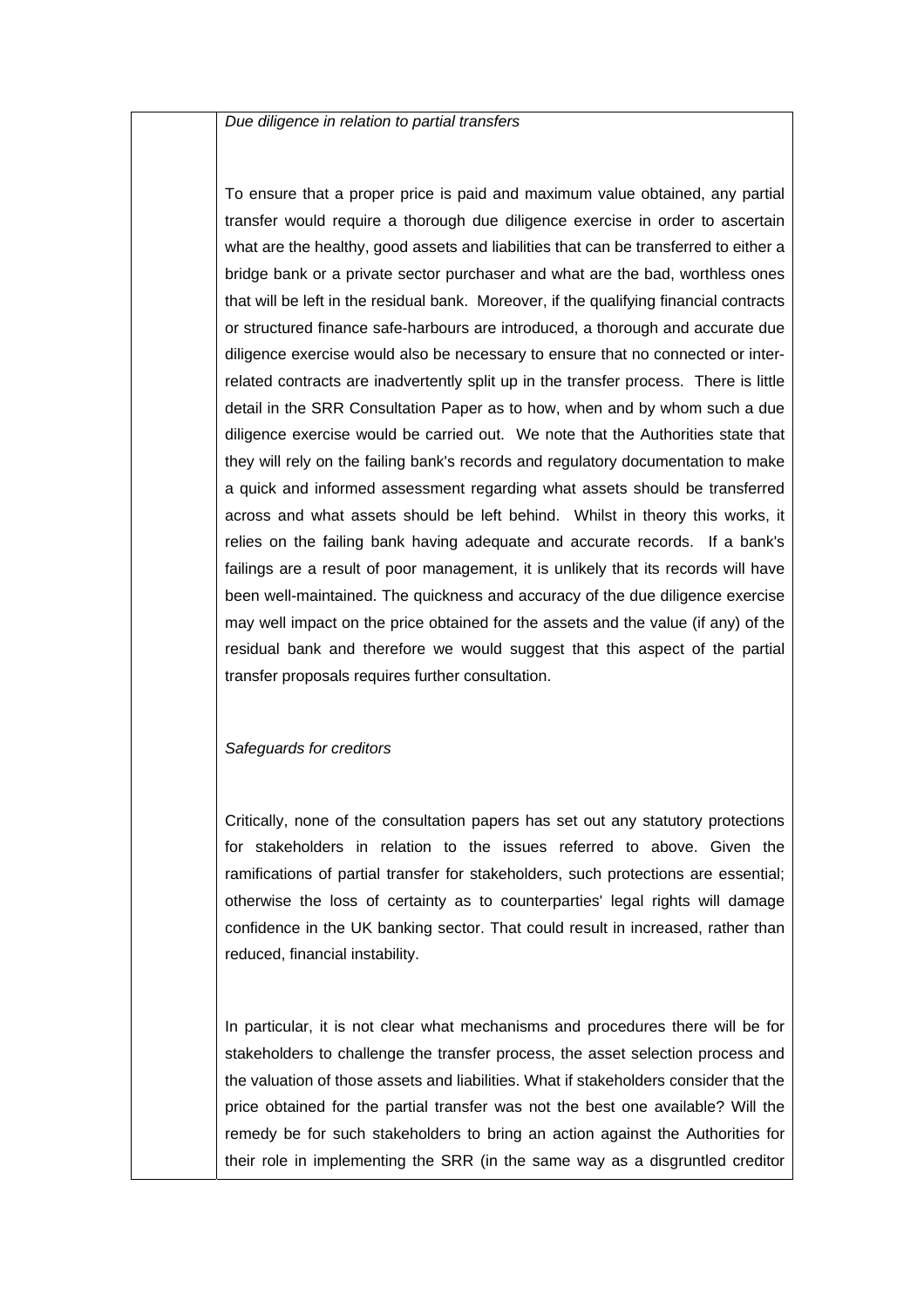*Due diligence in relation to partial transfers*

To ensure that a proper price is paid and maximum value obtained, any partial transfer would require a thorough due diligence exercise in order to ascertain what are the healthy, good assets and liabilities that can be transferred to either a bridge bank or a private sector purchaser and what are the bad, worthless ones that will be left in the residual bank. Moreover, if the qualifying financial contracts or structured finance safe-harbours are introduced, a thorough and accurate due diligence exercise would also be necessary to ensure that no connected or inter-related contracts are inadvertently split up in the transfer process. There is little detail in the SRR Consultation Paper as to how, when and by whom such a due diligence exercise would be carried out. We note that the Authorities state that they will rely on the failing bank's records and regulatory documentation to make a quick and informed assessment regarding what assets should be transferred across and what assets should be left behind. Whilst in theory this works, it relies on the failing bank having adequate and accurate records. If a bank's failings are a result of poor management, it is unlikely that its records will have been well-maintained. The quickness and accuracy of the due diligence exercise may well impact on the price obtained for the assets and the value (if any) of the residual bank and therefore we would suggest that this aspect of the partial transfer proposals requires further consultation.

*Safeguards for creditors*

Critically, none of the consultation papers has set out any statutory protections for stakeholders in relation to the issues referred to above. Given the ramifications of partial transfer for stakeholders, such protections are essential; otherwise the loss of certainty as to counterparties' legal rights will damage confidence in the UK banking sector. That could result in increased, rather than reduced, financial instability.

In particular, it is not clear what mechanisms and procedures there will be for stakeholders to challenge the transfer process, the asset selection process and the valuation of those assets and liabilities. What if stakeholders consider that the price obtained for the partial transfer was not the best one available? Will the remedy be for such stakeholders to bring an action against the Authorities for their role in implementing the SRR (in the same way as a disgruntled creditor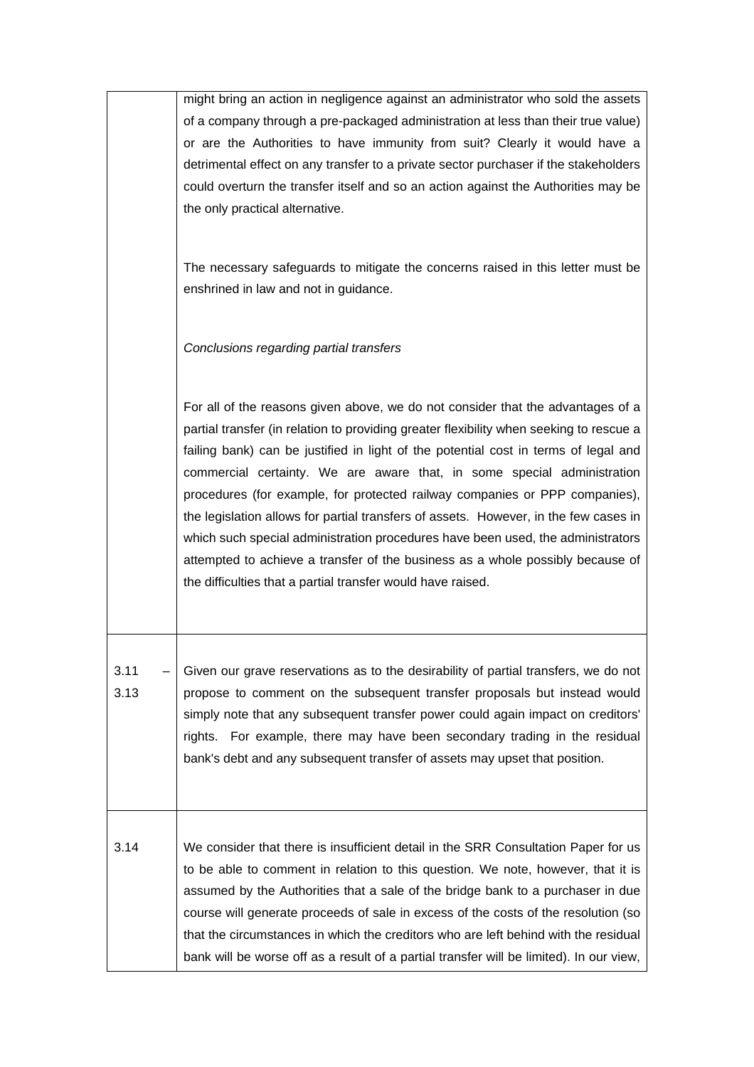|  |  |
|---|---|
|  | might bring an action in negligence against an administrator who sold the assets of a company through a pre-packaged administration at less than their true value) or are the Authorities to have immunity from suit? Clearly it would have a detrimental effect on any transfer to a private sector purchaser if the stakeholders could overturn the transfer itself and so an action against the Authorities may be the only practical alternative.<br><br>The necessary safeguards to mitigate the concerns raised in this letter must be enshrined in law and not in guidance.<br><br>*Conclusions regarding partial transfers*<br><br>For all of the reasons given above, we do not consider that the advantages of a partial transfer (in relation to providing greater flexibility when seeking to rescue a failing bank) can be justified in light of the potential cost in terms of legal and commercial certainty. We are aware that, in some special administration procedures (for example, for protected railway companies or PPP companies), the legislation allows for partial transfers of assets. However, in the few cases in which such special administration procedures have been used, the administrators attempted to achieve a transfer of the business as a whole possibly because of the difficulties that a partial transfer would have raised. |
| 3.11 – 3.13 | Given our grave reservations as to the desirability of partial transfers, we do not propose to comment on the subsequent transfer proposals but instead would simply note that any subsequent transfer power could again impact on creditors' rights. For example, there may have been secondary trading in the residual bank's debt and any subsequent transfer of assets may upset that position. |
| 3.14 | We consider that there is insufficient detail in the SRR Consultation Paper for us to be able to comment in relation to this question. We note, however, that it is assumed by the Authorities that a sale of the bridge bank to a purchaser in due course will generate proceeds of sale in excess of the costs of the resolution (so that the circumstances in which the creditors who are left behind with the residual bank will be worse off as a result of a partial transfer will be limited). In our view, |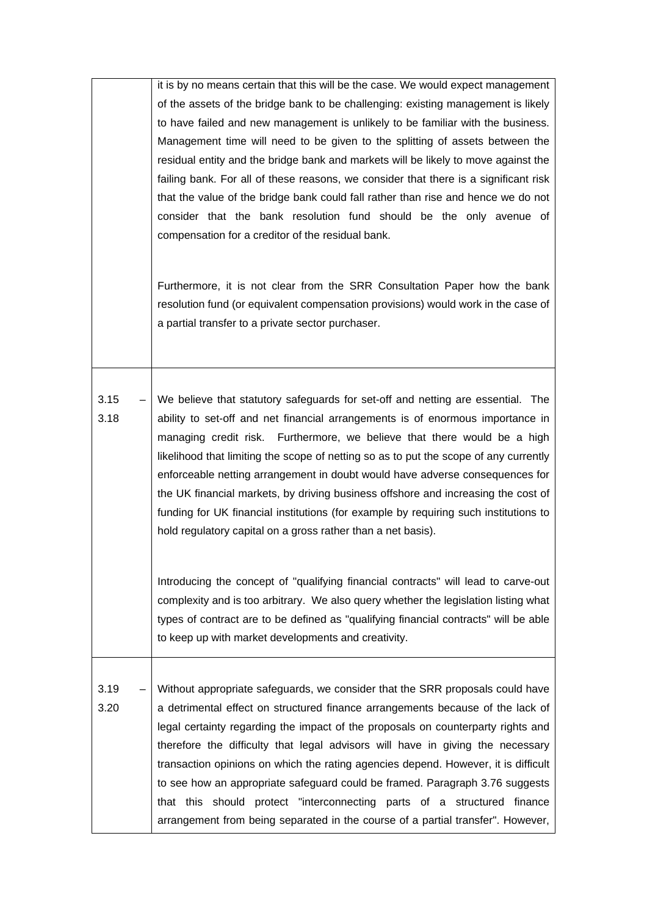| | |
|---|---|
| | it is by no means certain that this will be the case. We would expect management of the assets of the bridge bank to be challenging: existing management is likely to have failed and new management is unlikely to be familiar with the business. Management time will need to be given to the splitting of assets between the residual entity and the bridge bank and markets will be likely to move against the failing bank. For all of these reasons, we consider that there is a significant risk that the value of the bridge bank could fall rather than rise and hence we do not consider that the bank resolution fund should be the only avenue of compensation for a creditor of the residual bank.<br><br>Furthermore, it is not clear from the SRR Consultation Paper how the bank resolution fund (or equivalent compensation provisions) would work in the case of a partial transfer to a private sector purchaser. |
| 3.15 – 3.18 | We believe that statutory safeguards for set-off and netting are essential. The ability to set-off and net financial arrangements is of enormous importance in managing credit risk. Furthermore, we believe that there would be a high likelihood that limiting the scope of netting so as to put the scope of any currently enforceable netting arrangement in doubt would have adverse consequences for the UK financial markets, by driving business offshore and increasing the cost of funding for UK financial institutions (for example by requiring such institutions to hold regulatory capital on a gross rather than a net basis).<br><br>Introducing the concept of "qualifying financial contracts" will lead to carve-out complexity and is too arbitrary. We also query whether the legislation listing what types of contract are to be defined as "qualifying financial contracts" will be able to keep up with market developments and creativity. |
| 3.19 – 3.20 | Without appropriate safeguards, we consider that the SRR proposals could have a detrimental effect on structured finance arrangements because of the lack of legal certainty regarding the impact of the proposals on counterparty rights and therefore the difficulty that legal advisors will have in giving the necessary transaction opinions on which the rating agencies depend. However, it is difficult to see how an appropriate safeguard could be framed. Paragraph 3.76 suggests that this should protect "interconnecting parts of a structured finance arrangement from being separated in the course of a partial transfer". However, |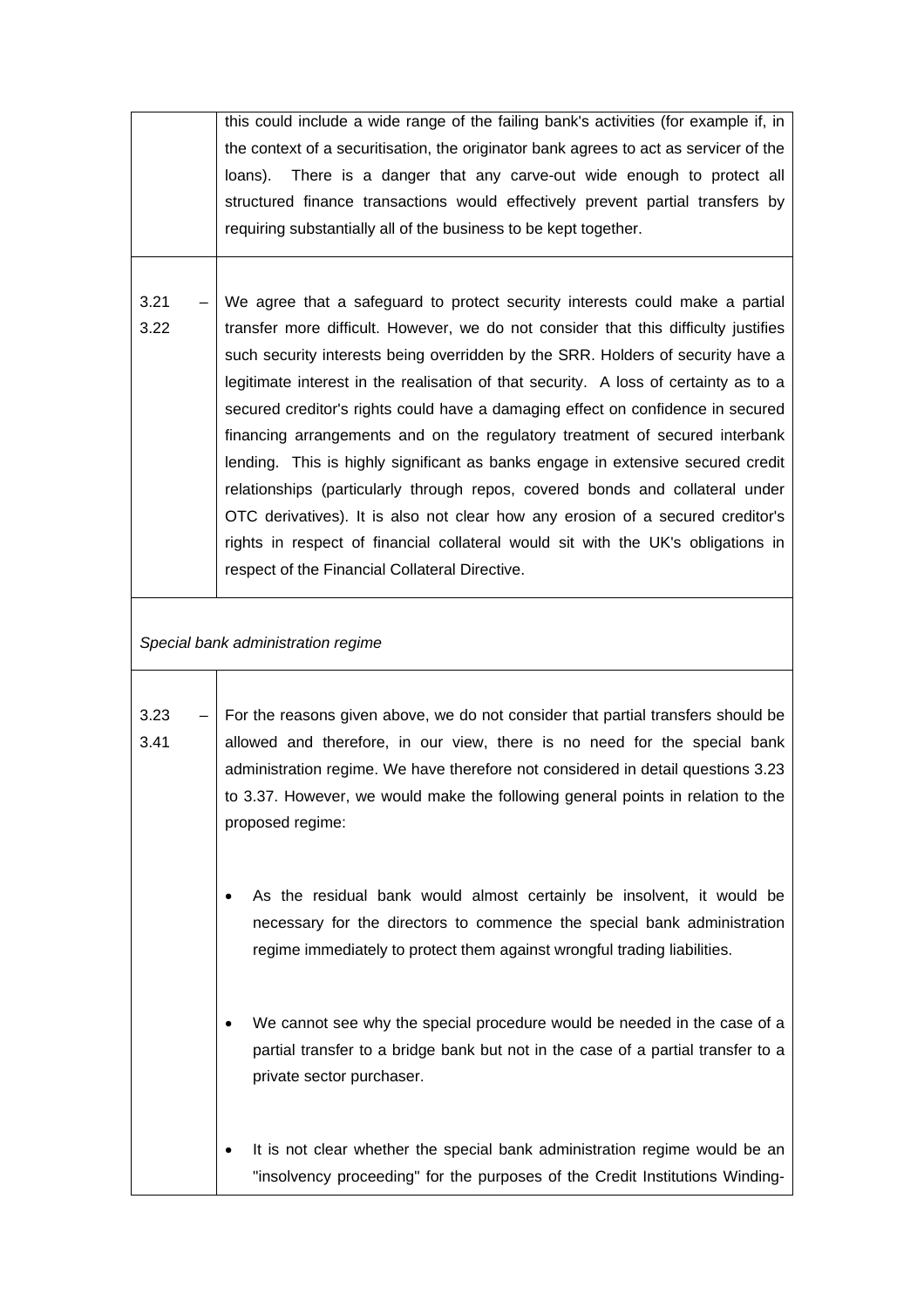| | |
|---|---|
| | this could include a wide range of the failing bank's activities (for example if, in the context of a securitisation, the originator bank agrees to act as servicer of the loans). There is a danger that any carve-out wide enough to protect all structured finance transactions would effectively prevent partial transfers by requiring substantially all of the business to be kept together. |
| 3.21 – 3.22 | We agree that a safeguard to protect security interests could make a partial transfer more difficult. However, we do not consider that this difficulty justifies such security interests being overridden by the SRR. Holders of security have a legitimate interest in the realisation of that security. A loss of certainty as to a secured creditor's rights could have a damaging effect on confidence in secured financing arrangements and on the regulatory treatment of secured interbank lending. This is highly significant as banks engage in extensive secured credit relationships (particularly through repos, covered bonds and collateral under OTC derivatives). It is also not clear how any erosion of a secured creditor's rights in respect of financial collateral would sit with the UK's obligations in respect of the Financial Collateral Directive. |
| *Special bank administration regime* | |
| 3.23 – 3.41 | For the reasons given above, we do not consider that partial transfers should be allowed and therefore, in our view, there is no need for the special bank administration regime. We have therefore not considered in detail questions 3.23 to 3.37. However, we would make the following general points in relation to the proposed regime:<br><br>• As the residual bank would almost certainly be insolvent, it would be necessary for the directors to commence the special bank administration regime immediately to protect them against wrongful trading liabilities.<br><br>• We cannot see why the special procedure would be needed in the case of a partial transfer to a bridge bank but not in the case of a partial transfer to a private sector purchaser.<br><br>• It is not clear whether the special bank administration regime would be an "insolvency proceeding" for the purposes of the Credit Institutions Winding- |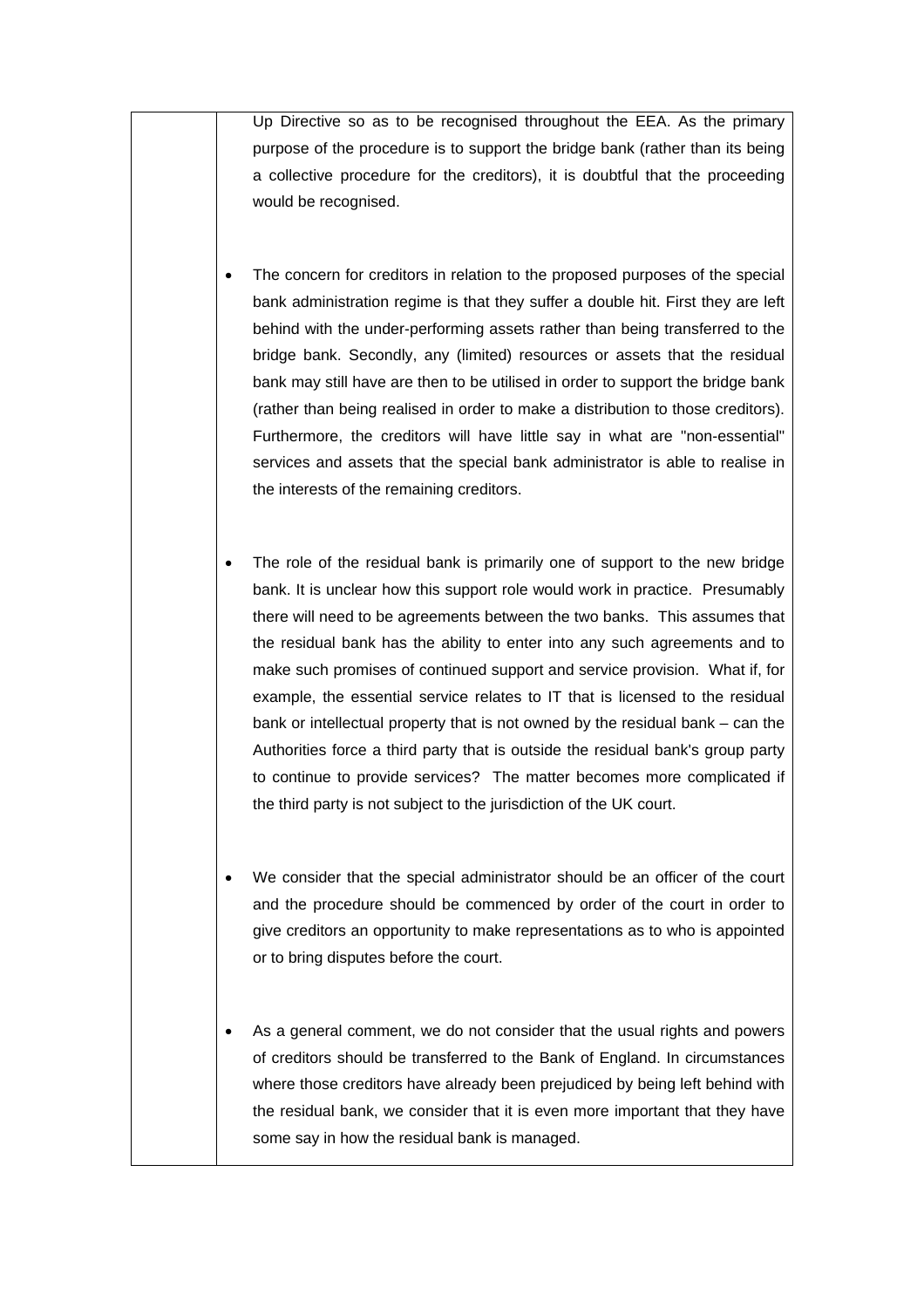| | Up Directive so as to be recognised throughout the EEA. As the primary purpose of the procedure is to support the bridge bank (rather than its being a collective procedure for the creditors), it is doubtful that the proceeding would be recognised.<br><br>• The concern for creditors in relation to the proposed purposes of the special bank administration regime is that they suffer a double hit. First they are left behind with the under-performing assets rather than being transferred to the bridge bank. Secondly, any (limited) resources or assets that the residual bank may still have are then to be utilised in order to support the bridge bank (rather than being realised in order to make a distribution to those creditors). Furthermore, the creditors will have little say in what are "non-essential" services and assets that the special bank administrator is able to realise in the interests of the remaining creditors.<br><br>• The role of the residual bank is primarily one of support to the new bridge bank. It is unclear how this support role would work in practice. Presumably there will need to be agreements between the two banks. This assumes that the residual bank has the ability to enter into any such agreements and to make such promises of continued support and service provision. What if, for example, the essential service relates to IT that is licensed to the residual bank or intellectual property that is not owned by the residual bank – can the Authorities force a third party that is outside the residual bank's group party to continue to provide services? The matter becomes more complicated if the third party is not subject to the jurisdiction of the UK court.<br><br>• We consider that the special administrator should be an officer of the court and the procedure should be commenced by order of the court in order to give creditors an opportunity to make representations as to who is appointed or to bring disputes before the court.<br><br>• As a general comment, we do not consider that the usual rights and powers of creditors should be transferred to the Bank of England. In circumstances where those creditors have already been prejudiced by being left behind with the residual bank, we consider that it is even more important that they have some say in how the residual bank is managed. |
|---|---|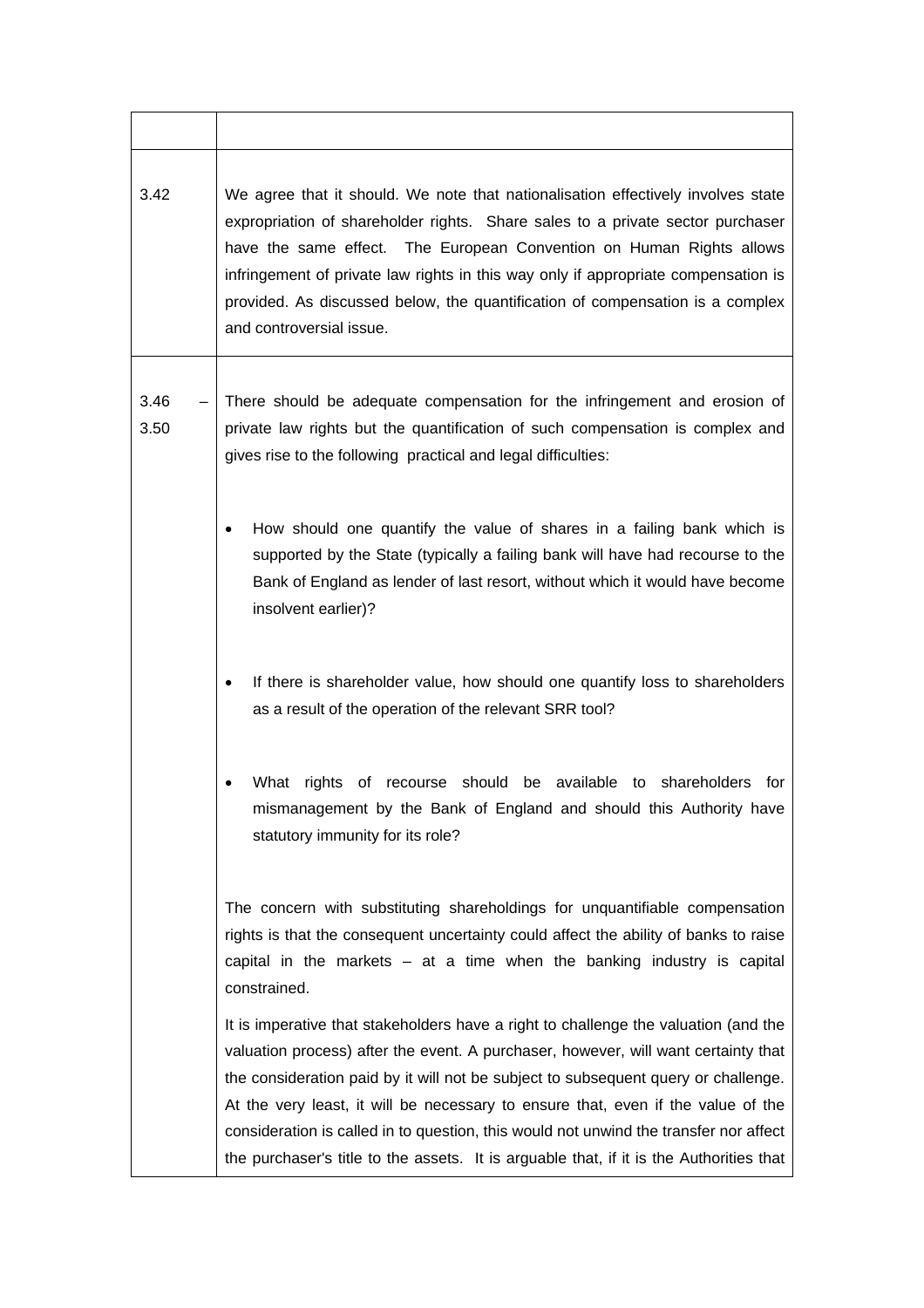| | |
|---|---|
| 3.42 | We agree that it should. We note that nationalisation effectively involves state expropriation of shareholder rights. Share sales to a private sector purchaser have the same effect. The European Convention on Human Rights allows infringement of private law rights in this way only if appropriate compensation is provided. As discussed below, the quantification of compensation is a complex and controversial issue. |
| 3.46 – 3.50 | There should be adequate compensation for the infringement and erosion of private law rights but the quantification of such compensation is complex and gives rise to the following practical and legal difficulties:<br><br>• How should one quantify the value of shares in a failing bank which is supported by the State (typically a failing bank will have had recourse to the Bank of England as lender of last resort, without which it would have become insolvent earlier)?<br><br>• If there is shareholder value, how should one quantify loss to shareholders as a result of the operation of the relevant SRR tool?<br><br>• What rights of recourse should be available to shareholders for mismanagement by the Bank of England and should this Authority have statutory immunity for its role?<br><br>The concern with substituting shareholdings for unquantifiable compensation rights is that the consequent uncertainty could affect the ability of banks to raise capital in the markets – at a time when the banking industry is capital constrained.<br><br>It is imperative that stakeholders have a right to challenge the valuation (and the valuation process) after the event. A purchaser, however, will want certainty that the consideration paid by it will not be subject to subsequent query or challenge. At the very least, it will be necessary to ensure that, even if the value of the consideration is called in to question, this would not unwind the transfer nor affect the purchaser's title to the assets. It is arguable that, if it is the Authorities that |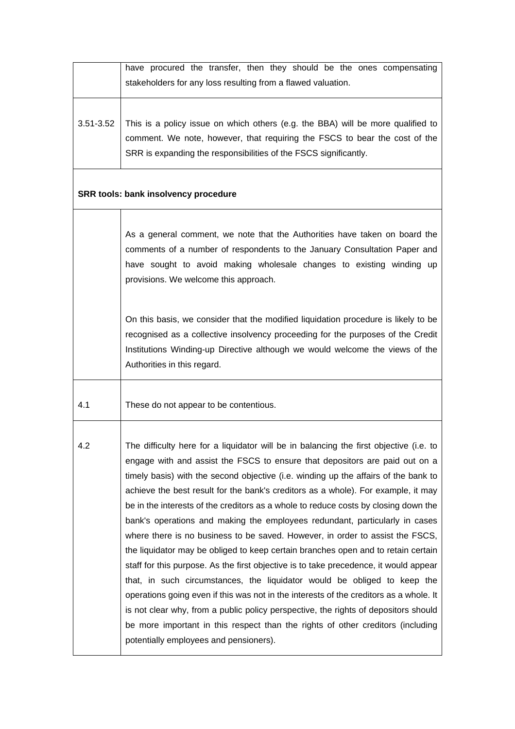| | |
|---|---|
| | have procured the transfer, then they should be the ones compensating stakeholders for any loss resulting from a flawed valuation. |
| 3.51-3.52 | This is a policy issue on which others (e.g. the BBA) will be more qualified to comment. We note, however, that requiring the FSCS to bear the cost of the SRR is expanding the responsibilities of the FSCS significantly. |
| **SRR tools: bank insolvency procedure** | |
| | As a general comment, we note that the Authorities have taken on board the comments of a number of respondents to the January Consultation Paper and have sought to avoid making wholesale changes to existing winding up provisions. We welcome this approach.<br><br>On this basis, we consider that the modified liquidation procedure is likely to be recognised as a collective insolvency proceeding for the purposes of the Credit Institutions Winding-up Directive although we would welcome the views of the Authorities in this regard. |
| 4.1 | These do not appear to be contentious. |
| 4.2 | The difficulty here for a liquidator will be in balancing the first objective (i.e. to engage with and assist the FSCS to ensure that depositors are paid out on a timely basis) with the second objective (i.e. winding up the affairs of the bank to achieve the best result for the bank's creditors as a whole). For example, it may be in the interests of the creditors as a whole to reduce costs by closing down the bank's operations and making the employees redundant, particularly in cases where there is no business to be saved. However, in order to assist the FSCS, the liquidator may be obliged to keep certain branches open and to retain certain staff for this purpose. As the first objective is to take precedence, it would appear that, in such circumstances, the liquidator would be obliged to keep the operations going even if this was not in the interests of the creditors as a whole. It is not clear why, from a public policy perspective, the rights of depositors should be more important in this respect than the rights of other creditors (including potentially employees and pensioners). |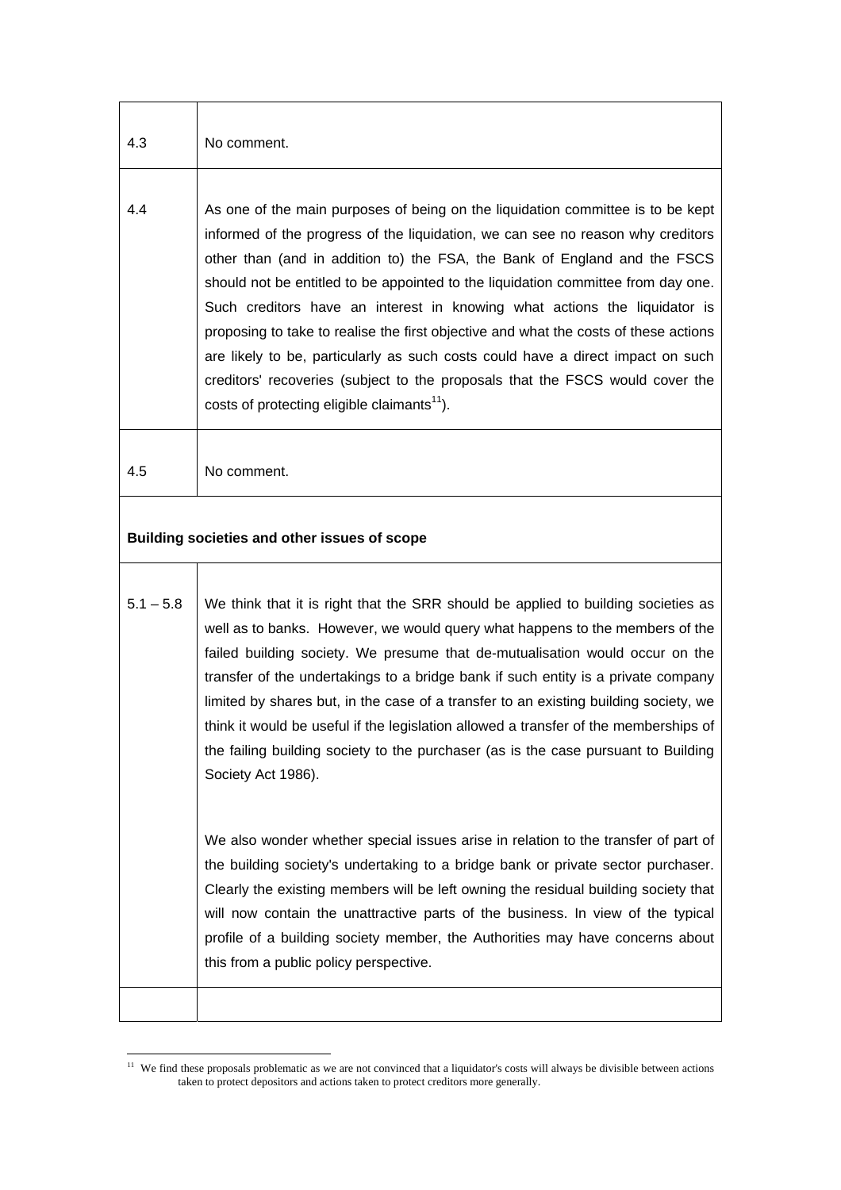| | |
|---|---|
| 4.3 | No comment. |
| 4.4 | As one of the main purposes of being on the liquidation committee is to be kept informed of the progress of the liquidation, we can see no reason why creditors other than (and in addition to) the FSA, the Bank of England and the FSCS should not be entitled to be appointed to the liquidation committee from day one. Such creditors have an interest in knowing what actions the liquidator is proposing to take to realise the first objective and what the costs of these actions are likely to be, particularly as such costs could have a direct impact on such creditors' recoveries (subject to the proposals that the FSCS would cover the costs of protecting eligible claimants[11]). |
| 4.5 | No comment. |
| **Building societies and other issues of scope** | |
| 5.1 – 5.8 | We think that it is right that the SRR should be applied to building societies as well as to banks. However, we would query what happens to the members of the failed building society. We presume that de-mutualisation would occur on the transfer of the undertakings to a bridge bank if such entity is a private company limited by shares but, in the case of a transfer to an existing building society, we think it would be useful if the legislation allowed a transfer of the memberships of the failing building society to the purchaser (as is the case pursuant to Building Society Act 1986).<br><br>We also wonder whether special issues arise in relation to the transfer of part of the building society's undertaking to a bridge bank or private sector purchaser. Clearly the existing members will be left owning the residual building society that will now contain the unattractive parts of the business. In view of the typical profile of a building society member, the Authorities may have concerns about this from a public policy perspective. |
| | |

[11] We find these proposals problematic as we are not convinced that a liquidator's costs will always be divisible between actions taken to protect depositors and actions taken to protect creditors more generally.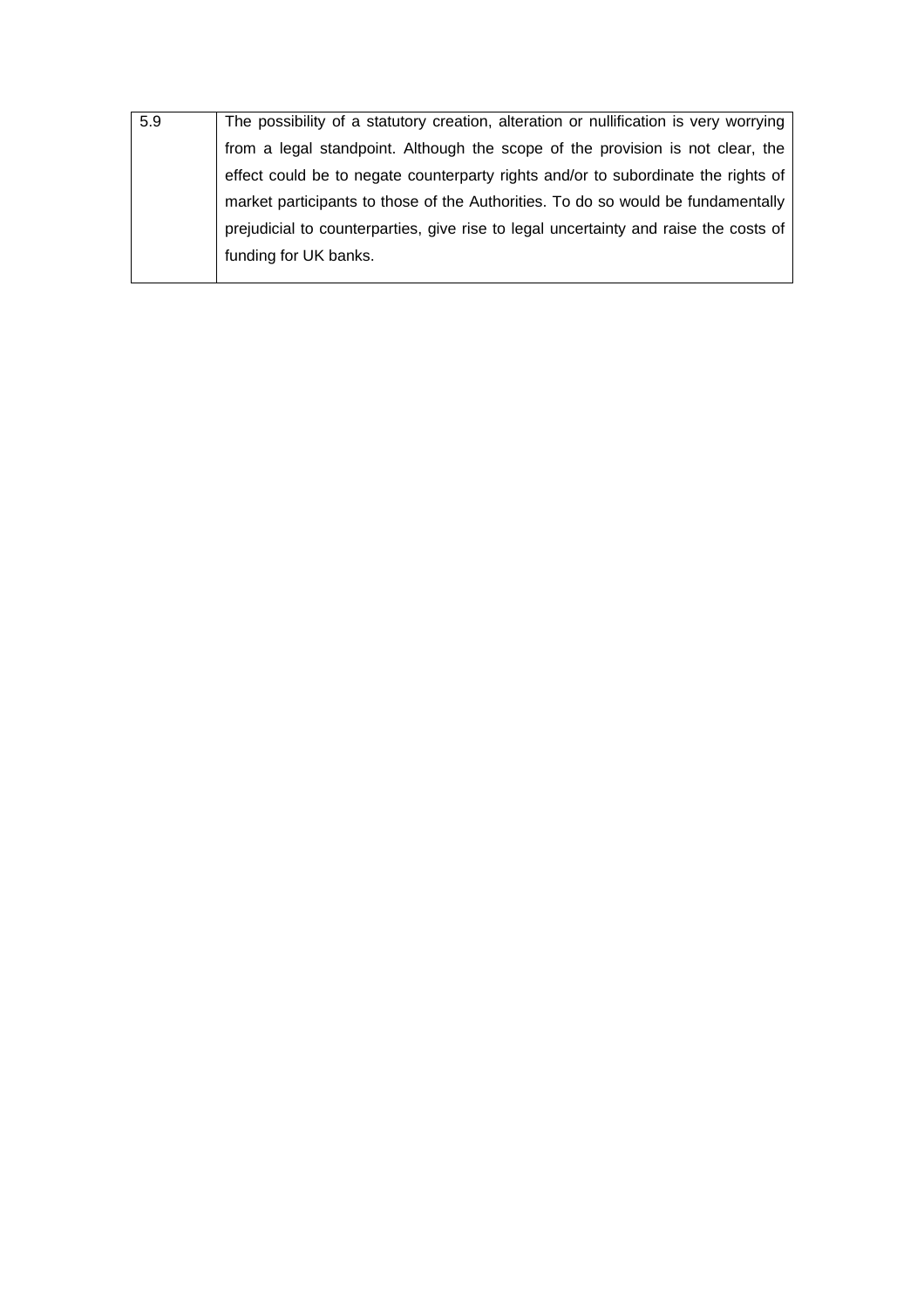| | |
|---|---|
| 5.9 | The possibility of a statutory creation, alteration or nullification is very worrying from a legal standpoint. Although the scope of the provision is not clear, the effect could be to negate counterparty rights and/or to subordinate the rights of market participants to those of the Authorities. To do so would be fundamentally prejudicial to counterparties, give rise to legal uncertainty and raise the costs of funding for UK banks. |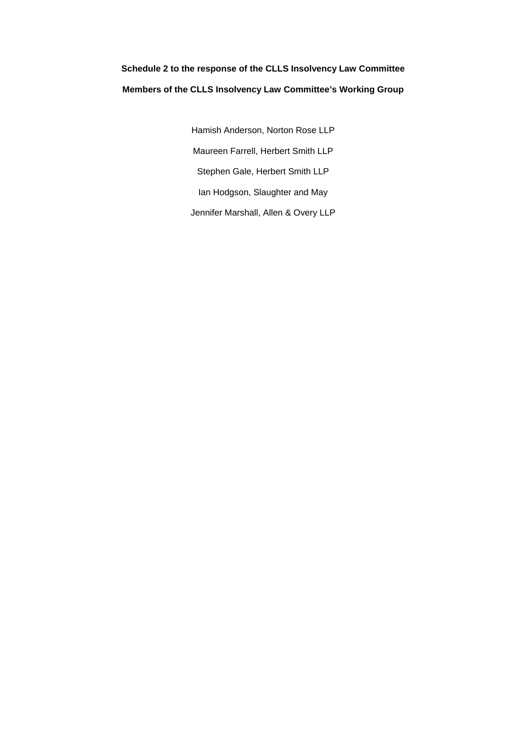**Schedule 2 to the response of the CLLS Insolvency Law Committee**

**Members of the CLLS Insolvency Law Committee's Working Group**

Hamish Anderson, Norton Rose LLP

Maureen Farrell, Herbert Smith LLP

Stephen Gale, Herbert Smith LLP

Ian Hodgson, Slaughter and May

Jennifer Marshall, Allen & Overy LLP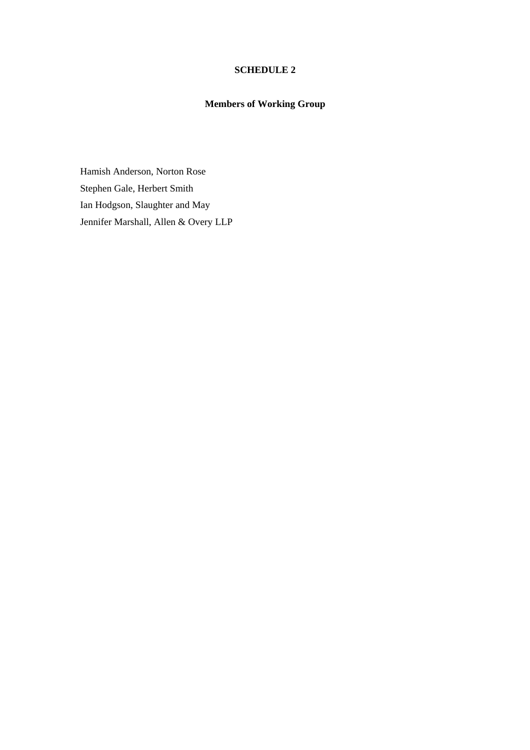## SCHEDULE 2

### Members of Working Group

Hamish Anderson, Norton Rose

Stephen Gale, Herbert Smith

Ian Hodgson, Slaughter and May

Jennifer Marshall, Allen & Overy LLP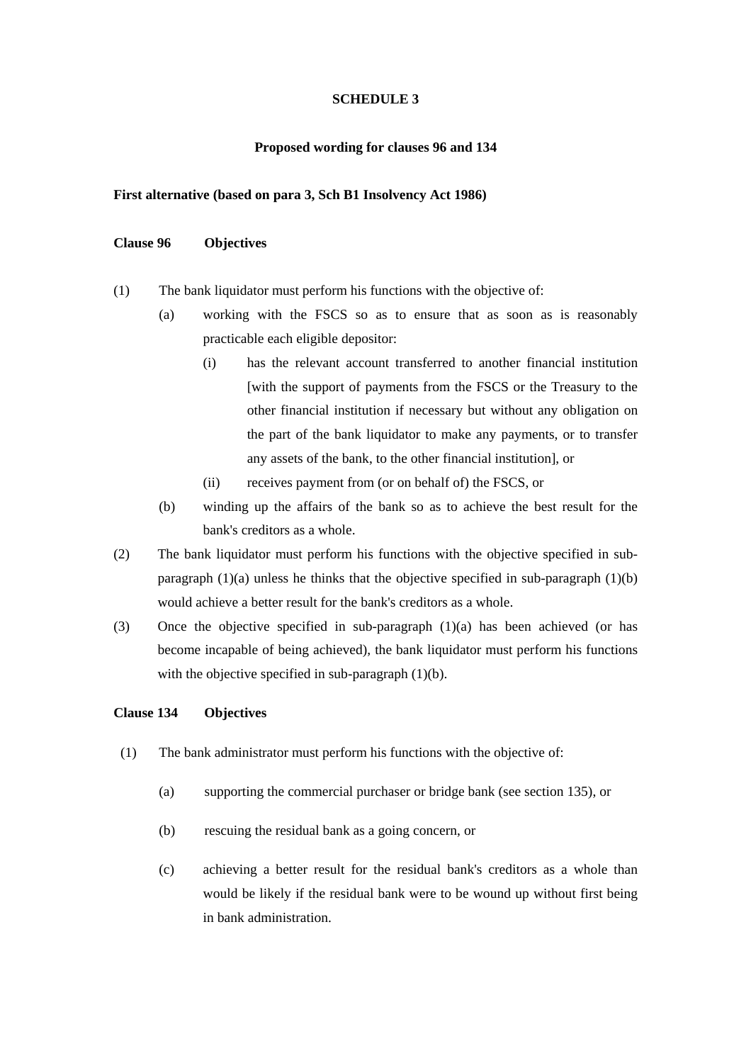## SCHEDULE 3

### Proposed wording for clauses 96 and 134

**First alternative (based on para 3, Sch B1 Insolvency Act 1986)**

**Clause 96 Objectives**

(1) The bank liquidator must perform his functions with the objective of:

  (a) working with the FSCS so as to ensure that as soon as is reasonably practicable each eligible depositor:

    (i) has the relevant account transferred to another financial institution [with the support of payments from the FSCS or the Treasury to the other financial institution if necessary but without any obligation on the part of the bank liquidator to make any payments, or to transfer any assets of the bank, to the other financial institution], or

    (ii) receives payment from (or on behalf of) the FSCS, or

  (b) winding up the affairs of the bank so as to achieve the best result for the bank's creditors as a whole.

(2) The bank liquidator must perform his functions with the objective specified in sub-paragraph (1)(a) unless he thinks that the objective specified in sub-paragraph (1)(b) would achieve a better result for the bank's creditors as a whole.

(3) Once the objective specified in sub-paragraph (1)(a) has been achieved (or has become incapable of being achieved), the bank liquidator must perform his functions with the objective specified in sub-paragraph (1)(b).

**Clause 134 Objectives**

(1) The bank administrator must perform his functions with the objective of:

  (a) supporting the commercial purchaser or bridge bank (see section 135), or

  (b) rescuing the residual bank as a going concern, or

  (c) achieving a better result for the residual bank's creditors as a whole than would be likely if the residual bank were to be wound up without first being in bank administration.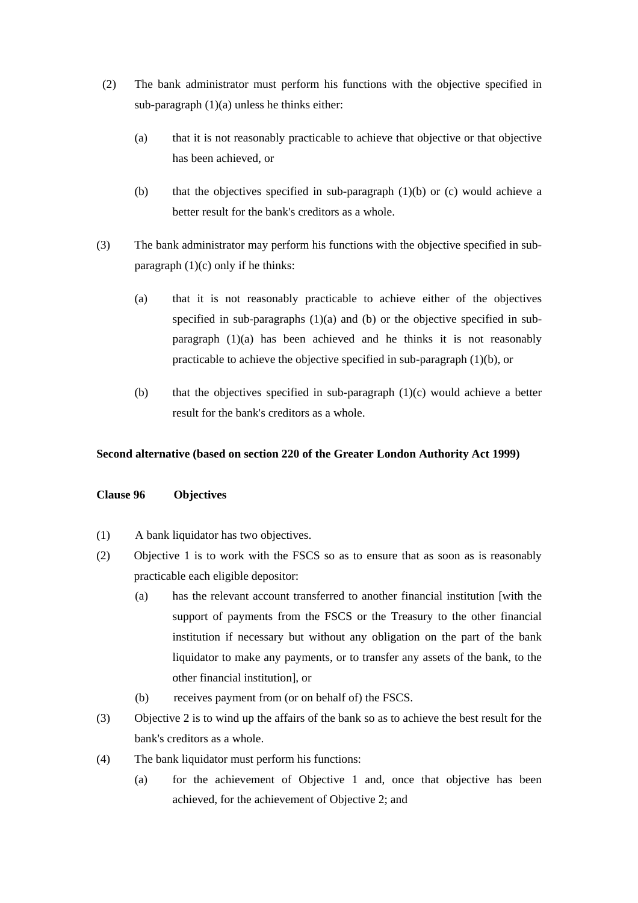(2) The bank administrator must perform his functions with the objective specified in sub-paragraph (1)(a) unless he thinks either:

   (a) that it is not reasonably practicable to achieve that objective or that objective has been achieved, or

   (b) that the objectives specified in sub-paragraph (1)(b) or (c) would achieve a better result for the bank's creditors as a whole.

(3) The bank administrator may perform his functions with the objective specified in sub-paragraph (1)(c) only if he thinks:

   (a) that it is not reasonably practicable to achieve either of the objectives specified in sub-paragraphs (1)(a) and (b) or the objective specified in sub-paragraph (1)(a) has been achieved and he thinks it is not reasonably practicable to achieve the objective specified in sub-paragraph (1)(b), or

   (b) that the objectives specified in sub-paragraph (1)(c) would achieve a better result for the bank's creditors as a whole.

**Second alternative (based on section 220 of the Greater London Authority Act 1999)**

**Clause 96 Objectives**

(1) A bank liquidator has two objectives.

(2) Objective 1 is to work with the FSCS so as to ensure that as soon as is reasonably practicable each eligible depositor:

   (a) has the relevant account transferred to another financial institution [with the support of payments from the FSCS or the Treasury to the other financial institution if necessary but without any obligation on the part of the bank liquidator to make any payments, or to transfer any assets of the bank, to the other financial institution], or

   (b) receives payment from (or on behalf of) the FSCS.

(3) Objective 2 is to wind up the affairs of the bank so as to achieve the best result for the bank's creditors as a whole.

(4) The bank liquidator must perform his functions:

   (a) for the achievement of Objective 1 and, once that objective has been achieved, for the achievement of Objective 2; and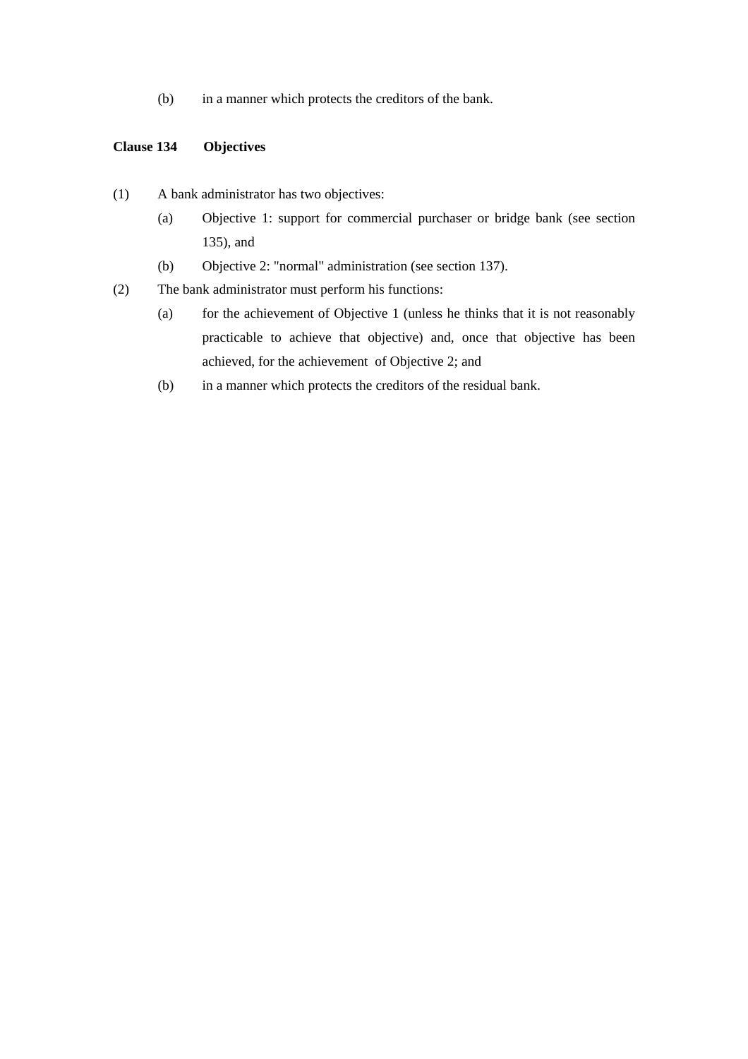(b) in a manner which protects the creditors of the bank.

**Clause 134 Objectives**

(1) A bank administrator has two objectives:

   (a) Objective 1: support for commercial purchaser or bridge bank (see section 135), and

   (b) Objective 2: "normal" administration (see section 137).

(2) The bank administrator must perform his functions:

   (a) for the achievement of Objective 1 (unless he thinks that it is not reasonably practicable to achieve that objective) and, once that objective has been achieved, for the achievement of Objective 2; and

   (b) in a manner which protects the creditors of the residual bank.